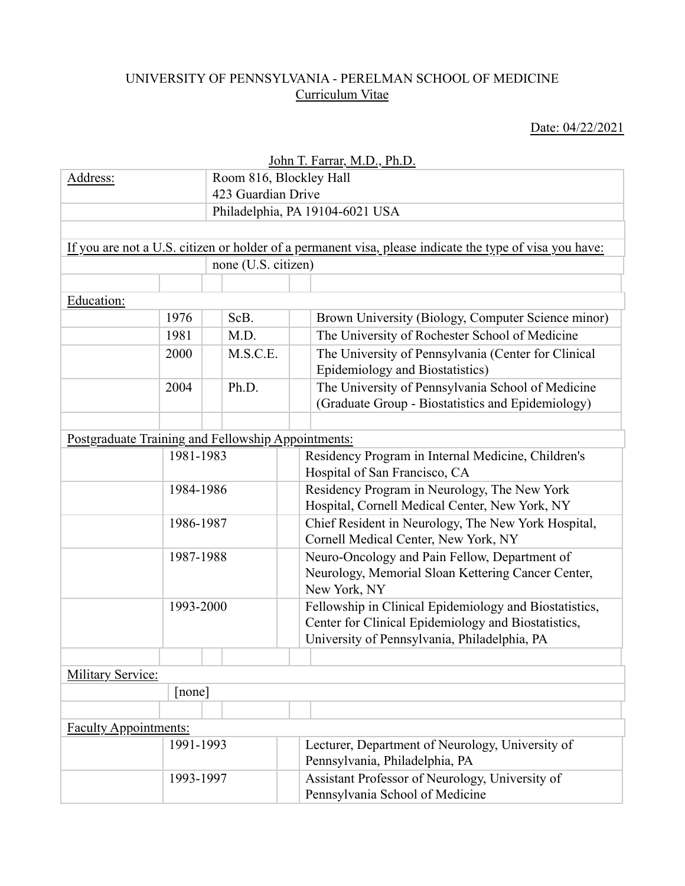UNIVERSITY OF PENNSYLVANIA - PERELMAN SCHOOL OF MEDICINE
Curriculum Vitae

Date: 04/22/2021

John T. Farrar, M.D., Ph.D.

| | |
|---|---|
| Address: | Room 816, Blockley Hall<br>423 Guardian Drive |
| | Philadelphia, PA 19104-6021 USA |

If you are not a U.S. citizen or holder of a permanent visa, please indicate the type of visa you have:

none (U.S. citizen)

**Education:**

| | | |
|---|---|---|
| 1976 | ScB. | Brown University (Biology, Computer Science minor) |
| 1981 | M.D. | The University of Rochester School of Medicine |
| 2000 | M.S.C.E. | The University of Pennsylvania (Center for Clinical Epidemiology and Biostatistics) |
| 2004 | Ph.D. | The University of Pennsylvania School of Medicine (Graduate Group - Biostatistics and Epidemiology) |

**Postgraduate Training and Fellowship Appointments:**

| | |
|---|---|
| 1981-1983 | Residency Program in Internal Medicine, Children's Hospital of San Francisco, CA |
| 1984-1986 | Residency Program in Neurology, The New York Hospital, Cornell Medical Center, New York, NY |
| 1986-1987 | Chief Resident in Neurology, The New York Hospital, Cornell Medical Center, New York, NY |
| 1987-1988 | Neuro-Oncology and Pain Fellow, Department of Neurology, Memorial Sloan Kettering Cancer Center, New York, NY |
| 1993-2000 | Fellowship in Clinical Epidemiology and Biostatistics, Center for Clinical Epidemiology and Biostatistics, University of Pennsylvania, Philadelphia, PA |

**Military Service:**

[none]

**Faculty Appointments:**

| | |
|---|---|
| 1991-1993 | Lecturer, Department of Neurology, University of Pennsylvania, Philadelphia, PA |
| 1993-1997 | Assistant Professor of Neurology, University of Pennsylvania School of Medicine |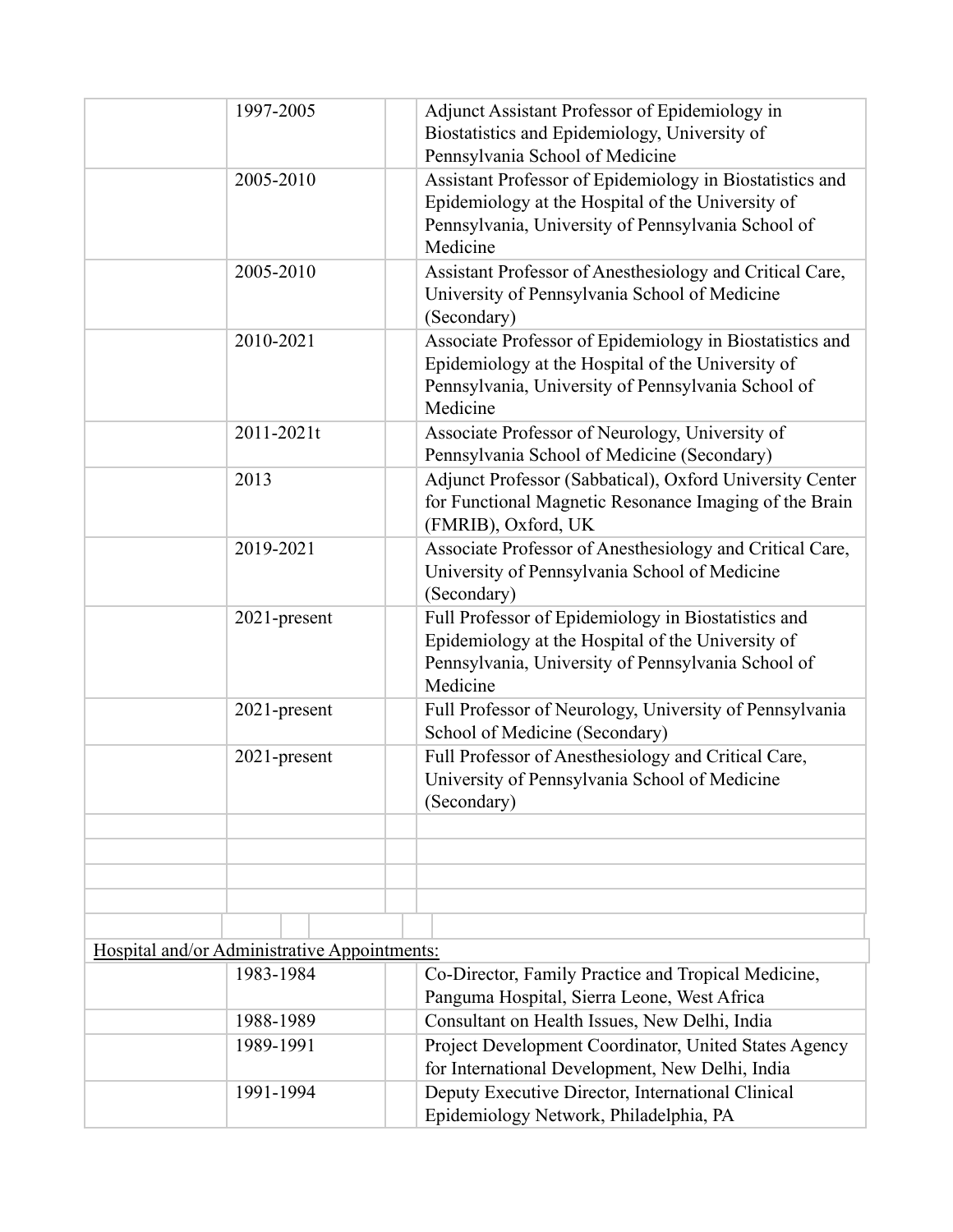| | | | |
|---|---|---|---|
| | 1997-2005 | | Adjunct Assistant Professor of Epidemiology in Biostatistics and Epidemiology, University of Pennsylvania School of Medicine |
| | 2005-2010 | | Assistant Professor of Epidemiology in Biostatistics and Epidemiology at the Hospital of the University of Pennsylvania, University of Pennsylvania School of Medicine |
| | 2005-2010 | | Assistant Professor of Anesthesiology and Critical Care, University of Pennsylvania School of Medicine (Secondary) |
| | 2010-2021 | | Associate Professor of Epidemiology in Biostatistics and Epidemiology at the Hospital of the University of Pennsylvania, University of Pennsylvania School of Medicine |
| | 2011-2021t | | Associate Professor of Neurology, University of Pennsylvania School of Medicine (Secondary) |
| | 2013 | | Adjunct Professor (Sabbatical), Oxford University Center for Functional Magnetic Resonance Imaging of the Brain (FMRIB), Oxford, UK |
| | 2019-2021 | | Associate Professor of Anesthesiology and Critical Care, University of Pennsylvania School of Medicine (Secondary) |
| | 2021-present | | Full Professor of Epidemiology in Biostatistics and Epidemiology at the Hospital of the University of Pennsylvania, University of Pennsylvania School of Medicine |
| | 2021-present | | Full Professor of Neurology, University of Pennsylvania School of Medicine (Secondary) |
| | 2021-present | | Full Professor of Anesthesiology and Critical Care, University of Pennsylvania School of Medicine (Secondary) |

Hospital and/or Administrative Appointments:

| | | | |
|---|---|---|---|
| | 1983-1984 | | Co-Director, Family Practice and Tropical Medicine, Panguma Hospital, Sierra Leone, West Africa |
| | 1988-1989 | | Consultant on Health Issues, New Delhi, India |
| | 1989-1991 | | Project Development Coordinator, United States Agency for International Development, New Delhi, India |
| | 1991-1994 | | Deputy Executive Director, International Clinical Epidemiology Network, Philadelphia, PA |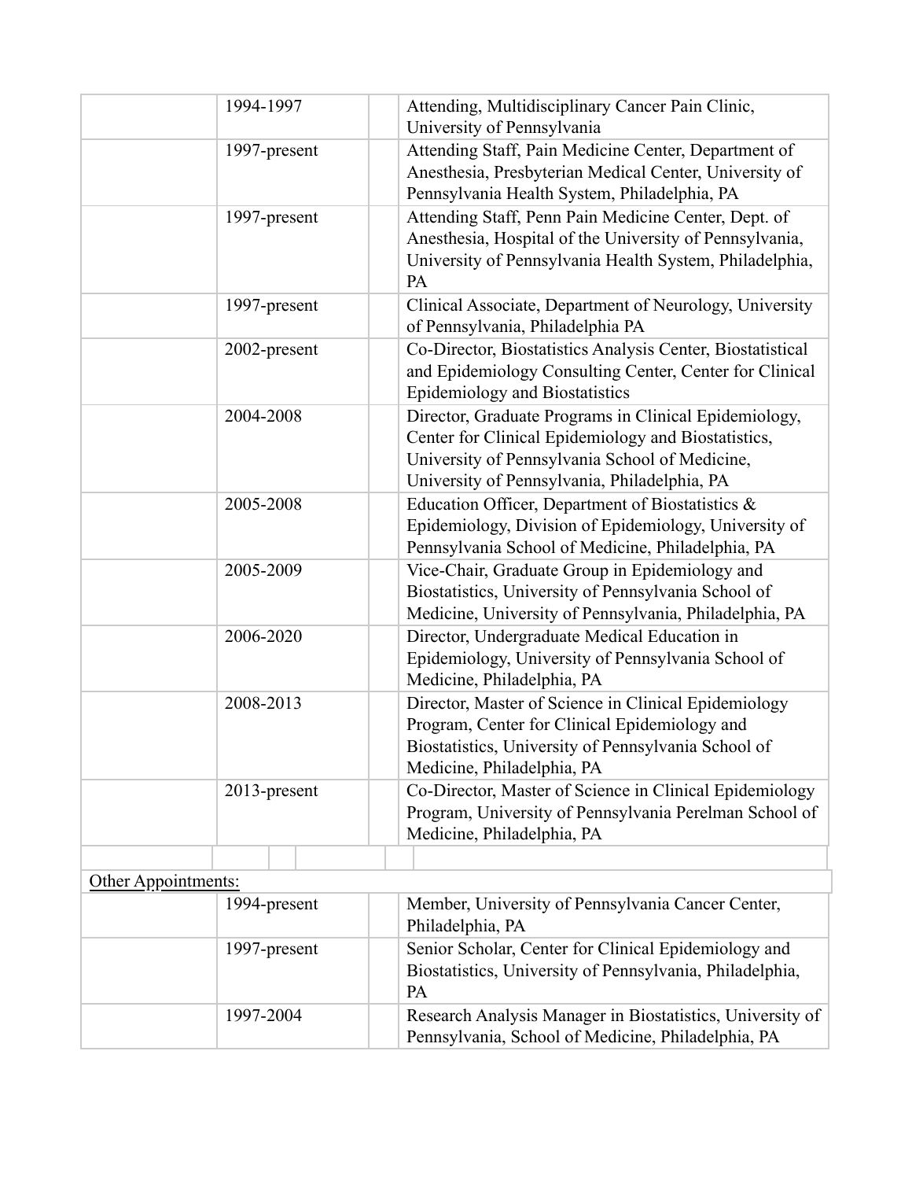| | | | |
|---|---|---|---|
| | 1994-1997 | | Attending, Multidisciplinary Cancer Pain Clinic, University of Pennsylvania |
| | 1997-present | | Attending Staff, Pain Medicine Center, Department of Anesthesia, Presbyterian Medical Center, University of Pennsylvania Health System, Philadelphia, PA |
| | 1997-present | | Attending Staff, Penn Pain Medicine Center, Dept. of Anesthesia, Hospital of the University of Pennsylvania, University of Pennsylvania Health System, Philadelphia, PA |
| | 1997-present | | Clinical Associate, Department of Neurology, University of Pennsylvania, Philadelphia PA |
| | 2002-present | | Co-Director, Biostatistics Analysis Center, Biostatistical and Epidemiology Consulting Center, Center for Clinical Epidemiology and Biostatistics |
| | 2004-2008 | | Director, Graduate Programs in Clinical Epidemiology, Center for Clinical Epidemiology and Biostatistics, University of Pennsylvania School of Medicine, University of Pennsylvania, Philadelphia, PA |
| | 2005-2008 | | Education Officer, Department of Biostatistics & Epidemiology, Division of Epidemiology, University of Pennsylvania School of Medicine, Philadelphia, PA |
| | 2005-2009 | | Vice-Chair, Graduate Group in Epidemiology and Biostatistics, University of Pennsylvania School of Medicine, University of Pennsylvania, Philadelphia, PA |
| | 2006-2020 | | Director, Undergraduate Medical Education in Epidemiology, University of Pennsylvania School of Medicine, Philadelphia, PA |
| | 2008-2013 | | Director, Master of Science in Clinical Epidemiology Program, Center for Clinical Epidemiology and Biostatistics, University of Pennsylvania School of Medicine, Philadelphia, PA |
| | 2013-present | | Co-Director, Master of Science in Clinical Epidemiology Program, University of Pennsylvania Perelman School of Medicine, Philadelphia, PA |

Other Appointments:

| | | | |
|---|---|---|---|
| | 1994-present | | Member, University of Pennsylvania Cancer Center, Philadelphia, PA |
| | 1997-present | | Senior Scholar, Center for Clinical Epidemiology and Biostatistics, University of Pennsylvania, Philadelphia, PA |
| | 1997-2004 | | Research Analysis Manager in Biostatistics, University of Pennsylvania, School of Medicine, Philadelphia, PA |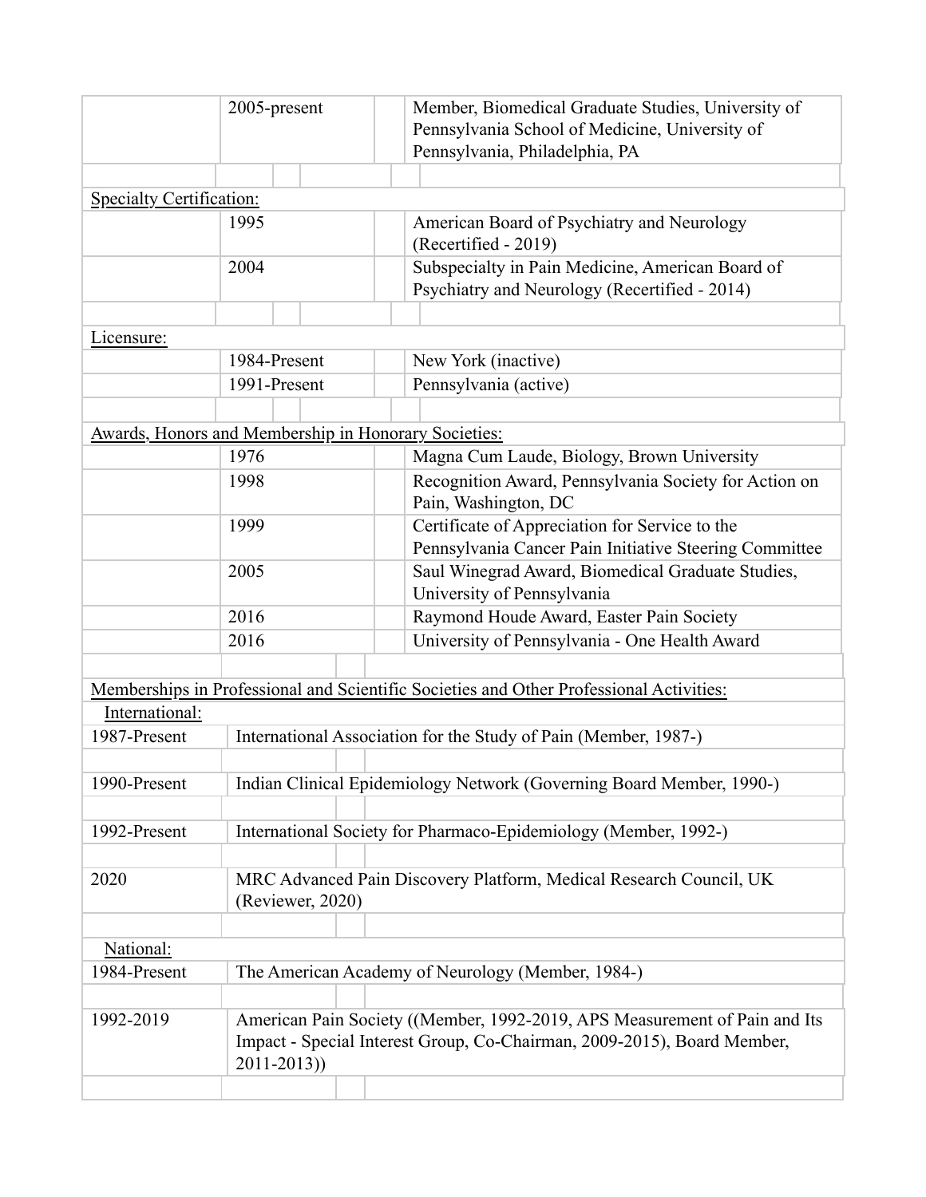| | | |
|---|---|---|
| | 2005-present | Member, Biomedical Graduate Studies, University of Pennsylvania School of Medicine, University of Pennsylvania, Philadelphia, PA |

Specialty Certification:

| | | |
|---|---|---|
| | 1995 | American Board of Psychiatry and Neurology (Recertified - 2019) |
| | 2004 | Subspecialty in Pain Medicine, American Board of Psychiatry and Neurology (Recertified - 2014) |

Licensure:

| | | |
|---|---|---|
| | 1984-Present | New York (inactive) |
| | 1991-Present | Pennsylvania (active) |

Awards, Honors and Membership in Honorary Societies:

| | | |
|---|---|---|
| | 1976 | Magna Cum Laude, Biology, Brown University |
| | 1998 | Recognition Award, Pennsylvania Society for Action on Pain, Washington, DC |
| | 1999 | Certificate of Appreciation for Service to the Pennsylvania Cancer Pain Initiative Steering Committee |
| | 2005 | Saul Winegrad Award, Biomedical Graduate Studies, University of Pennsylvania |
| | 2016 | Raymond Houde Award, Easter Pain Society |
| | 2016 | University of Pennsylvania - One Health Award |

Memberships in Professional and Scientific Societies and Other Professional Activities:

International:

| | |
|---|---|
| 1987-Present | International Association for the Study of Pain (Member, 1987-) |
| 1990-Present | Indian Clinical Epidemiology Network (Governing Board Member, 1990-) |
| 1992-Present | International Society for Pharmaco-Epidemiology (Member, 1992-) |
| 2020 | MRC Advanced Pain Discovery Platform, Medical Research Council, UK (Reviewer, 2020) |

National:

| | |
|---|---|
| 1984-Present | The American Academy of Neurology (Member, 1984-) |
| 1992-2019 | American Pain Society ((Member, 1992-2019, APS Measurement of Pain and Its Impact - Special Interest Group, Co-Chairman, 2009-2015), Board Member, 2011-2013)) |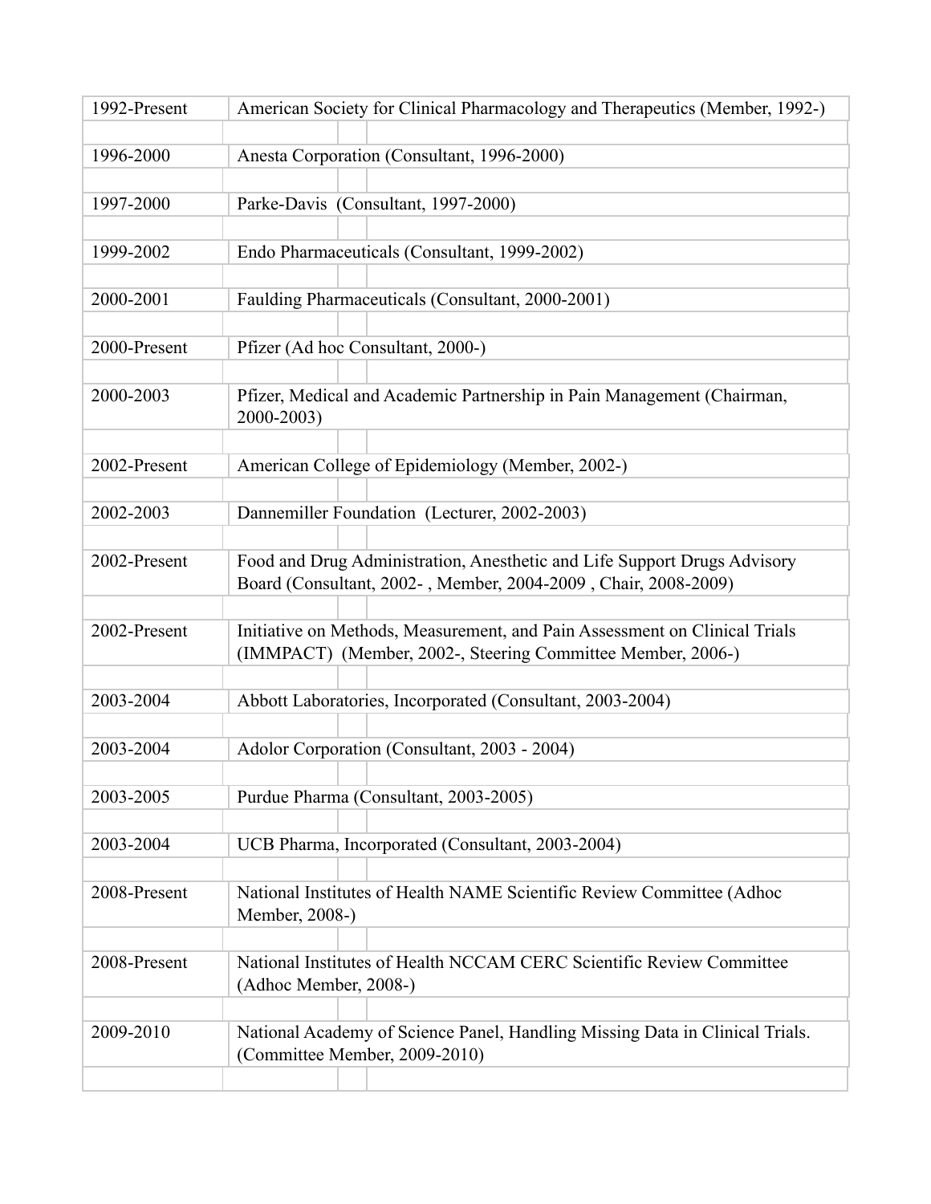| | |
|---|---|
| 1992-Present | American Society for Clinical Pharmacology and Therapeutics (Member, 1992-) |
| 1996-2000 | Anesta Corporation (Consultant, 1996-2000) |
| 1997-2000 | Parke-Davis (Consultant, 1997-2000) |
| 1999-2002 | Endo Pharmaceuticals (Consultant, 1999-2002) |
| 2000-2001 | Faulding Pharmaceuticals (Consultant, 2000-2001) |
| 2000-Present | Pfizer (Ad hoc Consultant, 2000-) |
| 2000-2003 | Pfizer, Medical and Academic Partnership in Pain Management (Chairman, 2000-2003) |
| 2002-Present | American College of Epidemiology (Member, 2002-) |
| 2002-2003 | Dannemiller Foundation (Lecturer, 2002-2003) |
| 2002-Present | Food and Drug Administration, Anesthetic and Life Support Drugs Advisory Board (Consultant, 2002- , Member, 2004-2009 , Chair, 2008-2009) |
| 2002-Present | Initiative on Methods, Measurement, and Pain Assessment on Clinical Trials (IMMPACT) (Member, 2002-, Steering Committee Member, 2006-) |
| 2003-2004 | Abbott Laboratories, Incorporated (Consultant, 2003-2004) |
| 2003-2004 | Adolor Corporation (Consultant, 2003 - 2004) |
| 2003-2005 | Purdue Pharma (Consultant, 2003-2005) |
| 2003-2004 | UCB Pharma, Incorporated (Consultant, 2003-2004) |
| 2008-Present | National Institutes of Health NAME Scientific Review Committee (Adhoc Member, 2008-) |
| 2008-Present | National Institutes of Health NCCAM CERC Scientific Review Committee (Adhoc Member, 2008-) |
| 2009-2010 | National Academy of Science Panel, Handling Missing Data in Clinical Trials. (Committee Member, 2009-2010) |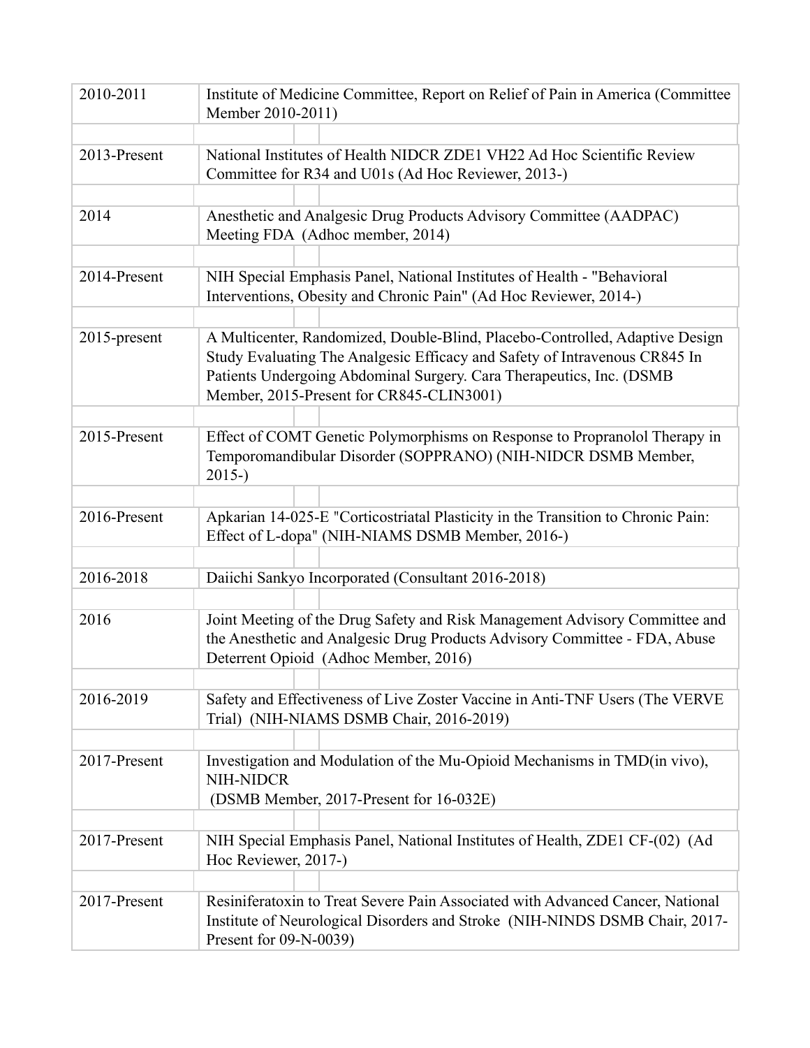| | |
|---|---|
| 2010-2011 | Institute of Medicine Committee, Report on Relief of Pain in America (Committee Member 2010-2011) |
| 2013-Present | National Institutes of Health NIDCR ZDE1 VH22 Ad Hoc Scientific Review Committee for R34 and U01s (Ad Hoc Reviewer, 2013-) |
| 2014 | Anesthetic and Analgesic Drug Products Advisory Committee (AADPAC) Meeting FDA (Adhoc member, 2014) |
| 2014-Present | NIH Special Emphasis Panel, National Institutes of Health - "Behavioral Interventions, Obesity and Chronic Pain" (Ad Hoc Reviewer, 2014-) |
| 2015-present | A Multicenter, Randomized, Double-Blind, Placebo-Controlled, Adaptive Design Study Evaluating The Analgesic Efficacy and Safety of Intravenous CR845 In Patients Undergoing Abdominal Surgery. Cara Therapeutics, Inc. (DSMB Member, 2015-Present for CR845-CLIN3001) |
| 2015-Present | Effect of COMT Genetic Polymorphisms on Response to Propranolol Therapy in Temporomandibular Disorder (SOPPRANO) (NIH-NIDCR DSMB Member, 2015-) |
| 2016-Present | Apkarian 14-025-E "Corticostriatal Plasticity in the Transition to Chronic Pain: Effect of L-dopa" (NIH-NIAMS DSMB Member, 2016-) |
| 2016-2018 | Daiichi Sankyo Incorporated (Consultant 2016-2018) |
| 2016 | Joint Meeting of the Drug Safety and Risk Management Advisory Committee and the Anesthetic and Analgesic Drug Products Advisory Committee - FDA, Abuse Deterrent Opioid (Adhoc Member, 2016) |
| 2016-2019 | Safety and Effectiveness of Live Zoster Vaccine in Anti-TNF Users (The VERVE Trial) (NIH-NIAMS DSMB Chair, 2016-2019) |
| 2017-Present | Investigation and Modulation of the Mu-Opioid Mechanisms in TMD(in vivo), NIH-NIDCR (DSMB Member, 2017-Present for 16-032E) |
| 2017-Present | NIH Special Emphasis Panel, National Institutes of Health, ZDE1 CF-(02) (Ad Hoc Reviewer, 2017-) |
| 2017-Present | Resiniferatoxin to Treat Severe Pain Associated with Advanced Cancer, National Institute of Neurological Disorders and Stroke (NIH-NINDS DSMB Chair, 2017-Present for 09-N-0039) |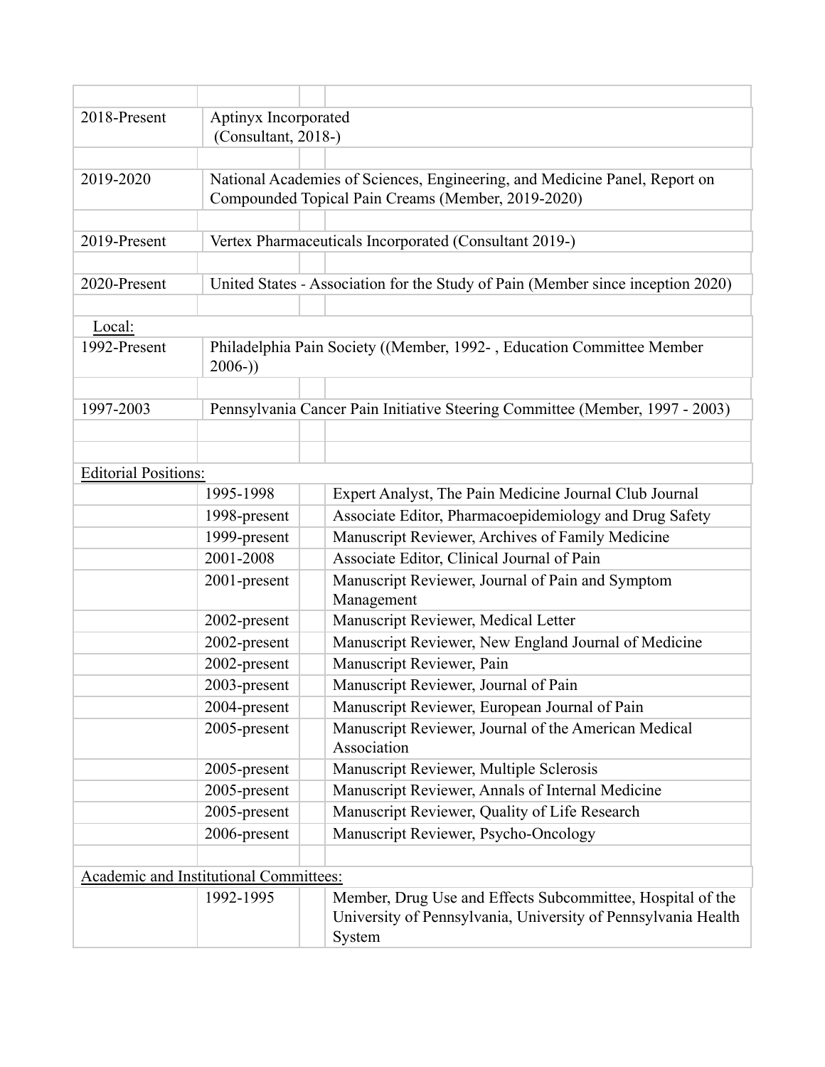| | | | |
|---|---|---|---|
| 2018-Present | Aptinyx Incorporated (Consultant, 2018-) | | |
| 2019-2020 | National Academies of Sciences, Engineering, and Medicine Panel, Report on Compounded Topical Pain Creams (Member, 2019-2020) | | |
| 2019-Present | Vertex Pharmaceuticals Incorporated (Consultant 2019-) | | |
| 2020-Present | United States - Association for the Study of Pain (Member since inception 2020) | | |

Local:

| | | | |
|---|---|---|---|
| 1992-Present | Philadelphia Pain Society ((Member, 1992- , Education Committee Member 2006-)) | | |
| 1997-2003 | Pennsylvania Cancer Pain Initiative Steering Committee (Member, 1997 - 2003) | | |

Editorial Positions:

| | | | |
|---|---|---|---|
| | 1995-1998 | | Expert Analyst, The Pain Medicine Journal Club Journal |
| | 1998-present | | Associate Editor, Pharmacoepidemiology and Drug Safety |
| | 1999-present | | Manuscript Reviewer, Archives of Family Medicine |
| | 2001-2008 | | Associate Editor, Clinical Journal of Pain |
| | 2001-present | | Manuscript Reviewer, Journal of Pain and Symptom Management |
| | 2002-present | | Manuscript Reviewer, Medical Letter |
| | 2002-present | | Manuscript Reviewer, New England Journal of Medicine |
| | 2002-present | | Manuscript Reviewer, Pain |
| | 2003-present | | Manuscript Reviewer, Journal of Pain |
| | 2004-present | | Manuscript Reviewer, European Journal of Pain |
| | 2005-present | | Manuscript Reviewer, Journal of the American Medical Association |
| | 2005-present | | Manuscript Reviewer, Multiple Sclerosis |
| | 2005-present | | Manuscript Reviewer, Annals of Internal Medicine |
| | 2005-present | | Manuscript Reviewer, Quality of Life Research |
| | 2006-present | | Manuscript Reviewer, Psycho-Oncology |

Academic and Institutional Committees:

| | | | |
|---|---|---|---|
| | 1992-1995 | | Member, Drug Use and Effects Subcommittee, Hospital of the University of Pennsylvania, University of Pennsylvania Health System |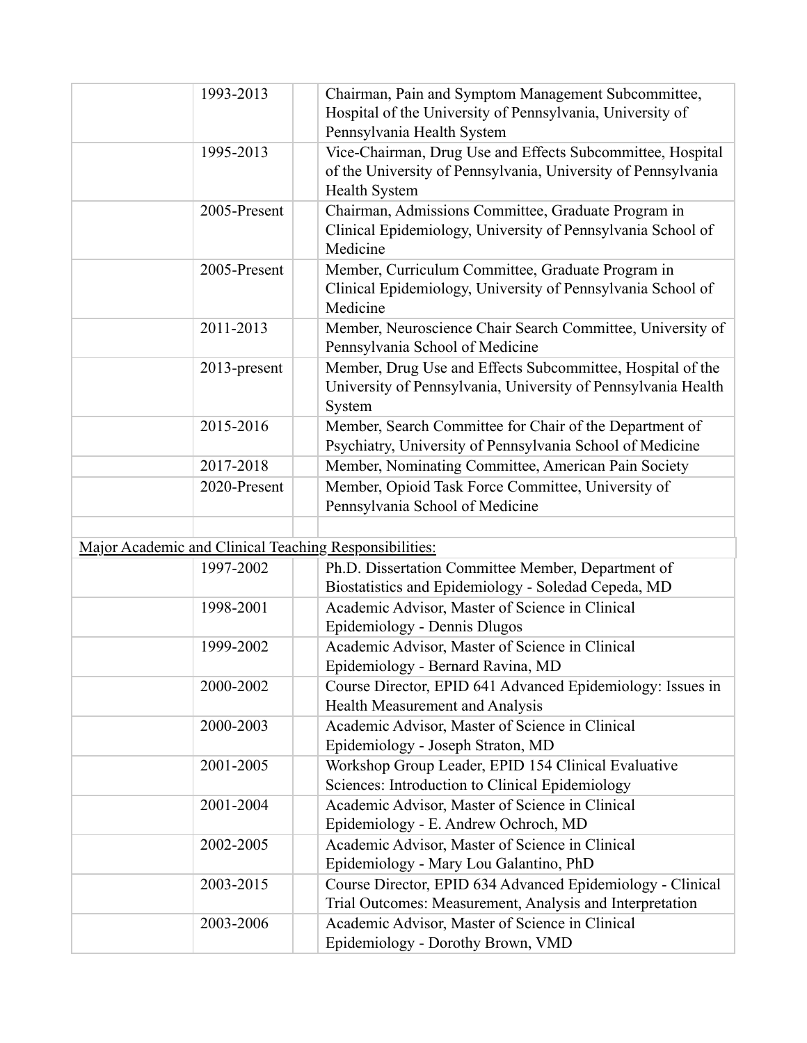| | | | |
|---|---|---|---|
| | 1993-2013 | | Chairman, Pain and Symptom Management Subcommittee, Hospital of the University of Pennsylvania, University of Pennsylvania Health System |
| | 1995-2013 | | Vice-Chairman, Drug Use and Effects Subcommittee, Hospital of the University of Pennsylvania, University of Pennsylvania Health System |
| | 2005-Present | | Chairman, Admissions Committee, Graduate Program in Clinical Epidemiology, University of Pennsylvania School of Medicine |
| | 2005-Present | | Member, Curriculum Committee, Graduate Program in Clinical Epidemiology, University of Pennsylvania School of Medicine |
| | 2011-2013 | | Member, Neuroscience Chair Search Committee, University of Pennsylvania School of Medicine |
| | 2013-present | | Member, Drug Use and Effects Subcommittee, Hospital of the University of Pennsylvania, University of Pennsylvania Health System |
| | 2015-2016 | | Member, Search Committee for Chair of the Department of Psychiatry, University of Pennsylvania School of Medicine |
| | 2017-2018 | | Member, Nominating Committee, American Pain Society |
| | 2020-Present | | Member, Opioid Task Force Committee, University of Pennsylvania School of Medicine |
| | | | |

Major Academic and Clinical Teaching Responsibilities:

| | | | |
|---|---|---|---|
| | 1997-2002 | | Ph.D. Dissertation Committee Member, Department of Biostatistics and Epidemiology - Soledad Cepeda, MD |
| | 1998-2001 | | Academic Advisor, Master of Science in Clinical Epidemiology - Dennis Dlugos |
| | 1999-2002 | | Academic Advisor, Master of Science in Clinical Epidemiology - Bernard Ravina, MD |
| | 2000-2002 | | Course Director, EPID 641 Advanced Epidemiology: Issues in Health Measurement and Analysis |
| | 2000-2003 | | Academic Advisor, Master of Science in Clinical Epidemiology - Joseph Straton, MD |
| | 2001-2005 | | Workshop Group Leader, EPID 154 Clinical Evaluative Sciences: Introduction to Clinical Epidemiology |
| | 2001-2004 | | Academic Advisor, Master of Science in Clinical Epidemiology - E. Andrew Ochroch, MD |
| | 2002-2005 | | Academic Advisor, Master of Science in Clinical Epidemiology - Mary Lou Galantino, PhD |
| | 2003-2015 | | Course Director, EPID 634 Advanced Epidemiology - Clinical Trial Outcomes: Measurement, Analysis and Interpretation |
| | 2003-2006 | | Academic Advisor, Master of Science in Clinical Epidemiology - Dorothy Brown, VMD |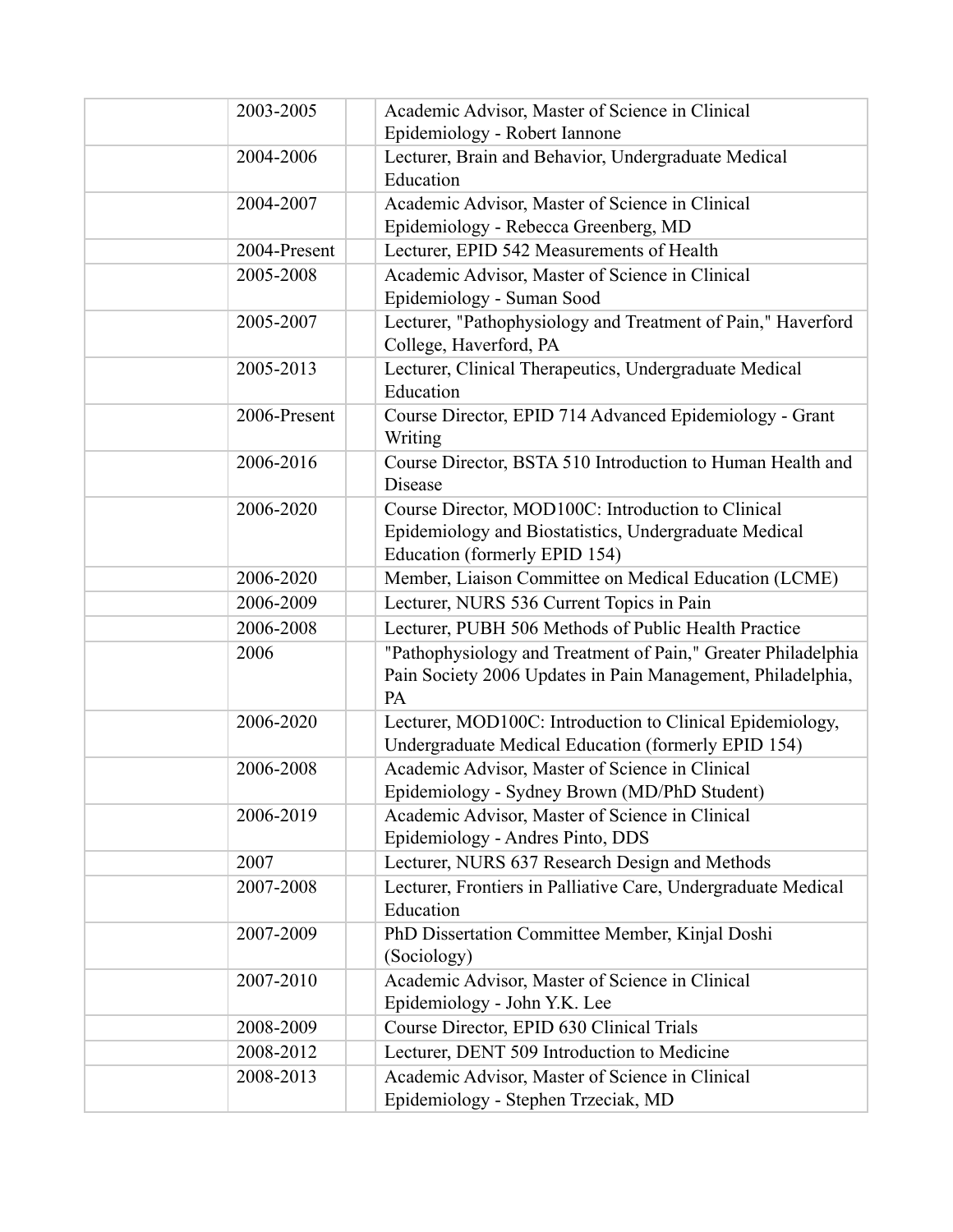| | | | |
|---|---|---|---|
| | 2003-2005 | | Academic Advisor, Master of Science in Clinical Epidemiology - Robert Iannone |
| | 2004-2006 | | Lecturer, Brain and Behavior, Undergraduate Medical Education |
| | 2004-2007 | | Academic Advisor, Master of Science in Clinical Epidemiology - Rebecca Greenberg, MD |
| | 2004-Present | | Lecturer, EPID 542 Measurements of Health |
| | 2005-2008 | | Academic Advisor, Master of Science in Clinical Epidemiology - Suman Sood |
| | 2005-2007 | | Lecturer, "Pathophysiology and Treatment of Pain," Haverford College, Haverford, PA |
| | 2005-2013 | | Lecturer, Clinical Therapeutics, Undergraduate Medical Education |
| | 2006-Present | | Course Director, EPID 714 Advanced Epidemiology - Grant Writing |
| | 2006-2016 | | Course Director, BSTA 510 Introduction to Human Health and Disease |
| | 2006-2020 | | Course Director, MOD100C: Introduction to Clinical Epidemiology and Biostatistics, Undergraduate Medical Education (formerly EPID 154) |
| | 2006-2020 | | Member, Liaison Committee on Medical Education (LCME) |
| | 2006-2009 | | Lecturer, NURS 536 Current Topics in Pain |
| | 2006-2008 | | Lecturer, PUBH 506 Methods of Public Health Practice |
| | 2006 | | "Pathophysiology and Treatment of Pain," Greater Philadelphia Pain Society 2006 Updates in Pain Management, Philadelphia, PA |
| | 2006-2020 | | Lecturer, MOD100C: Introduction to Clinical Epidemiology, Undergraduate Medical Education (formerly EPID 154) |
| | 2006-2008 | | Academic Advisor, Master of Science in Clinical Epidemiology - Sydney Brown (MD/PhD Student) |
| | 2006-2019 | | Academic Advisor, Master of Science in Clinical Epidemiology - Andres Pinto, DDS |
| | 2007 | | Lecturer, NURS 637 Research Design and Methods |
| | 2007-2008 | | Lecturer, Frontiers in Palliative Care, Undergraduate Medical Education |
| | 2007-2009 | | PhD Dissertation Committee Member, Kinjal Doshi (Sociology) |
| | 2007-2010 | | Academic Advisor, Master of Science in Clinical Epidemiology - John Y.K. Lee |
| | 2008-2009 | | Course Director, EPID 630 Clinical Trials |
| | 2008-2012 | | Lecturer, DENT 509 Introduction to Medicine |
| | 2008-2013 | | Academic Advisor, Master of Science in Clinical Epidemiology - Stephen Trzeciak, MD |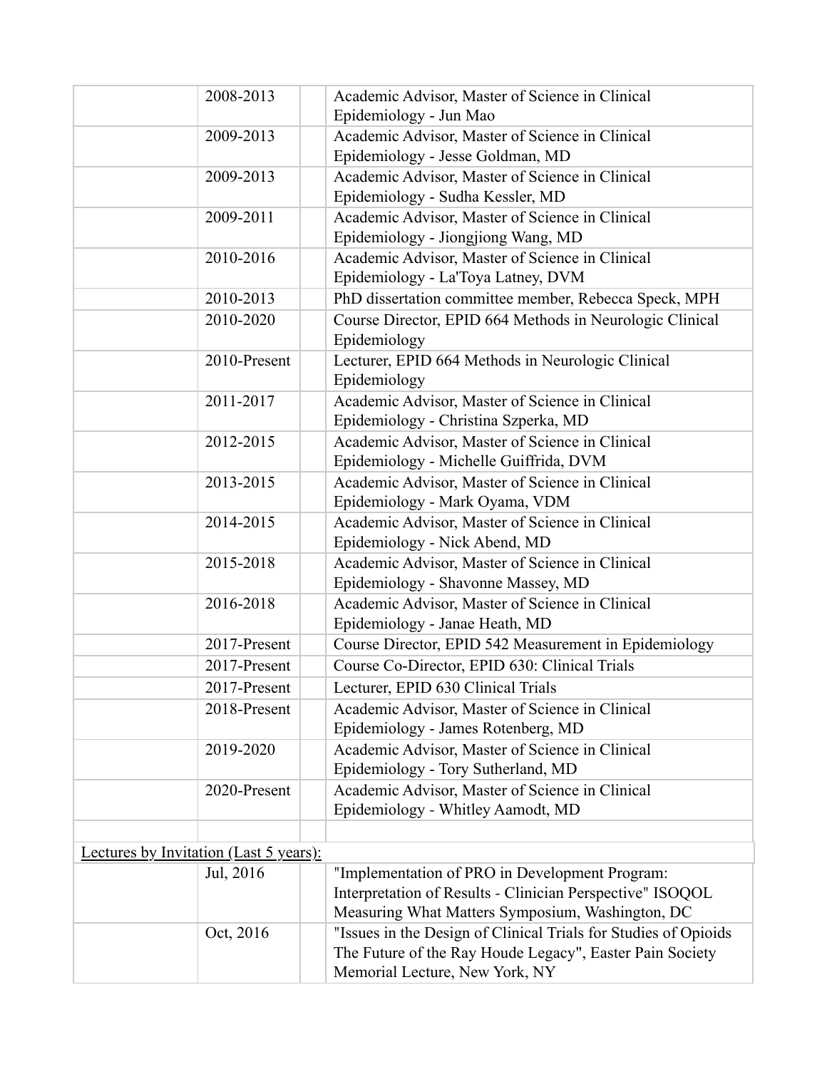| | | | |
|---|---|---|---|
| | 2008-2013 | | Academic Advisor, Master of Science in Clinical Epidemiology - Jun Mao |
| | 2009-2013 | | Academic Advisor, Master of Science in Clinical Epidemiology - Jesse Goldman, MD |
| | 2009-2013 | | Academic Advisor, Master of Science in Clinical Epidemiology - Sudha Kessler, MD |
| | 2009-2011 | | Academic Advisor, Master of Science in Clinical Epidemiology - Jiongjiong Wang, MD |
| | 2010-2016 | | Academic Advisor, Master of Science in Clinical Epidemiology - La'Toya Latney, DVM |
| | 2010-2013 | | PhD dissertation committee member, Rebecca Speck, MPH |
| | 2010-2020 | | Course Director, EPID 664 Methods in Neurologic Clinical Epidemiology |
| | 2010-Present | | Lecturer, EPID 664 Methods in Neurologic Clinical Epidemiology |
| | 2011-2017 | | Academic Advisor, Master of Science in Clinical Epidemiology - Christina Szperka, MD |
| | 2012-2015 | | Academic Advisor, Master of Science in Clinical Epidemiology - Michelle Guiffrida, DVM |
| | 2013-2015 | | Academic Advisor, Master of Science in Clinical Epidemiology - Mark Oyama, VDM |
| | 2014-2015 | | Academic Advisor, Master of Science in Clinical Epidemiology - Nick Abend, MD |
| | 2015-2018 | | Academic Advisor, Master of Science in Clinical Epidemiology - Shavonne Massey, MD |
| | 2016-2018 | | Academic Advisor, Master of Science in Clinical Epidemiology - Janae Heath, MD |
| | 2017-Present | | Course Director, EPID 542 Measurement in Epidemiology |
| | 2017-Present | | Course Co-Director, EPID 630: Clinical Trials |
| | 2017-Present | | Lecturer, EPID 630 Clinical Trials |
| | 2018-Present | | Academic Advisor, Master of Science in Clinical Epidemiology - James Rotenberg, MD |
| | 2019-2020 | | Academic Advisor, Master of Science in Clinical Epidemiology - Tory Sutherland, MD |
| | 2020-Present | | Academic Advisor, Master of Science in Clinical Epidemiology - Whitley Aamodt, MD |
| | | | |

Lectures by Invitation (Last 5 years):

| | | | |
|---|---|---|---|
| | Jul, 2016 | | "Implementation of PRO in Development Program: Interpretation of Results - Clinician Perspective" ISOQOL Measuring What Matters Symposium, Washington, DC |
| | Oct, 2016 | | "Issues in the Design of Clinical Trials for Studies of Opioids The Future of the Ray Houde Legacy", Easter Pain Society Memorial Lecture, New York, NY |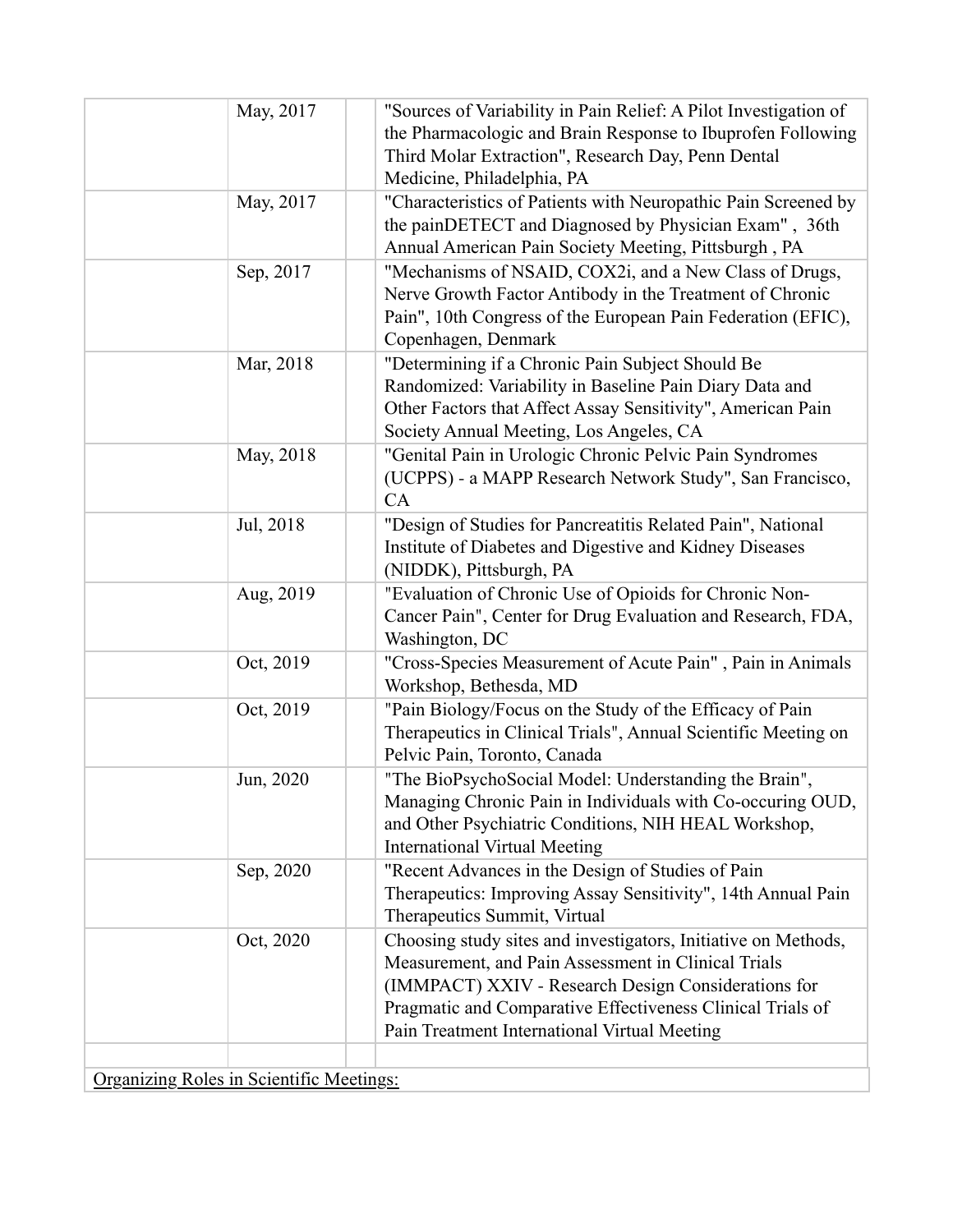| | | | |
|---|---|---|---|
| | May, 2017 | | "Sources of Variability in Pain Relief: A Pilot Investigation of the Pharmacologic and Brain Response to Ibuprofen Following Third Molar Extraction", Research Day, Penn Dental Medicine, Philadelphia, PA |
| | May, 2017 | | "Characteristics of Patients with Neuropathic Pain Screened by the painDETECT and Diagnosed by Physician Exam" , 36th Annual American Pain Society Meeting, Pittsburgh , PA |
| | Sep, 2017 | | "Mechanisms of NSAID, COX2i, and a New Class of Drugs, Nerve Growth Factor Antibody in the Treatment of Chronic Pain", 10th Congress of the European Pain Federation (EFIC), Copenhagen, Denmark |
| | Mar, 2018 | | "Determining if a Chronic Pain Subject Should Be Randomized: Variability in Baseline Pain Diary Data and Other Factors that Affect Assay Sensitivity", American Pain Society Annual Meeting, Los Angeles, CA |
| | May, 2018 | | "Genital Pain in Urologic Chronic Pelvic Pain Syndromes (UCPPS) - a MAPP Research Network Study", San Francisco, CA |
| | Jul, 2018 | | "Design of Studies for Pancreatitis Related Pain", National Institute of Diabetes and Digestive and Kidney Diseases (NIDDK), Pittsburgh, PA |
| | Aug, 2019 | | "Evaluation of Chronic Use of Opioids for Chronic Non-Cancer Pain", Center for Drug Evaluation and Research, FDA, Washington, DC |
| | Oct, 2019 | | "Cross-Species Measurement of Acute Pain" , Pain in Animals Workshop, Bethesda, MD |
| | Oct, 2019 | | "Pain Biology/Focus on the Study of the Efficacy of Pain Therapeutics in Clinical Trials", Annual Scientific Meeting on Pelvic Pain, Toronto, Canada |
| | Jun, 2020 | | "The BioPsychoSocial Model: Understanding the Brain", Managing Chronic Pain in Individuals with Co-occuring OUD, and Other Psychiatric Conditions, NIH HEAL Workshop, International Virtual Meeting |
| | Sep, 2020 | | "Recent Advances in the Design of Studies of Pain Therapeutics: Improving Assay Sensitivity", 14th Annual Pain Therapeutics Summit, Virtual |
| | Oct, 2020 | | Choosing study sites and investigators, Initiative on Methods, Measurement, and Pain Assessment in Clinical Trials (IMMPACT) XXIV - Research Design Considerations for Pragmatic and Comparative Effectiveness Clinical Trials of Pain Treatment International Virtual Meeting |
| | | | |

<u>Organizing Roles in Scientific Meetings:</u>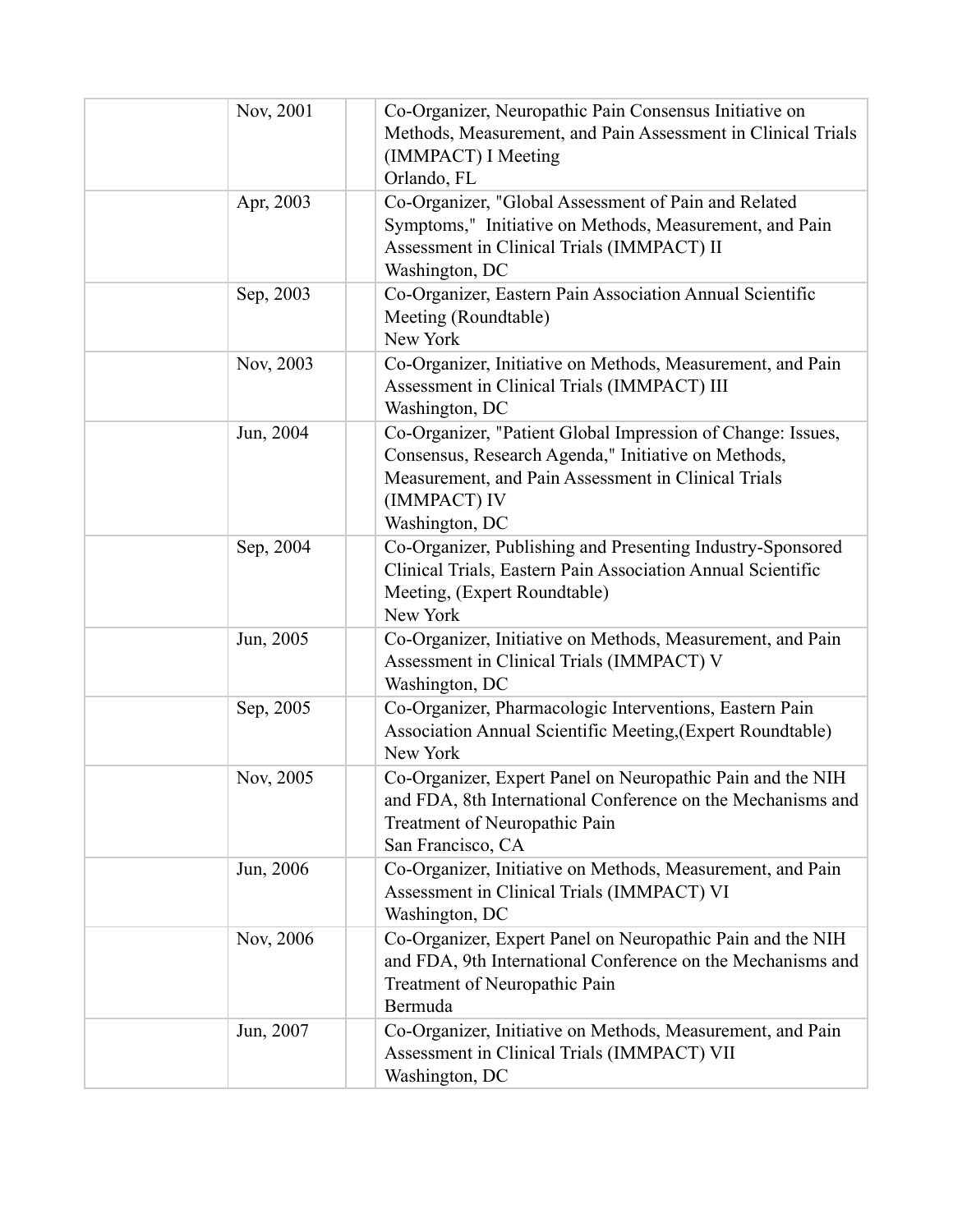| | | | |
|---|---|---|---|
| | Nov, 2001 | | Co-Organizer, Neuropathic Pain Consensus Initiative on Methods, Measurement, and Pain Assessment in Clinical Trials (IMMPACT) I Meeting<br>Orlando, FL |
| | Apr, 2003 | | Co-Organizer, "Global Assessment of Pain and Related Symptoms," Initiative on Methods, Measurement, and Pain Assessment in Clinical Trials (IMMPACT) II<br>Washington, DC |
| | Sep, 2003 | | Co-Organizer, Eastern Pain Association Annual Scientific Meeting (Roundtable)<br>New York |
| | Nov, 2003 | | Co-Organizer, Initiative on Methods, Measurement, and Pain Assessment in Clinical Trials (IMMPACT) III<br>Washington, DC |
| | Jun, 2004 | | Co-Organizer, "Patient Global Impression of Change: Issues, Consensus, Research Agenda," Initiative on Methods, Measurement, and Pain Assessment in Clinical Trials (IMMPACT) IV<br>Washington, DC |
| | Sep, 2004 | | Co-Organizer, Publishing and Presenting Industry-Sponsored Clinical Trials, Eastern Pain Association Annual Scientific Meeting, (Expert Roundtable)<br>New York |
| | Jun, 2005 | | Co-Organizer, Initiative on Methods, Measurement, and Pain Assessment in Clinical Trials (IMMPACT) V<br>Washington, DC |
| | Sep, 2005 | | Co-Organizer, Pharmacologic Interventions, Eastern Pain Association Annual Scientific Meeting,(Expert Roundtable)<br>New York |
| | Nov, 2005 | | Co-Organizer, Expert Panel on Neuropathic Pain and the NIH and FDA, 8th International Conference on the Mechanisms and Treatment of Neuropathic Pain<br>San Francisco, CA |
| | Jun, 2006 | | Co-Organizer, Initiative on Methods, Measurement, and Pain Assessment in Clinical Trials (IMMPACT) VI<br>Washington, DC |
| | Nov, 2006 | | Co-Organizer, Expert Panel on Neuropathic Pain and the NIH and FDA, 9th International Conference on the Mechanisms and Treatment of Neuropathic Pain<br>Bermuda |
| | Jun, 2007 | | Co-Organizer, Initiative on Methods, Measurement, and Pain Assessment in Clinical Trials (IMMPACT) VII<br>Washington, DC |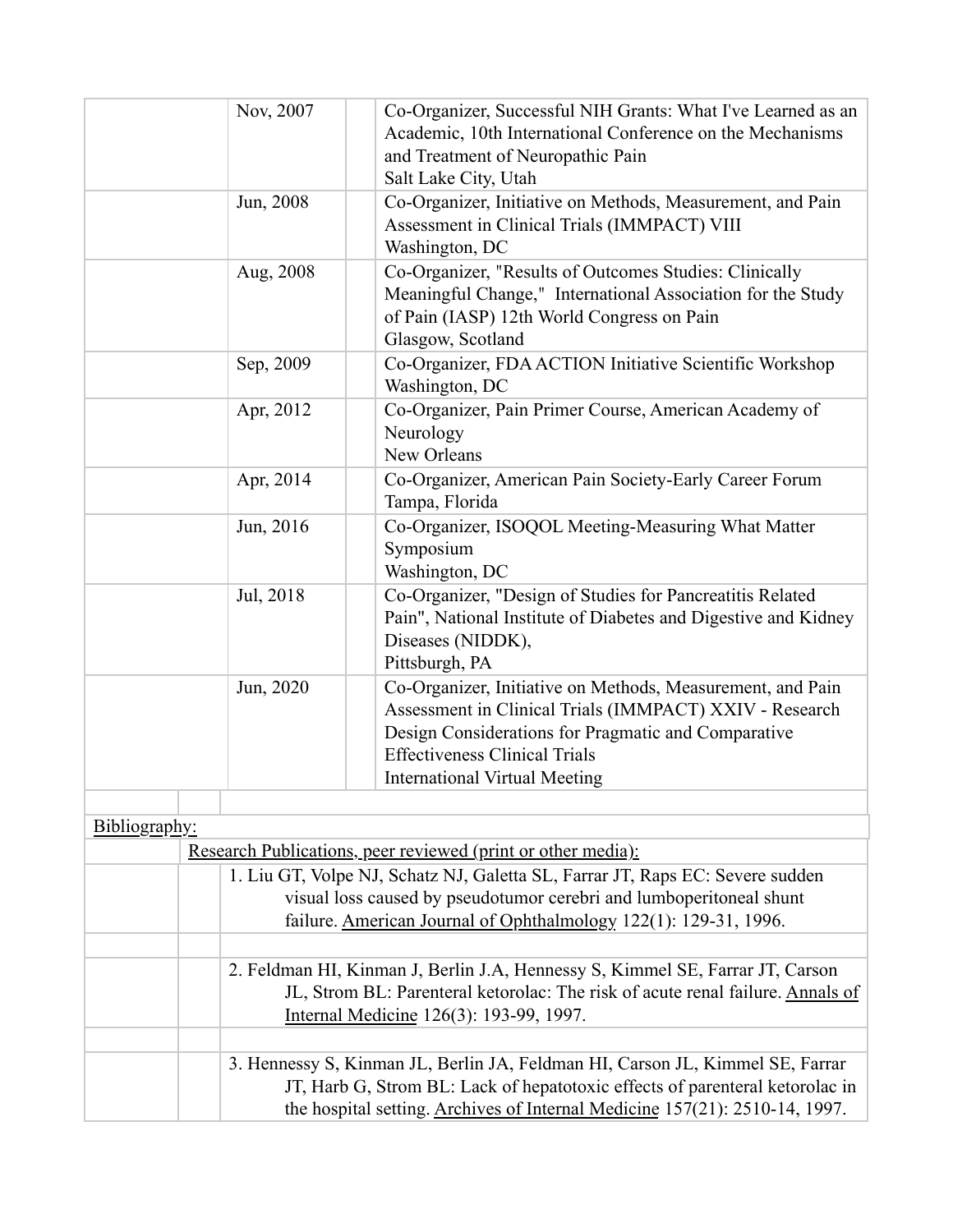| Date | Activity |
| --- | --- |
| Nov, 2007 | Co-Organizer, Successful NIH Grants: What I've Learned as an Academic, 10th International Conference on the Mechanisms and Treatment of Neuropathic Pain<br>Salt Lake City, Utah |
| Jun, 2008 | Co-Organizer, Initiative on Methods, Measurement, and Pain Assessment in Clinical Trials (IMMPACT) VIII<br>Washington, DC |
| Aug, 2008 | Co-Organizer, "Results of Outcomes Studies: Clinically Meaningful Change," International Association for the Study of Pain (IASP) 12th World Congress on Pain<br>Glasgow, Scotland |
| Sep, 2009 | Co-Organizer, FDA ACTION Initiative Scientific Workshop<br>Washington, DC |
| Apr, 2012 | Co-Organizer, Pain Primer Course, American Academy of Neurology<br>New Orleans |
| Apr, 2014 | Co-Organizer, American Pain Society-Early Career Forum<br>Tampa, Florida |
| Jun, 2016 | Co-Organizer, ISOQOL Meeting-Measuring What Matter Symposium<br>Washington, DC |
| Jul, 2018 | Co-Organizer, "Design of Studies for Pancreatitis Related Pain", National Institute of Diabetes and Digestive and Kidney Diseases (NIDDK),<br>Pittsburgh, PA |
| Jun, 2020 | Co-Organizer, Initiative on Methods, Measurement, and Pain Assessment in Clinical Trials (IMMPACT) XXIV - Research Design Considerations for Pragmatic and Comparative Effectiveness Clinical Trials<br>International Virtual Meeting |

## Bibliography:

### Research Publications, peer reviewed (print or other media):

1. Liu GT, Volpe NJ, Schatz NJ, Galetta SL, Farrar JT, Raps EC: Severe sudden visual loss caused by pseudotumor cerebri and lumboperitoneal shunt failure. American Journal of Ophthalmology 122(1): 129-31, 1996.

2. Feldman HI, Kinman J, Berlin J.A, Hennessy S, Kimmel SE, Farrar JT, Carson JL, Strom BL: Parenteral ketorolac: The risk of acute renal failure. Annals of Internal Medicine 126(3): 193-99, 1997.

3. Hennessy S, Kinman JL, Berlin JA, Feldman HI, Carson JL, Kimmel SE, Farrar JT, Harb G, Strom BL: Lack of hepatotoxic effects of parenteral ketorolac in the hospital setting. Archives of Internal Medicine 157(21): 2510-14, 1997.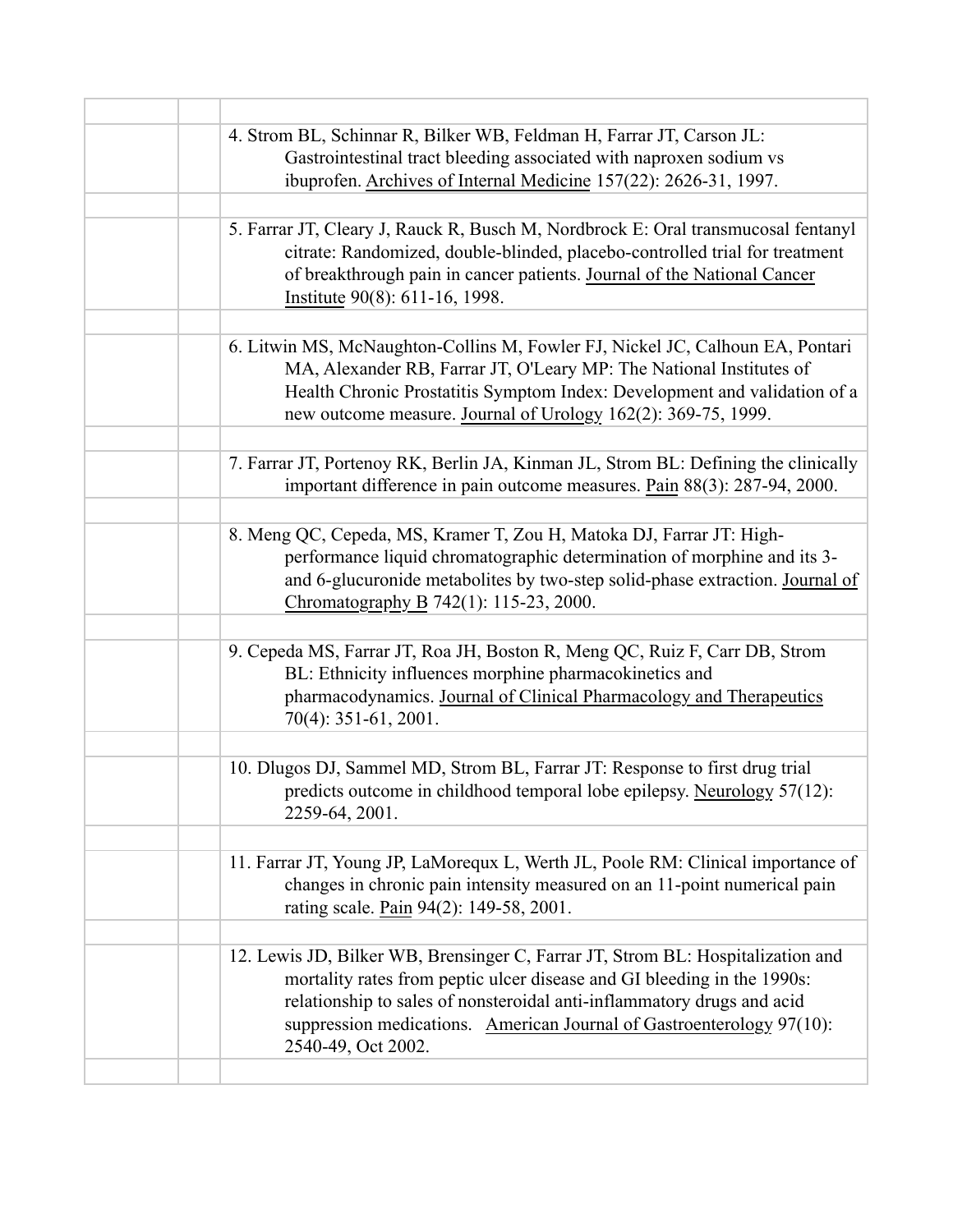4. Strom BL, Schinnar R, Bilker WB, Feldman H, Farrar JT, Carson JL: Gastrointestinal tract bleeding associated with naproxen sodium vs ibuprofen. Archives of Internal Medicine 157(22): 2626-31, 1997.

5. Farrar JT, Cleary J, Rauck R, Busch M, Nordbrock E: Oral transmucosal fentanyl citrate: Randomized, double-blinded, placebo-controlled trial for treatment of breakthrough pain in cancer patients. Journal of the National Cancer Institute 90(8): 611-16, 1998.

6. Litwin MS, McNaughton-Collins M, Fowler FJ, Nickel JC, Calhoun EA, Pontari MA, Alexander RB, Farrar JT, O'Leary MP: The National Institutes of Health Chronic Prostatitis Symptom Index: Development and validation of a new outcome measure. Journal of Urology 162(2): 369-75, 1999.

7. Farrar JT, Portenoy RK, Berlin JA, Kinman JL, Strom BL: Defining the clinically important difference in pain outcome measures. Pain 88(3): 287-94, 2000.

8. Meng QC, Cepeda, MS, Kramer T, Zou H, Matoka DJ, Farrar JT: High-performance liquid chromatographic determination of morphine and its 3- and 6-glucuronide metabolites by two-step solid-phase extraction. Journal of Chromatography B 742(1): 115-23, 2000.

9. Cepeda MS, Farrar JT, Roa JH, Boston R, Meng QC, Ruiz F, Carr DB, Strom BL: Ethnicity influences morphine pharmacokinetics and pharmacodynamics. Journal of Clinical Pharmacology and Therapeutics 70(4): 351-61, 2001.

10. Dlugos DJ, Sammel MD, Strom BL, Farrar JT: Response to first drug trial predicts outcome in childhood temporal lobe epilepsy. Neurology 57(12): 2259-64, 2001.

11. Farrar JT, Young JP, LaMorequx L, Werth JL, Poole RM: Clinical importance of changes in chronic pain intensity measured on an 11-point numerical pain rating scale. Pain 94(2): 149-58, 2001.

12. Lewis JD, Bilker WB, Brensinger C, Farrar JT, Strom BL: Hospitalization and mortality rates from peptic ulcer disease and GI bleeding in the 1990s: relationship to sales of nonsteroidal anti-inflammatory drugs and acid suppression medications. American Journal of Gastroenterology 97(10): 2540-49, Oct 2002.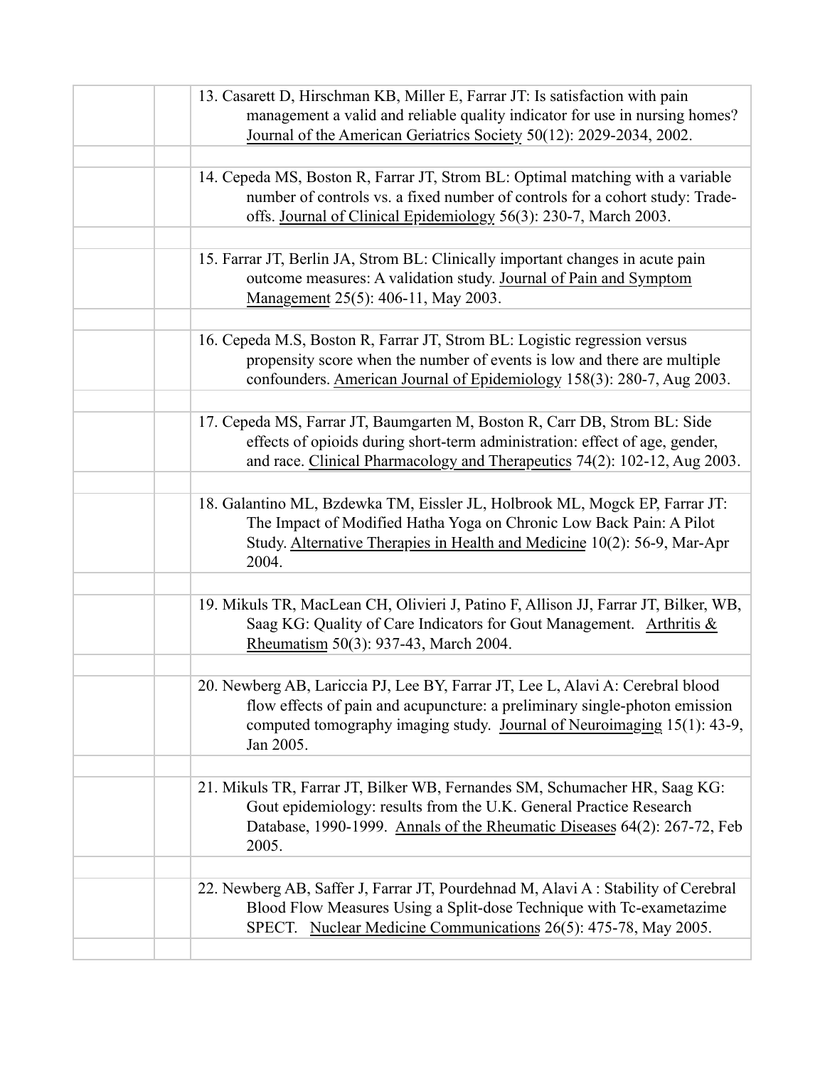13. Casarett D, Hirschman KB, Miller E, Farrar JT: Is satisfaction with pain management a valid and reliable quality indicator for use in nursing homes? Journal of the American Geriatrics Society 50(12): 2029-2034, 2002.

14. Cepeda MS, Boston R, Farrar JT, Strom BL: Optimal matching with a variable number of controls vs. a fixed number of controls for a cohort study: Trade-offs. Journal of Clinical Epidemiology 56(3): 230-7, March 2003.

15. Farrar JT, Berlin JA, Strom BL: Clinically important changes in acute pain outcome measures: A validation study. Journal of Pain and Symptom Management 25(5): 406-11, May 2003.

16. Cepeda M.S, Boston R, Farrar JT, Strom BL: Logistic regression versus propensity score when the number of events is low and there are multiple confounders. American Journal of Epidemiology 158(3): 280-7, Aug 2003.

17. Cepeda MS, Farrar JT, Baumgarten M, Boston R, Carr DB, Strom BL: Side effects of opioids during short-term administration: effect of age, gender, and race. Clinical Pharmacology and Therapeutics 74(2): 102-12, Aug 2003.

18. Galantino ML, Bzdewka TM, Eissler JL, Holbrook ML, Mogck EP, Farrar JT: The Impact of Modified Hatha Yoga on Chronic Low Back Pain: A Pilot Study. Alternative Therapies in Health and Medicine 10(2): 56-9, Mar-Apr 2004.

19. Mikuls TR, MacLean CH, Olivieri J, Patino F, Allison JJ, Farrar JT, Bilker, WB, Saag KG: Quality of Care Indicators for Gout Management. Arthritis & Rheumatism 50(3): 937-43, March 2004.

20. Newberg AB, Lariccia PJ, Lee BY, Farrar JT, Lee L, Alavi A: Cerebral blood flow effects of pain and acupuncture: a preliminary single-photon emission computed tomography imaging study. Journal of Neuroimaging 15(1): 43-9, Jan 2005.

21. Mikuls TR, Farrar JT, Bilker WB, Fernandes SM, Schumacher HR, Saag KG: Gout epidemiology: results from the U.K. General Practice Research Database, 1990-1999. Annals of the Rheumatic Diseases 64(2): 267-72, Feb 2005.

22. Newberg AB, Saffer J, Farrar JT, Pourdehnad M, Alavi A : Stability of Cerebral Blood Flow Measures Using a Split-dose Technique with Tc-exametazime SPECT. Nuclear Medicine Communications 26(5): 475-78, May 2005.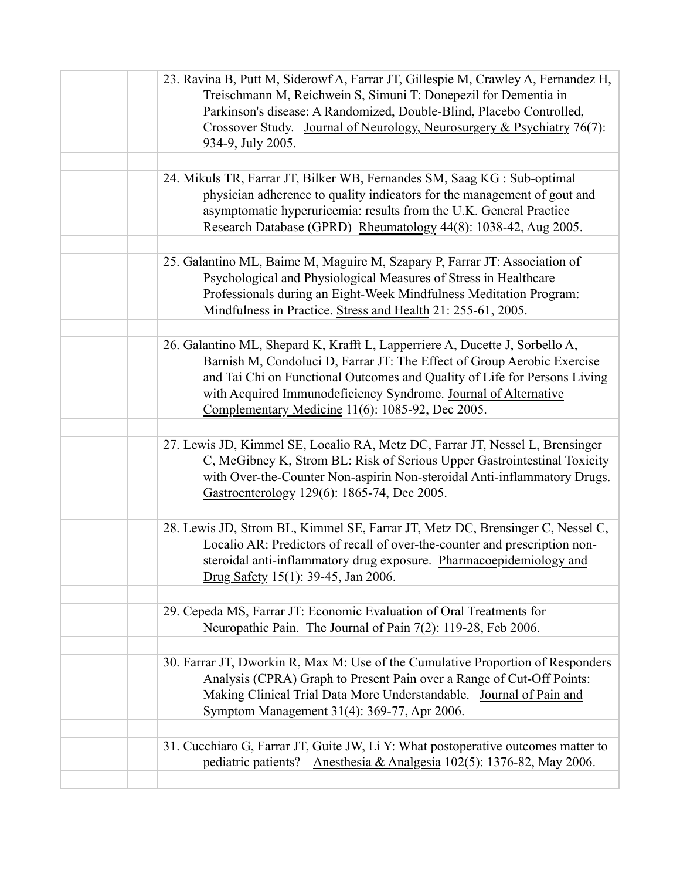23. Ravina B, Putt M, Siderowf A, Farrar JT, Gillespie M, Crawley A, Fernandez H, Treischmann M, Reichwein S, Simuni T: Donepezil for Dementia in Parkinson's disease: A Randomized, Double-Blind, Placebo Controlled, Crossover Study. Journal of Neurology, Neurosurgery & Psychiatry 76(7): 934-9, July 2005.

24. Mikuls TR, Farrar JT, Bilker WB, Fernandes SM, Saag KG : Sub-optimal physician adherence to quality indicators for the management of gout and asymptomatic hyperuricemia: results from the U.K. General Practice Research Database (GPRD) Rheumatology 44(8): 1038-42, Aug 2005.

25. Galantino ML, Baime M, Maguire M, Szapary P, Farrar JT: Association of Psychological and Physiological Measures of Stress in Healthcare Professionals during an Eight-Week Mindfulness Meditation Program: Mindfulness in Practice. Stress and Health 21: 255-61, 2005.

26. Galantino ML, Shepard K, Krafft L, Lapperriere A, Ducette J, Sorbello A, Barnish M, Condoluci D, Farrar JT: The Effect of Group Aerobic Exercise and Tai Chi on Functional Outcomes and Quality of Life for Persons Living with Acquired Immunodeficiency Syndrome. Journal of Alternative Complementary Medicine 11(6): 1085-92, Dec 2005.

27. Lewis JD, Kimmel SE, Localio RA, Metz DC, Farrar JT, Nessel L, Brensinger C, McGibney K, Strom BL: Risk of Serious Upper Gastrointestinal Toxicity with Over-the-Counter Non-aspirin Non-steroidal Anti-inflammatory Drugs. Gastroenterology 129(6): 1865-74, Dec 2005.

28. Lewis JD, Strom BL, Kimmel SE, Farrar JT, Metz DC, Brensinger C, Nessel C, Localio AR: Predictors of recall of over-the-counter and prescription non-steroidal anti-inflammatory drug exposure. Pharmacoepidemiology and Drug Safety 15(1): 39-45, Jan 2006.

29. Cepeda MS, Farrar JT: Economic Evaluation of Oral Treatments for Neuropathic Pain. The Journal of Pain 7(2): 119-28, Feb 2006.

30. Farrar JT, Dworkin R, Max M: Use of the Cumulative Proportion of Responders Analysis (CPRA) Graph to Present Pain over a Range of Cut-Off Points: Making Clinical Trial Data More Understandable. Journal of Pain and Symptom Management 31(4): 369-77, Apr 2006.

31. Cucchiaro G, Farrar JT, Guite JW, Li Y: What postoperative outcomes matter to pediatric patients? Anesthesia & Analgesia 102(5): 1376-82, May 2006.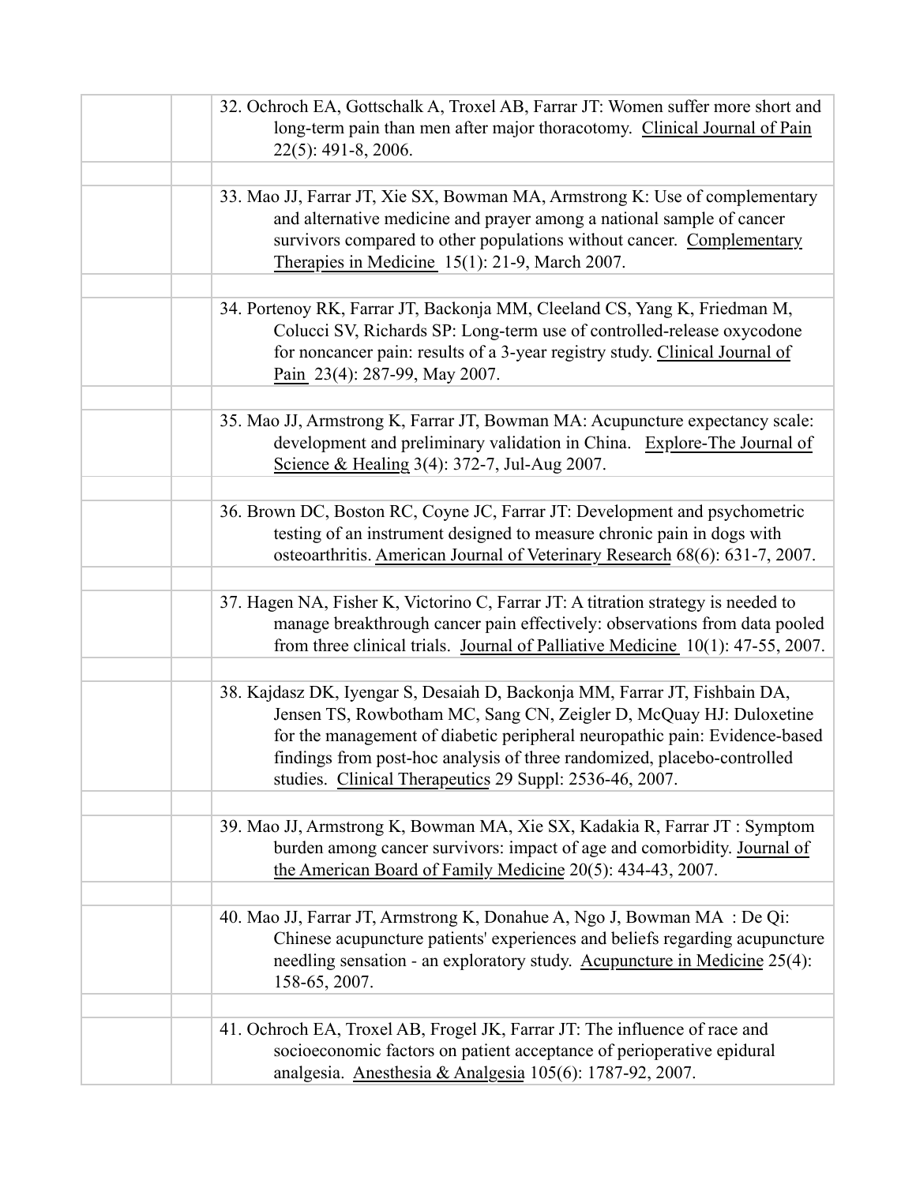32. Ochroch EA, Gottschalk A, Troxel AB, Farrar JT: Women suffer more short and long-term pain than men after major thoracotomy. Clinical Journal of Pain 22(5): 491-8, 2006.

33. Mao JJ, Farrar JT, Xie SX, Bowman MA, Armstrong K: Use of complementary and alternative medicine and prayer among a national sample of cancer survivors compared to other populations without cancer. Complementary Therapies in Medicine 15(1): 21-9, March 2007.

34. Portenoy RK, Farrar JT, Backonja MM, Cleeland CS, Yang K, Friedman M, Colucci SV, Richards SP: Long-term use of controlled-release oxycodone for noncancer pain: results of a 3-year registry study. Clinical Journal of Pain 23(4): 287-99, May 2007.

35. Mao JJ, Armstrong K, Farrar JT, Bowman MA: Acupuncture expectancy scale: development and preliminary validation in China. Explore-The Journal of Science & Healing 3(4): 372-7, Jul-Aug 2007.

36. Brown DC, Boston RC, Coyne JC, Farrar JT: Development and psychometric testing of an instrument designed to measure chronic pain in dogs with osteoarthritis. American Journal of Veterinary Research 68(6): 631-7, 2007.

37. Hagen NA, Fisher K, Victorino C, Farrar JT: A titration strategy is needed to manage breakthrough cancer pain effectively: observations from data pooled from three clinical trials. Journal of Palliative Medicine 10(1): 47-55, 2007.

38. Kajdasz DK, Iyengar S, Desaiah D, Backonja MM, Farrar JT, Fishbain DA, Jensen TS, Rowbotham MC, Sang CN, Zeigler D, McQuay HJ: Duloxetine for the management of diabetic peripheral neuropathic pain: Evidence-based findings from post-hoc analysis of three randomized, placebo-controlled studies. Clinical Therapeutics 29 Suppl: 2536-46, 2007.

39. Mao JJ, Armstrong K, Bowman MA, Xie SX, Kadakia R, Farrar JT : Symptom burden among cancer survivors: impact of age and comorbidity. Journal of the American Board of Family Medicine 20(5): 434-43, 2007.

40. Mao JJ, Farrar JT, Armstrong K, Donahue A, Ngo J, Bowman MA : De Qi: Chinese acupuncture patients' experiences and beliefs regarding acupuncture needling sensation - an exploratory study. Acupuncture in Medicine 25(4): 158-65, 2007.

41. Ochroch EA, Troxel AB, Frogel JK, Farrar JT: The influence of race and socioeconomic factors on patient acceptance of perioperative epidural analgesia. Anesthesia & Analgesia 105(6): 1787-92, 2007.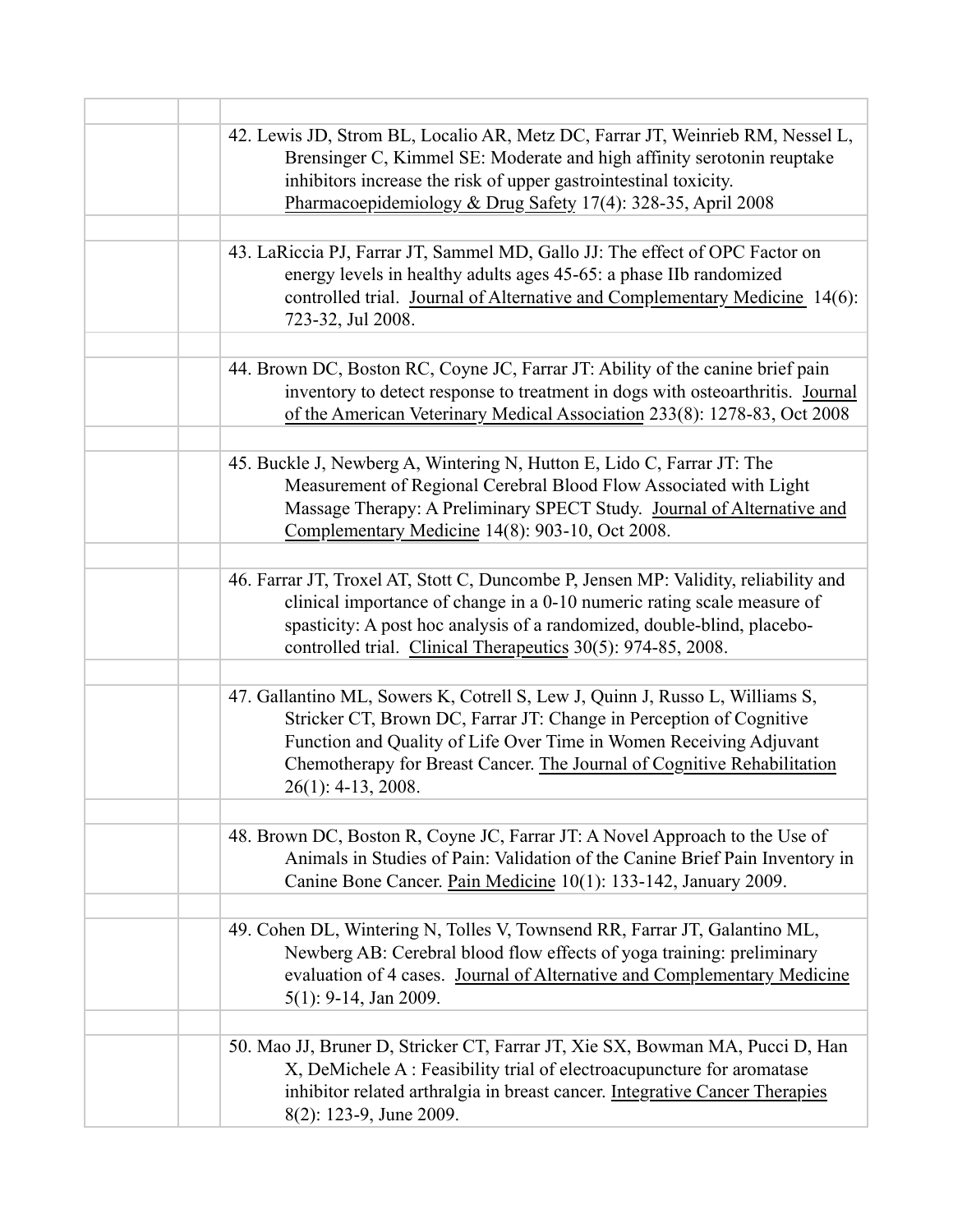42. Lewis JD, Strom BL, Localio AR, Metz DC, Farrar JT, Weinrieb RM, Nessel L, Brensinger C, Kimmel SE: Moderate and high affinity serotonin reuptake inhibitors increase the risk of upper gastrointestinal toxicity. Pharmacoepidemiology & Drug Safety 17(4): 328-35, April 2008

43. LaRiccia PJ, Farrar JT, Sammel MD, Gallo JJ: The effect of OPC Factor on energy levels in healthy adults ages 45-65: a phase IIb randomized controlled trial. Journal of Alternative and Complementary Medicine 14(6): 723-32, Jul 2008.

44. Brown DC, Boston RC, Coyne JC, Farrar JT: Ability of the canine brief pain inventory to detect response to treatment in dogs with osteoarthritis. Journal of the American Veterinary Medical Association 233(8): 1278-83, Oct 2008

45. Buckle J, Newberg A, Wintering N, Hutton E, Lido C, Farrar JT: The Measurement of Regional Cerebral Blood Flow Associated with Light Massage Therapy: A Preliminary SPECT Study. Journal of Alternative and Complementary Medicine 14(8): 903-10, Oct 2008.

46. Farrar JT, Troxel AT, Stott C, Duncombe P, Jensen MP: Validity, reliability and clinical importance of change in a 0-10 numeric rating scale measure of spasticity: A post hoc analysis of a randomized, double-blind, placebo-controlled trial. Clinical Therapeutics 30(5): 974-85, 2008.

47. Gallantino ML, Sowers K, Cotrell S, Lew J, Quinn J, Russo L, Williams S, Stricker CT, Brown DC, Farrar JT: Change in Perception of Cognitive Function and Quality of Life Over Time in Women Receiving Adjuvant Chemotherapy for Breast Cancer. The Journal of Cognitive Rehabilitation 26(1): 4-13, 2008.

48. Brown DC, Boston R, Coyne JC, Farrar JT: A Novel Approach to the Use of Animals in Studies of Pain: Validation of the Canine Brief Pain Inventory in Canine Bone Cancer. Pain Medicine 10(1): 133-142, January 2009.

49. Cohen DL, Wintering N, Tolles V, Townsend RR, Farrar JT, Galantino ML, Newberg AB: Cerebral blood flow effects of yoga training: preliminary evaluation of 4 cases. Journal of Alternative and Complementary Medicine 5(1): 9-14, Jan 2009.

50. Mao JJ, Bruner D, Stricker CT, Farrar JT, Xie SX, Bowman MA, Pucci D, Han X, DeMichele A : Feasibility trial of electroacupuncture for aromatase inhibitor related arthralgia in breast cancer. Integrative Cancer Therapies 8(2): 123-9, June 2009.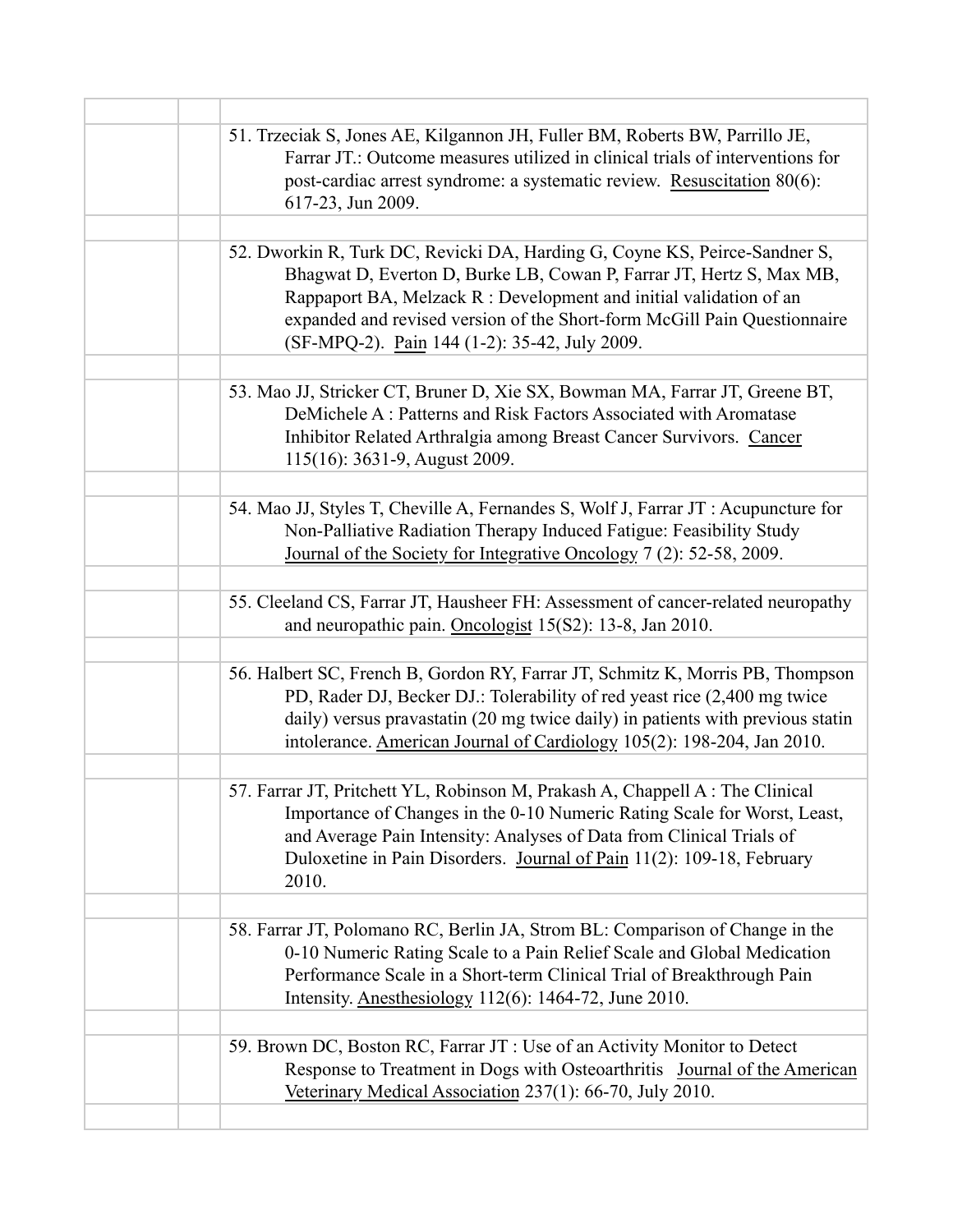51. Trzeciak S, Jones AE, Kilgannon JH, Fuller BM, Roberts BW, Parrillo JE, Farrar JT.: Outcome measures utilized in clinical trials of interventions for post-cardiac arrest syndrome: a systematic review. Resuscitation 80(6): 617-23, Jun 2009.

52. Dworkin R, Turk DC, Revicki DA, Harding G, Coyne KS, Peirce-Sandner S, Bhagwat D, Everton D, Burke LB, Cowan P, Farrar JT, Hertz S, Max MB, Rappaport BA, Melzack R : Development and initial validation of an expanded and revised version of the Short-form McGill Pain Questionnaire (SF-MPQ-2). Pain 144 (1-2): 35-42, July 2009.

53. Mao JJ, Stricker CT, Bruner D, Xie SX, Bowman MA, Farrar JT, Greene BT, DeMichele A : Patterns and Risk Factors Associated with Aromatase Inhibitor Related Arthralgia among Breast Cancer Survivors. Cancer 115(16): 3631-9, August 2009.

54. Mao JJ, Styles T, Cheville A, Fernandes S, Wolf J, Farrar JT : Acupuncture for Non-Palliative Radiation Therapy Induced Fatigue: Feasibility Study Journal of the Society for Integrative Oncology 7 (2): 52-58, 2009.

55. Cleeland CS, Farrar JT, Hausheer FH: Assessment of cancer-related neuropathy and neuropathic pain. Oncologist 15(S2): 13-8, Jan 2010.

56. Halbert SC, French B, Gordon RY, Farrar JT, Schmitz K, Morris PB, Thompson PD, Rader DJ, Becker DJ.: Tolerability of red yeast rice (2,400 mg twice daily) versus pravastatin (20 mg twice daily) in patients with previous statin intolerance. American Journal of Cardiology 105(2): 198-204, Jan 2010.

57. Farrar JT, Pritchett YL, Robinson M, Prakash A, Chappell A : The Clinical Importance of Changes in the 0-10 Numeric Rating Scale for Worst, Least, and Average Pain Intensity: Analyses of Data from Clinical Trials of Duloxetine in Pain Disorders. Journal of Pain 11(2): 109-18, February 2010.

58. Farrar JT, Polomano RC, Berlin JA, Strom BL: Comparison of Change in the 0-10 Numeric Rating Scale to a Pain Relief Scale and Global Medication Performance Scale in a Short-term Clinical Trial of Breakthrough Pain Intensity. Anesthesiology 112(6): 1464-72, June 2010.

59. Brown DC, Boston RC, Farrar JT : Use of an Activity Monitor to Detect Response to Treatment in Dogs with Osteoarthritis Journal of the American Veterinary Medical Association 237(1): 66-70, July 2010.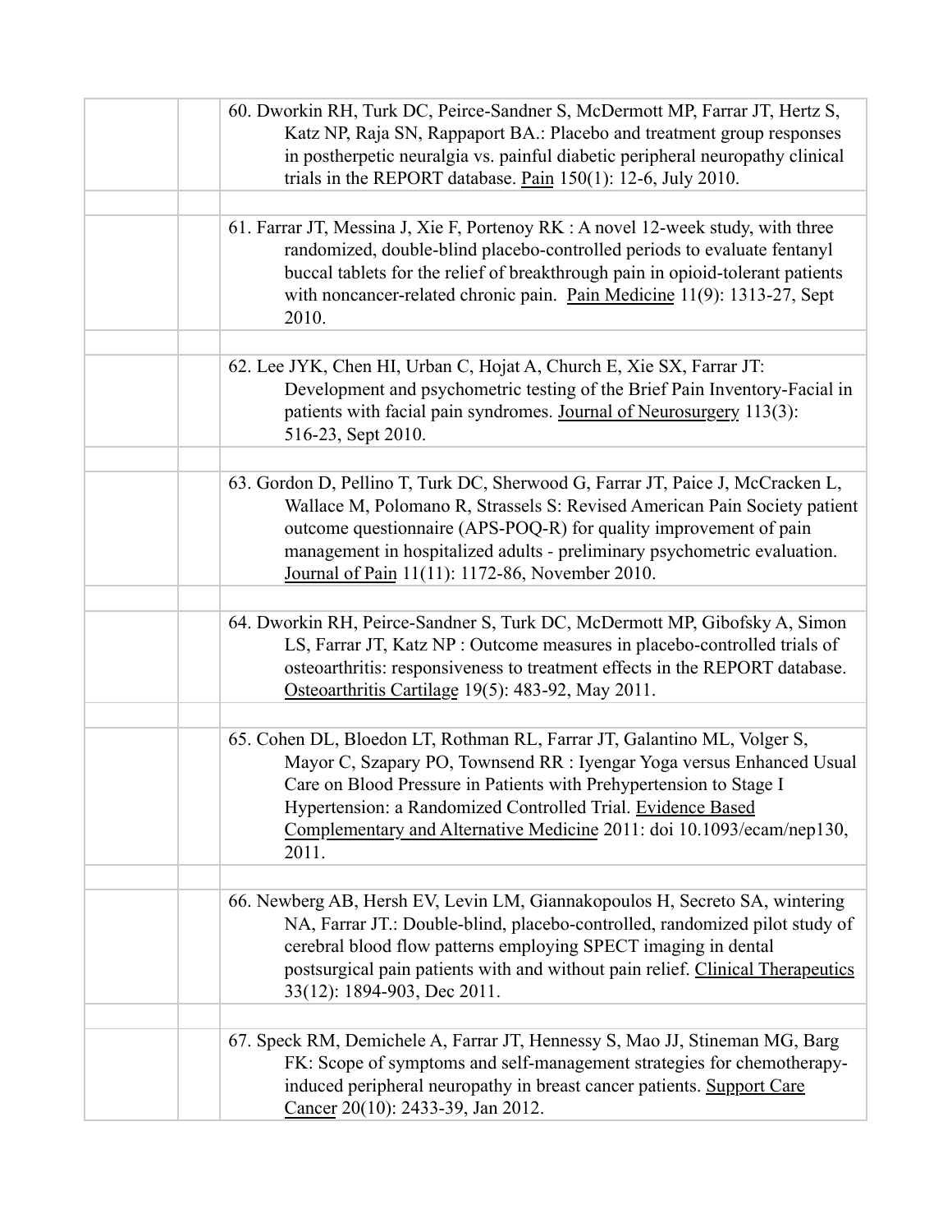60. Dworkin RH, Turk DC, Peirce-Sandner S, McDermott MP, Farrar JT, Hertz S, Katz NP, Raja SN, Rappaport BA.: Placebo and treatment group responses in postherpetic neuralgia vs. painful diabetic peripheral neuropathy clinical trials in the REPORT database. Pain 150(1): 12-6, July 2010.

61. Farrar JT, Messina J, Xie F, Portenoy RK : A novel 12-week study, with three randomized, double-blind placebo-controlled periods to evaluate fentanyl buccal tablets for the relief of breakthrough pain in opioid-tolerant patients with noncancer-related chronic pain. Pain Medicine 11(9): 1313-27, Sept 2010.

62. Lee JYK, Chen HI, Urban C, Hojat A, Church E, Xie SX, Farrar JT: Development and psychometric testing of the Brief Pain Inventory-Facial in patients with facial pain syndromes. Journal of Neurosurgery 113(3): 516-23, Sept 2010.

63. Gordon D, Pellino T, Turk DC, Sherwood G, Farrar JT, Paice J, McCracken L, Wallace M, Polomano R, Strassels S: Revised American Pain Society patient outcome questionnaire (APS-POQ-R) for quality improvement of pain management in hospitalized adults - preliminary psychometric evaluation. Journal of Pain 11(11): 1172-86, November 2010.

64. Dworkin RH, Peirce-Sandner S, Turk DC, McDermott MP, Gibofsky A, Simon LS, Farrar JT, Katz NP : Outcome measures in placebo-controlled trials of osteoarthritis: responsiveness to treatment effects in the REPORT database. Osteoarthritis Cartilage 19(5): 483-92, May 2011.

65. Cohen DL, Bloedon LT, Rothman RL, Farrar JT, Galantino ML, Volger S, Mayor C, Szapary PO, Townsend RR : Iyengar Yoga versus Enhanced Usual Care on Blood Pressure in Patients with Prehypertension to Stage I Hypertension: a Randomized Controlled Trial. Evidence Based Complementary and Alternative Medicine 2011: doi 10.1093/ecam/nep130, 2011.

66. Newberg AB, Hersh EV, Levin LM, Giannakopoulos H, Secreto SA, wintering NA, Farrar JT.: Double-blind, placebo-controlled, randomized pilot study of cerebral blood flow patterns employing SPECT imaging in dental postsurgical pain patients with and without pain relief. Clinical Therapeutics 33(12): 1894-903, Dec 2011.

67. Speck RM, Demichele A, Farrar JT, Hennessy S, Mao JJ, Stineman MG, Barg FK: Scope of symptoms and self-management strategies for chemotherapy-induced peripheral neuropathy in breast cancer patients. Support Care Cancer 20(10): 2433-39, Jan 2012.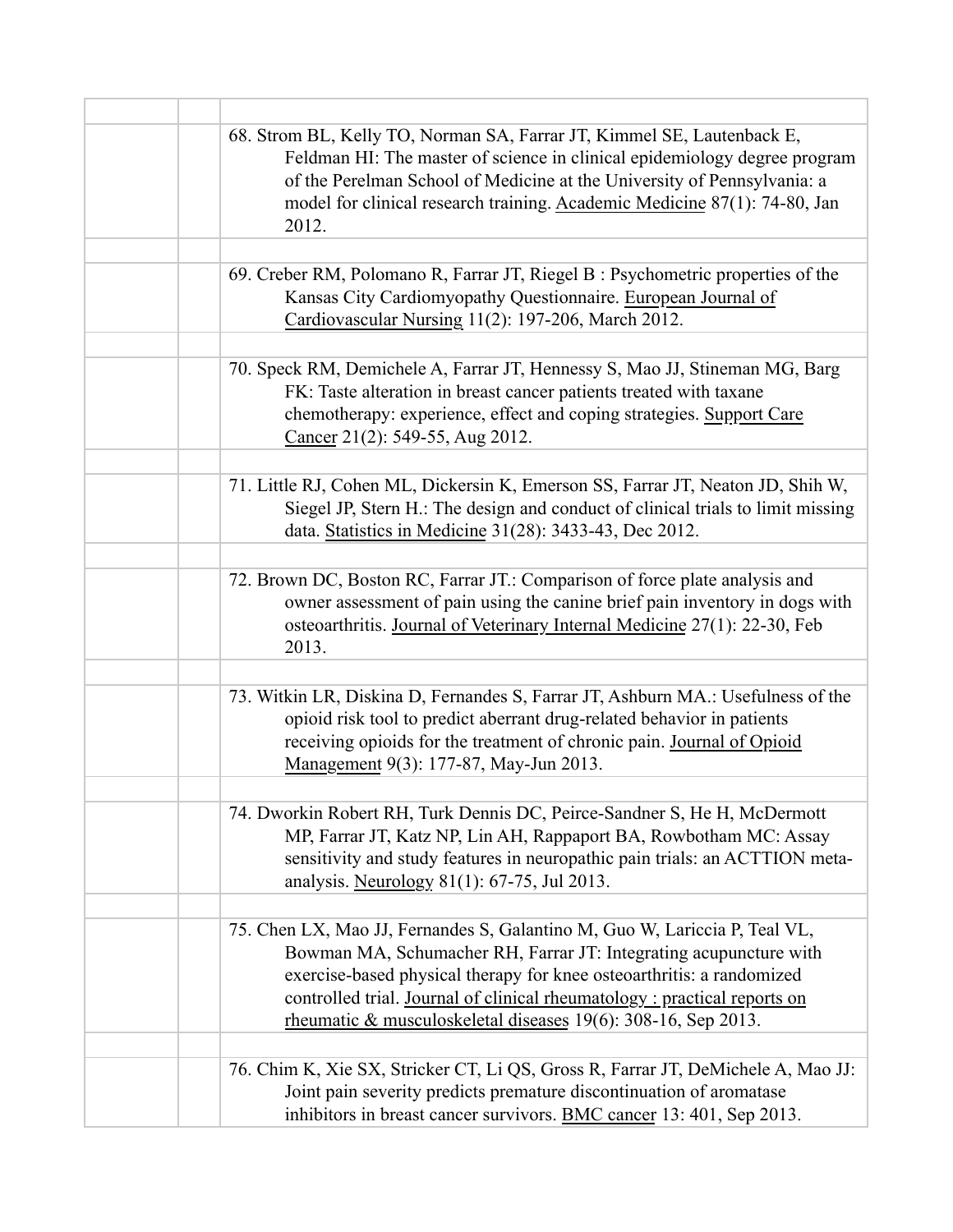68. Strom BL, Kelly TO, Norman SA, Farrar JT, Kimmel SE, Lautenback E, Feldman HI: The master of science in clinical epidemiology degree program of the Perelman School of Medicine at the University of Pennsylvania: a model for clinical research training. Academic Medicine 87(1): 74-80, Jan 2012.

69. Creber RM, Polomano R, Farrar JT, Riegel B : Psychometric properties of the Kansas City Cardiomyopathy Questionnaire. European Journal of Cardiovascular Nursing 11(2): 197-206, March 2012.

70. Speck RM, Demichele A, Farrar JT, Hennessy S, Mao JJ, Stineman MG, Barg FK: Taste alteration in breast cancer patients treated with taxane chemotherapy: experience, effect and coping strategies. Support Care Cancer 21(2): 549-55, Aug 2012.

71. Little RJ, Cohen ML, Dickersin K, Emerson SS, Farrar JT, Neaton JD, Shih W, Siegel JP, Stern H.: The design and conduct of clinical trials to limit missing data. Statistics in Medicine 31(28): 3433-43, Dec 2012.

72. Brown DC, Boston RC, Farrar JT.: Comparison of force plate analysis and owner assessment of pain using the canine brief pain inventory in dogs with osteoarthritis. Journal of Veterinary Internal Medicine 27(1): 22-30, Feb 2013.

73. Witkin LR, Diskina D, Fernandes S, Farrar JT, Ashburn MA.: Usefulness of the opioid risk tool to predict aberrant drug-related behavior in patients receiving opioids for the treatment of chronic pain. Journal of Opioid Management 9(3): 177-87, May-Jun 2013.

74. Dworkin Robert RH, Turk Dennis DC, Peirce-Sandner S, He H, McDermott MP, Farrar JT, Katz NP, Lin AH, Rappaport BA, Rowbotham MC: Assay sensitivity and study features in neuropathic pain trials: an ACTTION meta-analysis. Neurology 81(1): 67-75, Jul 2013.

75. Chen LX, Mao JJ, Fernandes S, Galantino M, Guo W, Lariccia P, Teal VL, Bowman MA, Schumacher RH, Farrar JT: Integrating acupuncture with exercise-based physical therapy for knee osteoarthritis: a randomized controlled trial. Journal of clinical rheumatology : practical reports on rheumatic & musculoskeletal diseases 19(6): 308-16, Sep 2013.

76. Chim K, Xie SX, Stricker CT, Li QS, Gross R, Farrar JT, DeMichele A, Mao JJ: Joint pain severity predicts premature discontinuation of aromatase inhibitors in breast cancer survivors. BMC cancer 13: 401, Sep 2013.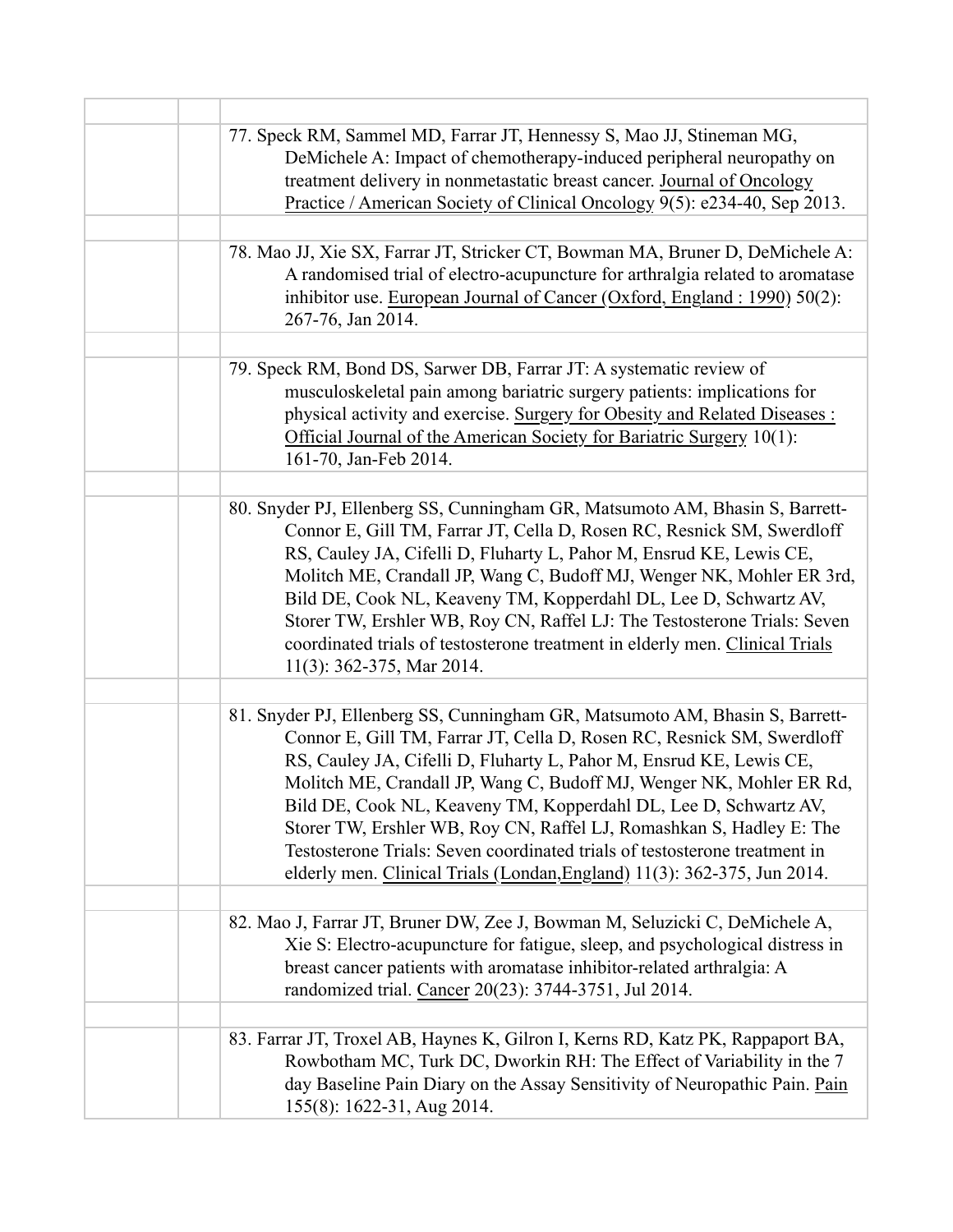77. Speck RM, Sammel MD, Farrar JT, Hennessy S, Mao JJ, Stineman MG, DeMichele A: Impact of chemotherapy-induced peripheral neuropathy on treatment delivery in nonmetastatic breast cancer. Journal of Oncology Practice / American Society of Clinical Oncology 9(5): e234-40, Sep 2013.

78. Mao JJ, Xie SX, Farrar JT, Stricker CT, Bowman MA, Bruner D, DeMichele A: A randomised trial of electro-acupuncture for arthralgia related to aromatase inhibitor use. European Journal of Cancer (Oxford, England : 1990) 50(2): 267-76, Jan 2014.

79. Speck RM, Bond DS, Sarwer DB, Farrar JT: A systematic review of musculoskeletal pain among bariatric surgery patients: implications for physical activity and exercise. Surgery for Obesity and Related Diseases : Official Journal of the American Society for Bariatric Surgery 10(1): 161-70, Jan-Feb 2014.

80. Snyder PJ, Ellenberg SS, Cunningham GR, Matsumoto AM, Bhasin S, Barrett-Connor E, Gill TM, Farrar JT, Cella D, Rosen RC, Resnick SM, Swerdloff RS, Cauley JA, Cifelli D, Fluharty L, Pahor M, Ensrud KE, Lewis CE, Molitch ME, Crandall JP, Wang C, Budoff MJ, Wenger NK, Mohler ER 3rd, Bild DE, Cook NL, Keaveny TM, Kopperdahl DL, Lee D, Schwartz AV, Storer TW, Ershler WB, Roy CN, Raffel LJ: The Testosterone Trials: Seven coordinated trials of testosterone treatment in elderly men. Clinical Trials 11(3): 362-375, Mar 2014.

81. Snyder PJ, Ellenberg SS, Cunningham GR, Matsumoto AM, Bhasin S, Barrett-Connor E, Gill TM, Farrar JT, Cella D, Rosen RC, Resnick SM, Swerdloff RS, Cauley JA, Cifelli D, Fluharty L, Pahor M, Ensrud KE, Lewis CE, Molitch ME, Crandall JP, Wang C, Budoff MJ, Wenger NK, Mohler ER Rd, Bild DE, Cook NL, Keaveny TM, Kopperdahl DL, Lee D, Schwartz AV, Storer TW, Ershler WB, Roy CN, Raffel LJ, Romashkan S, Hadley E: The Testosterone Trials: Seven coordinated trials of testosterone treatment in elderly men. Clinical Trials (Londan,England) 11(3): 362-375, Jun 2014.

82. Mao J, Farrar JT, Bruner DW, Zee J, Bowman M, Seluzicki C, DeMichele A, Xie S: Electro-acupuncture for fatigue, sleep, and psychological distress in breast cancer patients with aromatase inhibitor-related arthralgia: A randomized trial. Cancer 20(23): 3744-3751, Jul 2014.

83. Farrar JT, Troxel AB, Haynes K, Gilron I, Kerns RD, Katz PK, Rappaport BA, Rowbotham MC, Turk DC, Dworkin RH: The Effect of Variability in the 7 day Baseline Pain Diary on the Assay Sensitivity of Neuropathic Pain. Pain 155(8): 1622-31, Aug 2014.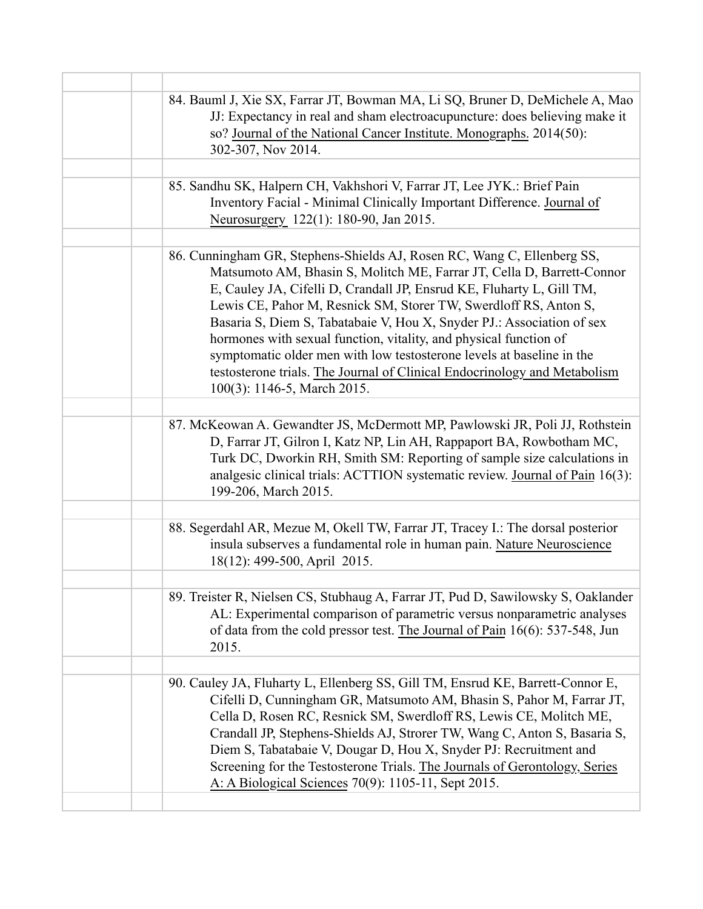84. Bauml J, Xie SX, Farrar JT, Bowman MA, Li SQ, Bruner D, DeMichele A, Mao JJ: Expectancy in real and sham electroacupuncture: does believing make it so? Journal of the National Cancer Institute. Monographs. 2014(50): 302-307, Nov 2014.

85. Sandhu SK, Halpern CH, Vakhshori V, Farrar JT, Lee JYK.: Brief Pain Inventory Facial - Minimal Clinically Important Difference. Journal of Neurosurgery 122(1): 180-90, Jan 2015.

86. Cunningham GR, Stephens-Shields AJ, Rosen RC, Wang C, Ellenberg SS, Matsumoto AM, Bhasin S, Molitch ME, Farrar JT, Cella D, Barrett-Connor E, Cauley JA, Cifelli D, Crandall JP, Ensrud KE, Fluharty L, Gill TM, Lewis CE, Pahor M, Resnick SM, Storer TW, Swerdloff RS, Anton S, Basaria S, Diem S, Tabatabaie V, Hou X, Snyder PJ.: Association of sex hormones with sexual function, vitality, and physical function of symptomatic older men with low testosterone levels at baseline in the testosterone trials. The Journal of Clinical Endocrinology and Metabolism 100(3): 1146-5, March 2015.

87. McKeowan A. Gewandter JS, McDermott MP, Pawlowski JR, Poli JJ, Rothstein D, Farrar JT, Gilron I, Katz NP, Lin AH, Rappaport BA, Rowbotham MC, Turk DC, Dworkin RH, Smith SM: Reporting of sample size calculations in analgesic clinical trials: ACTTION systematic review. Journal of Pain 16(3): 199-206, March 2015.

88. Segerdahl AR, Mezue M, Okell TW, Farrar JT, Tracey I.: The dorsal posterior insula subserves a fundamental role in human pain. Nature Neuroscience 18(12): 499-500, April 2015.

89. Treister R, Nielsen CS, Stubhaug A, Farrar JT, Pud D, Sawilowsky S, Oaklander AL: Experimental comparison of parametric versus nonparametric analyses of data from the cold pressor test. The Journal of Pain 16(6): 537-548, Jun 2015.

90. Cauley JA, Fluharty L, Ellenberg SS, Gill TM, Ensrud KE, Barrett-Connor E, Cifelli D, Cunningham GR, Matsumoto AM, Bhasin S, Pahor M, Farrar JT, Cella D, Rosen RC, Resnick SM, Swerdloff RS, Lewis CE, Molitch ME, Crandall JP, Stephens-Shields AJ, Strorer TW, Wang C, Anton S, Basaria S, Diem S, Tabatabaie V, Dougar D, Hou X, Snyder PJ: Recruitment and Screening for the Testosterone Trials. The Journals of Gerontology, Series A: A Biological Sciences 70(9): 1105-11, Sept 2015.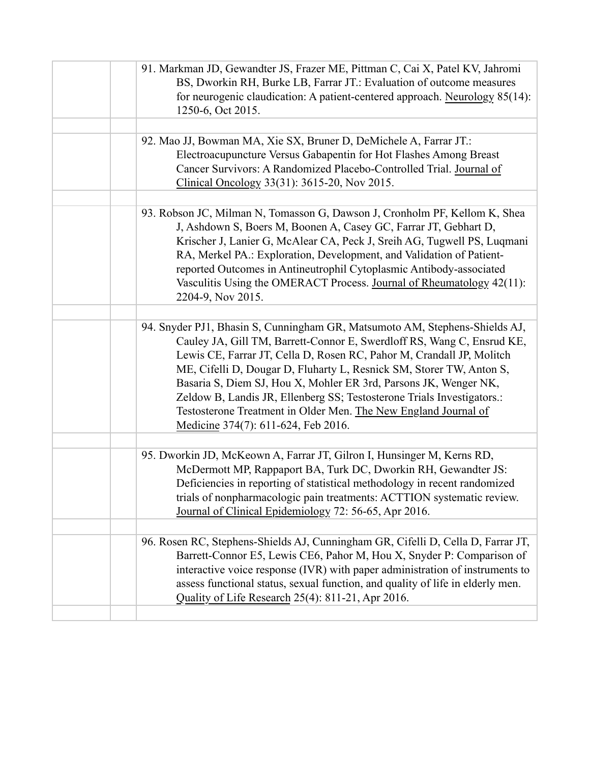91. Markman JD, Gewandter JS, Frazer ME, Pittman C, Cai X, Patel KV, Jahromi BS, Dworkin RH, Burke LB, Farrar JT.: Evaluation of outcome measures for neurogenic claudication: A patient-centered approach. Neurology 85(14): 1250-6, Oct 2015.

92. Mao JJ, Bowman MA, Xie SX, Bruner D, DeMichele A, Farrar JT.: Electroacupuncture Versus Gabapentin for Hot Flashes Among Breast Cancer Survivors: A Randomized Placebo-Controlled Trial. Journal of Clinical Oncology 33(31): 3615-20, Nov 2015.

93. Robson JC, Milman N, Tomasson G, Dawson J, Cronholm PF, Kellom K, Shea J, Ashdown S, Boers M, Boonen A, Casey GC, Farrar JT, Gebhart D, Krischer J, Lanier G, McAlear CA, Peck J, Sreih AG, Tugwell PS, Luqmani RA, Merkel PA.: Exploration, Development, and Validation of Patient-reported Outcomes in Antineutrophil Cytoplasmic Antibody-associated Vasculitis Using the OMERACT Process. Journal of Rheumatology 42(11): 2204-9, Nov 2015.

94. Snyder PJ1, Bhasin S, Cunningham GR, Matsumoto AM, Stephens-Shields AJ, Cauley JA, Gill TM, Barrett-Connor E, Swerdloff RS, Wang C, Ensrud KE, Lewis CE, Farrar JT, Cella D, Rosen RC, Pahor M, Crandall JP, Molitch ME, Cifelli D, Dougar D, Fluharty L, Resnick SM, Storer TW, Anton S, Basaria S, Diem SJ, Hou X, Mohler ER 3rd, Parsons JK, Wenger NK, Zeldow B, Landis JR, Ellenberg SS; Testosterone Trials Investigators.: Testosterone Treatment in Older Men. The New England Journal of Medicine 374(7): 611-624, Feb 2016.

95. Dworkin JD, McKeown A, Farrar JT, Gilron I, Hunsinger M, Kerns RD, McDermott MP, Rappaport BA, Turk DC, Dworkin RH, Gewandter JS: Deficiencies in reporting of statistical methodology in recent randomized trials of nonpharmacologic pain treatments: ACTTION systematic review. Journal of Clinical Epidemiology 72: 56-65, Apr 2016.

96. Rosen RC, Stephens-Shields AJ, Cunningham GR, Cifelli D, Cella D, Farrar JT, Barrett-Connor E5, Lewis CE6, Pahor M, Hou X, Snyder P: Comparison of interactive voice response (IVR) with paper administration of instruments to assess functional status, sexual function, and quality of life in elderly men. Quality of Life Research 25(4): 811-21, Apr 2016.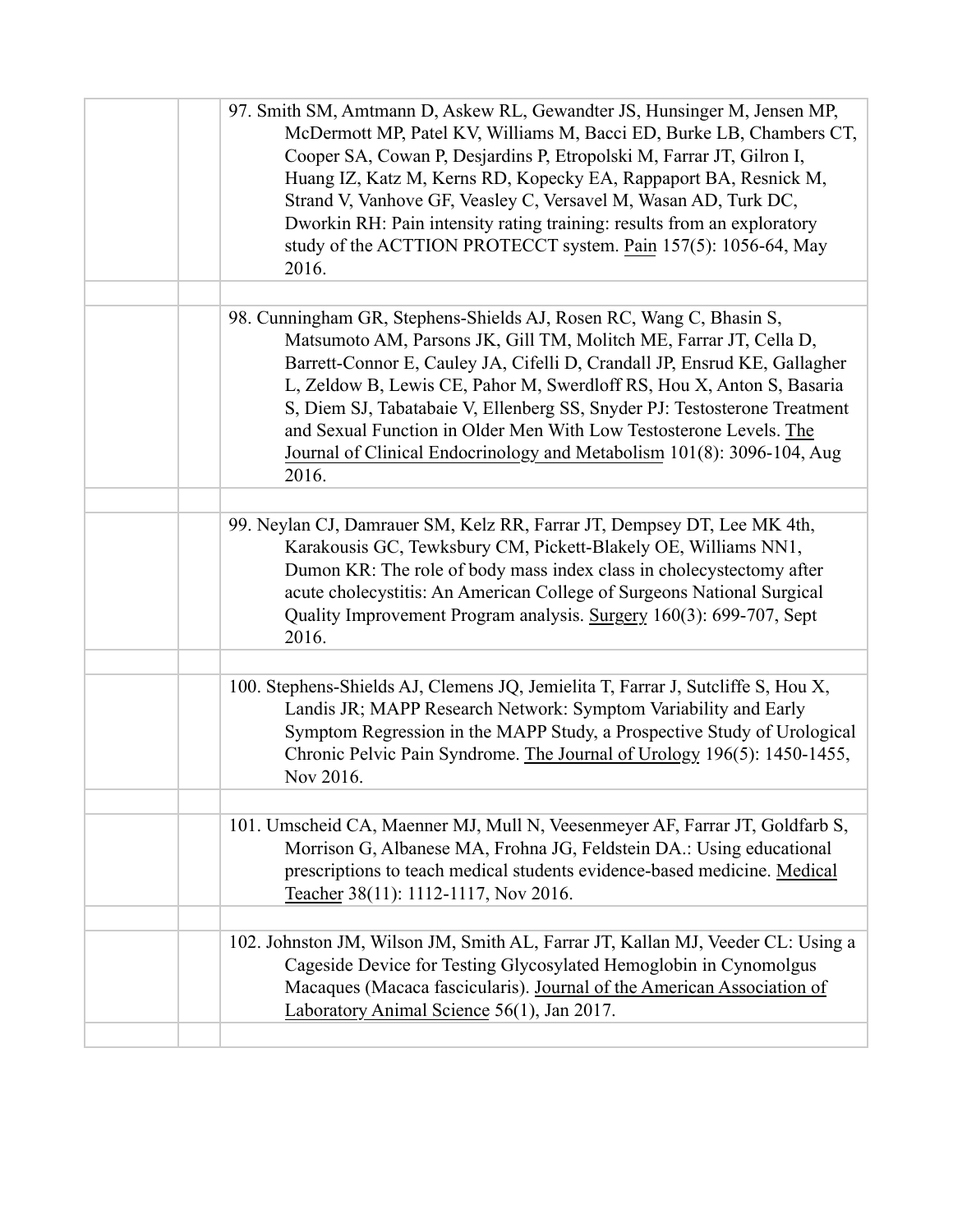97. Smith SM, Amtmann D, Askew RL, Gewandter JS, Hunsinger M, Jensen MP, McDermott MP, Patel KV, Williams M, Bacci ED, Burke LB, Chambers CT, Cooper SA, Cowan P, Desjardins P, Etropolski M, Farrar JT, Gilron I, Huang IZ, Katz M, Kerns RD, Kopecky EA, Rappaport BA, Resnick M, Strand V, Vanhove GF, Veasley C, Versavel M, Wasan AD, Turk DC, Dworkin RH: Pain intensity rating training: results from an exploratory study of the ACTTION PROTECCT system. Pain 157(5): 1056-64, May 2016.

98. Cunningham GR, Stephens-Shields AJ, Rosen RC, Wang C, Bhasin S, Matsumoto AM, Parsons JK, Gill TM, Molitch ME, Farrar JT, Cella D, Barrett-Connor E, Cauley JA, Cifelli D, Crandall JP, Ensrud KE, Gallagher L, Zeldow B, Lewis CE, Pahor M, Swerdloff RS, Hou X, Anton S, Basaria S, Diem SJ, Tabatabaie V, Ellenberg SS, Snyder PJ: Testosterone Treatment and Sexual Function in Older Men With Low Testosterone Levels. The Journal of Clinical Endocrinology and Metabolism 101(8): 3096-104, Aug 2016.

99. Neylan CJ, Damrauer SM, Kelz RR, Farrar JT, Dempsey DT, Lee MK 4th, Karakousis GC, Tewksbury CM, Pickett-Blakely OE, Williams NN1, Dumon KR: The role of body mass index class in cholecystectomy after acute cholecystitis: An American College of Surgeons National Surgical Quality Improvement Program analysis. Surgery 160(3): 699-707, Sept 2016.

100. Stephens-Shields AJ, Clemens JQ, Jemielita T, Farrar J, Sutcliffe S, Hou X, Landis JR; MAPP Research Network: Symptom Variability and Early Symptom Regression in the MAPP Study, a Prospective Study of Urological Chronic Pelvic Pain Syndrome. The Journal of Urology 196(5): 1450-1455, Nov 2016.

101. Umscheid CA, Maenner MJ, Mull N, Veesenmeyer AF, Farrar JT, Goldfarb S, Morrison G, Albanese MA, Frohna JG, Feldstein DA.: Using educational prescriptions to teach medical students evidence-based medicine. Medical Teacher 38(11): 1112-1117, Nov 2016.

102. Johnston JM, Wilson JM, Smith AL, Farrar JT, Kallan MJ, Veeder CL: Using a Cageside Device for Testing Glycosylated Hemoglobin in Cynomolgus Macaques (Macaca fascicularis). Journal of the American Association of Laboratory Animal Science 56(1), Jan 2017.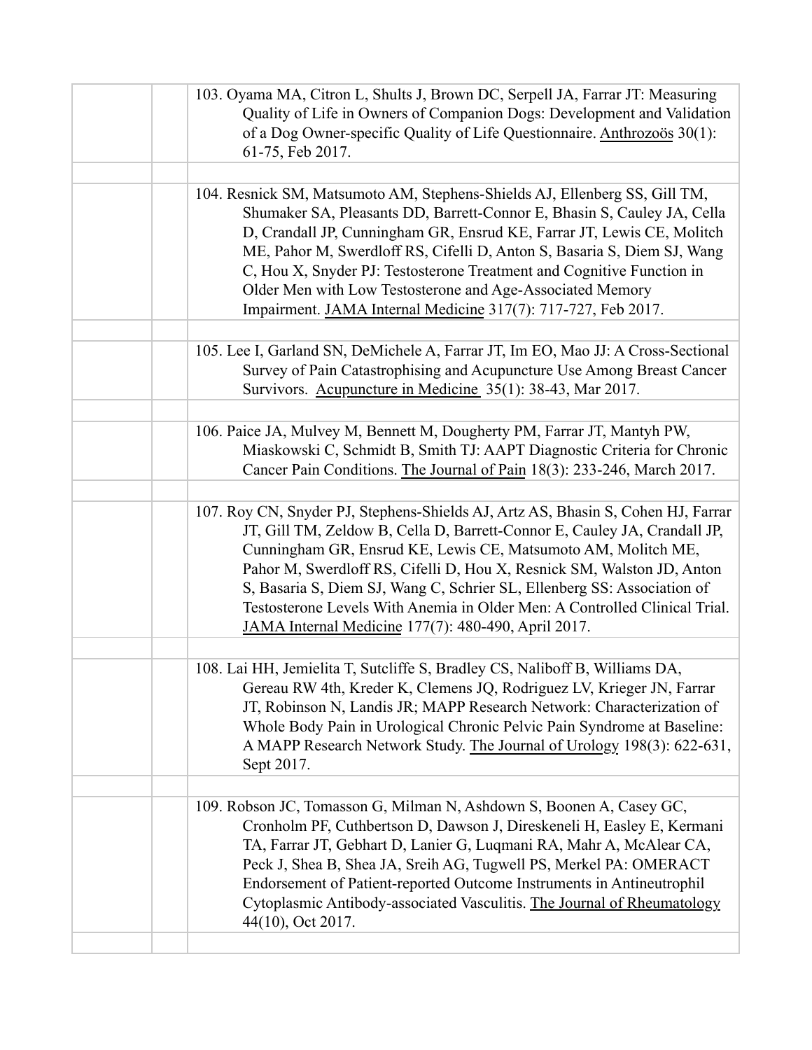103. Oyama MA, Citron L, Shults J, Brown DC, Serpell JA, Farrar JT: Measuring Quality of Life in Owners of Companion Dogs: Development and Validation of a Dog Owner-specific Quality of Life Questionnaire. Anthrozoös 30(1): 61-75, Feb 2017.

104. Resnick SM, Matsumoto AM, Stephens-Shields AJ, Ellenberg SS, Gill TM, Shumaker SA, Pleasants DD, Barrett-Connor E, Bhasin S, Cauley JA, Cella D, Crandall JP, Cunningham GR, Ensrud KE, Farrar JT, Lewis CE, Molitch ME, Pahor M, Swerdloff RS, Cifelli D, Anton S, Basaria S, Diem SJ, Wang C, Hou X, Snyder PJ: Testosterone Treatment and Cognitive Function in Older Men with Low Testosterone and Age-Associated Memory Impairment. JAMA Internal Medicine 317(7): 717-727, Feb 2017.

105. Lee I, Garland SN, DeMichele A, Farrar JT, Im EO, Mao JJ: A Cross-Sectional Survey of Pain Catastrophising and Acupuncture Use Among Breast Cancer Survivors. Acupuncture in Medicine 35(1): 38-43, Mar 2017.

106. Paice JA, Mulvey M, Bennett M, Dougherty PM, Farrar JT, Mantyh PW, Miaskowski C, Schmidt B, Smith TJ: AAPT Diagnostic Criteria for Chronic Cancer Pain Conditions. The Journal of Pain 18(3): 233-246, March 2017.

107. Roy CN, Snyder PJ, Stephens-Shields AJ, Artz AS, Bhasin S, Cohen HJ, Farrar JT, Gill TM, Zeldow B, Cella D, Barrett-Connor E, Cauley JA, Crandall JP, Cunningham GR, Ensrud KE, Lewis CE, Matsumoto AM, Molitch ME, Pahor M, Swerdloff RS, Cifelli D, Hou X, Resnick SM, Walston JD, Anton S, Basaria S, Diem SJ, Wang C, Schrier SL, Ellenberg SS: Association of Testosterone Levels With Anemia in Older Men: A Controlled Clinical Trial. JAMA Internal Medicine 177(7): 480-490, April 2017.

108. Lai HH, Jemielita T, Sutcliffe S, Bradley CS, Naliboff B, Williams DA, Gereau RW 4th, Kreder K, Clemens JQ, Rodriguez LV, Krieger JN, Farrar JT, Robinson N, Landis JR; MAPP Research Network: Characterization of Whole Body Pain in Urological Chronic Pelvic Pain Syndrome at Baseline: A MAPP Research Network Study. The Journal of Urology 198(3): 622-631, Sept 2017.

109. Robson JC, Tomasson G, Milman N, Ashdown S, Boonen A, Casey GC, Cronholm PF, Cuthbertson D, Dawson J, Direskeneli H, Easley E, Kermani TA, Farrar JT, Gebhart D, Lanier G, Luqmani RA, Mahr A, McAlear CA, Peck J, Shea B, Shea JA, Sreih AG, Tugwell PS, Merkel PA: OMERACT Endorsement of Patient-reported Outcome Instruments in Antineutrophil Cytoplasmic Antibody-associated Vasculitis. The Journal of Rheumatology 44(10), Oct 2017.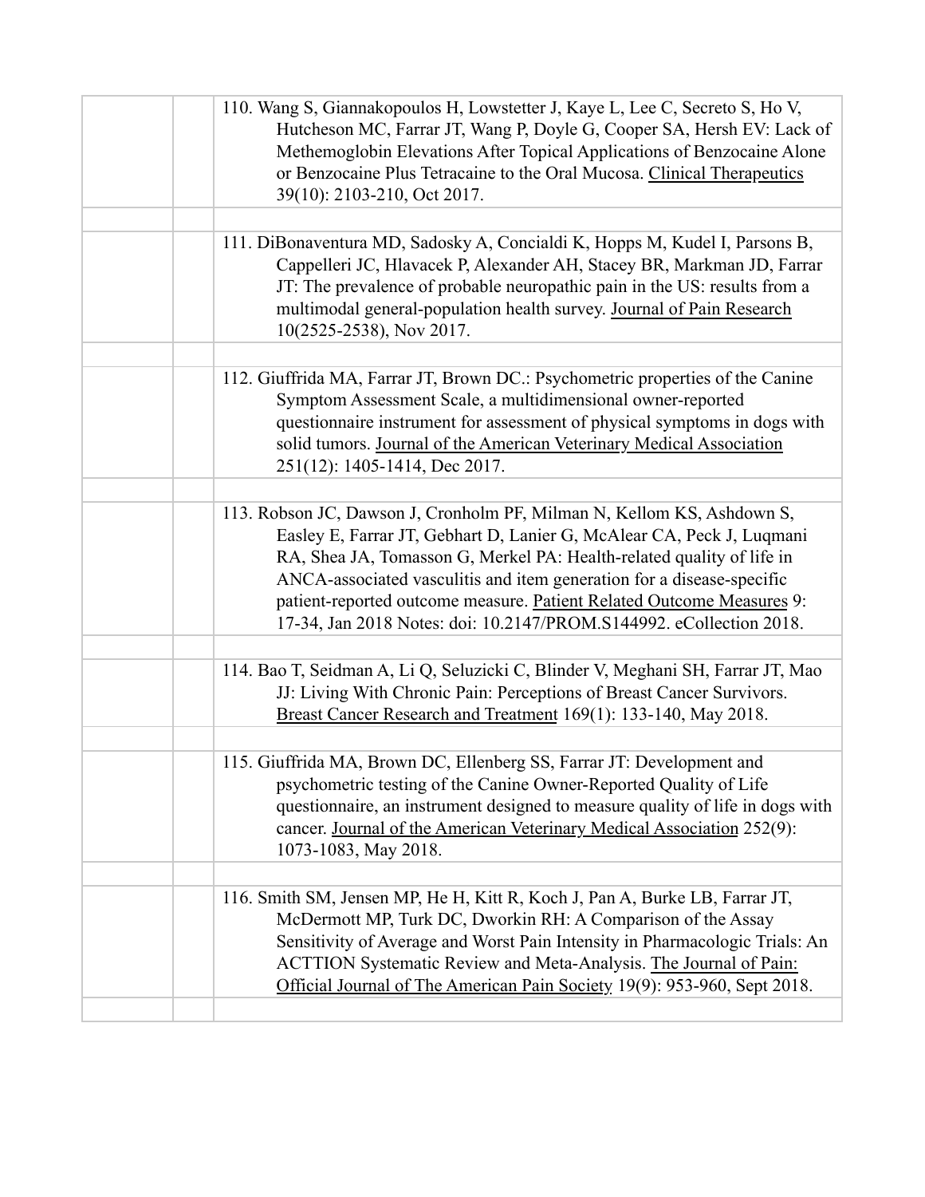110. Wang S, Giannakopoulos H, Lowstetter J, Kaye L, Lee C, Secreto S, Ho V, Hutcheson MC, Farrar JT, Wang P, Doyle G, Cooper SA, Hersh EV: Lack of Methemoglobin Elevations After Topical Applications of Benzocaine Alone or Benzocaine Plus Tetracaine to the Oral Mucosa. Clinical Therapeutics 39(10): 2103-210, Oct 2017.

111. DiBonaventura MD, Sadosky A, Concialdi K, Hopps M, Kudel I, Parsons B, Cappelleri JC, Hlavacek P, Alexander AH, Stacey BR, Markman JD, Farrar JT: The prevalence of probable neuropathic pain in the US: results from a multimodal general-population health survey. Journal of Pain Research 10(2525-2538), Nov 2017.

112. Giuffrida MA, Farrar JT, Brown DC.: Psychometric properties of the Canine Symptom Assessment Scale, a multidimensional owner-reported questionnaire instrument for assessment of physical symptoms in dogs with solid tumors. Journal of the American Veterinary Medical Association 251(12): 1405-1414, Dec 2017.

113. Robson JC, Dawson J, Cronholm PF, Milman N, Kellom KS, Ashdown S, Easley E, Farrar JT, Gebhart D, Lanier G, McAlear CA, Peck J, Luqmani RA, Shea JA, Tomasson G, Merkel PA: Health-related quality of life in ANCA-associated vasculitis and item generation for a disease-specific patient-reported outcome measure. Patient Related Outcome Measures 9: 17-34, Jan 2018 Notes: doi: 10.2147/PROM.S144992. eCollection 2018.

114. Bao T, Seidman A, Li Q, Seluzicki C, Blinder V, Meghani SH, Farrar JT, Mao JJ: Living With Chronic Pain: Perceptions of Breast Cancer Survivors. Breast Cancer Research and Treatment 169(1): 133-140, May 2018.

115. Giuffrida MA, Brown DC, Ellenberg SS, Farrar JT: Development and psychometric testing of the Canine Owner-Reported Quality of Life questionnaire, an instrument designed to measure quality of life in dogs with cancer. Journal of the American Veterinary Medical Association 252(9): 1073-1083, May 2018.

116. Smith SM, Jensen MP, He H, Kitt R, Koch J, Pan A, Burke LB, Farrar JT, McDermott MP, Turk DC, Dworkin RH: A Comparison of the Assay Sensitivity of Average and Worst Pain Intensity in Pharmacologic Trials: An ACTTION Systematic Review and Meta-Analysis. The Journal of Pain: Official Journal of The American Pain Society 19(9): 953-960, Sept 2018.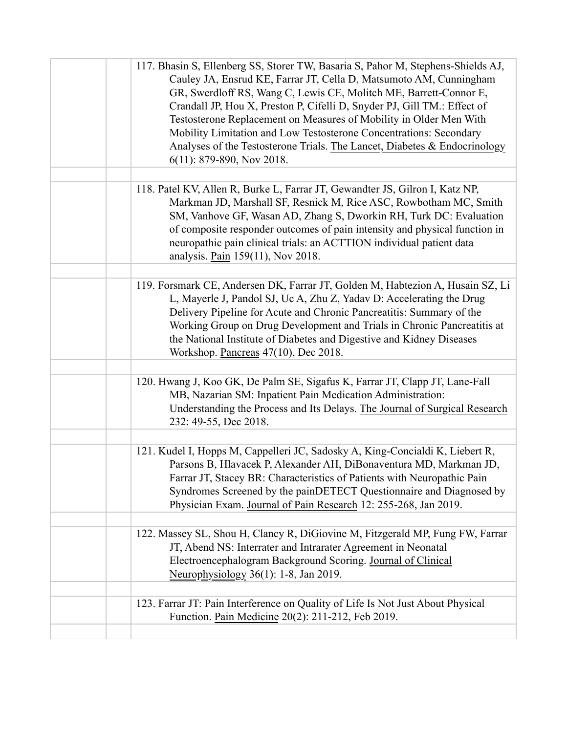117. Bhasin S, Ellenberg SS, Storer TW, Basaria S, Pahor M, Stephens-Shields AJ, Cauley JA, Ensrud KE, Farrar JT, Cella D, Matsumoto AM, Cunningham GR, Swerdloff RS, Wang C, Lewis CE, Molitch ME, Barrett-Connor E, Crandall JP, Hou X, Preston P, Cifelli D, Snyder PJ, Gill TM.: Effect of Testosterone Replacement on Measures of Mobility in Older Men With Mobility Limitation and Low Testosterone Concentrations: Secondary Analyses of the Testosterone Trials. The Lancet, Diabetes & Endocrinology 6(11): 879-890, Nov 2018.

118. Patel KV, Allen R, Burke L, Farrar JT, Gewandter JS, Gilron I, Katz NP, Markman JD, Marshall SF, Resnick M, Rice ASC, Rowbotham MC, Smith SM, Vanhove GF, Wasan AD, Zhang S, Dworkin RH, Turk DC: Evaluation of composite responder outcomes of pain intensity and physical function in neuropathic pain clinical trials: an ACTTION individual patient data analysis. Pain 159(11), Nov 2018.

119. Forsmark CE, Andersen DK, Farrar JT, Golden M, Habtezion A, Husain SZ, Li L, Mayerle J, Pandol SJ, Uc A, Zhu Z, Yadav D: Accelerating the Drug Delivery Pipeline for Acute and Chronic Pancreatitis: Summary of the Working Group on Drug Development and Trials in Chronic Pancreatitis at the National Institute of Diabetes and Digestive and Kidney Diseases Workshop. Pancreas 47(10), Dec 2018.

120. Hwang J, Koo GK, De Palm SE, Sigafus K, Farrar JT, Clapp JT, Lane-Fall MB, Nazarian SM: Inpatient Pain Medication Administration: Understanding the Process and Its Delays. The Journal of Surgical Research 232: 49-55, Dec 2018.

121. Kudel I, Hopps M, Cappelleri JC, Sadosky A, King-Concialdi K, Liebert R, Parsons B, Hlavacek P, Alexander AH, DiBonaventura MD, Markman JD, Farrar JT, Stacey BR: Characteristics of Patients with Neuropathic Pain Syndromes Screened by the painDETECT Questionnaire and Diagnosed by Physician Exam. Journal of Pain Research 12: 255-268, Jan 2019.

122. Massey SL, Shou H, Clancy R, DiGiovine M, Fitzgerald MP, Fung FW, Farrar JT, Abend NS: Interrater and Intrarater Agreement in Neonatal Electroencephalogram Background Scoring. Journal of Clinical Neurophysiology 36(1): 1-8, Jan 2019.

123. Farrar JT: Pain Interference on Quality of Life Is Not Just About Physical Function. Pain Medicine 20(2): 211-212, Feb 2019.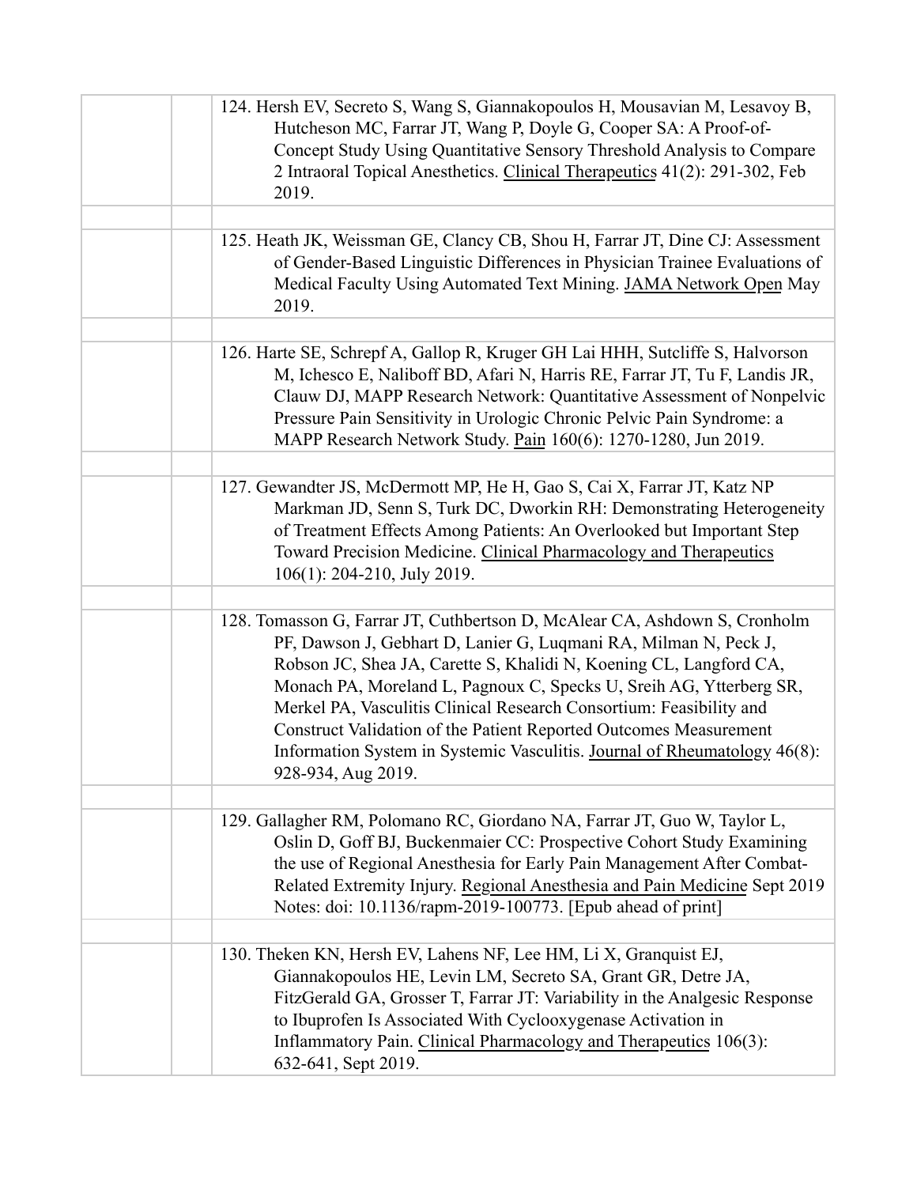124. Hersh EV, Secreto S, Wang S, Giannakopoulos H, Mousavian M, Lesavoy B, Hutcheson MC, Farrar JT, Wang P, Doyle G, Cooper SA: A Proof-of-Concept Study Using Quantitative Sensory Threshold Analysis to Compare 2 Intraoral Topical Anesthetics. Clinical Therapeutics 41(2): 291-302, Feb 2019.

125. Heath JK, Weissman GE, Clancy CB, Shou H, Farrar JT, Dine CJ: Assessment of Gender-Based Linguistic Differences in Physician Trainee Evaluations of Medical Faculty Using Automated Text Mining. JAMA Network Open May 2019.

126. Harte SE, Schrepf A, Gallop R, Kruger GH Lai HHH, Sutcliffe S, Halvorson M, Ichesco E, Naliboff BD, Afari N, Harris RE, Farrar JT, Tu F, Landis JR, Clauw DJ, MAPP Research Network: Quantitative Assessment of Nonpelvic Pressure Pain Sensitivity in Urologic Chronic Pelvic Pain Syndrome: a MAPP Research Network Study. Pain 160(6): 1270-1280, Jun 2019.

127. Gewandter JS, McDermott MP, He H, Gao S, Cai X, Farrar JT, Katz NP Markman JD, Senn S, Turk DC, Dworkin RH: Demonstrating Heterogeneity of Treatment Effects Among Patients: An Overlooked but Important Step Toward Precision Medicine. Clinical Pharmacology and Therapeutics 106(1): 204-210, July 2019.

128. Tomasson G, Farrar JT, Cuthbertson D, McAlear CA, Ashdown S, Cronholm PF, Dawson J, Gebhart D, Lanier G, Luqmani RA, Milman N, Peck J, Robson JC, Shea JA, Carette S, Khalidi N, Koening CL, Langford CA, Monach PA, Moreland L, Pagnoux C, Specks U, Sreih AG, Ytterberg SR, Merkel PA, Vasculitis Clinical Research Consortium: Feasibility and Construct Validation of the Patient Reported Outcomes Measurement Information System in Systemic Vasculitis. Journal of Rheumatology 46(8): 928-934, Aug 2019.

129. Gallagher RM, Polomano RC, Giordano NA, Farrar JT, Guo W, Taylor L, Oslin D, Goff BJ, Buckenmaier CC: Prospective Cohort Study Examining the use of Regional Anesthesia for Early Pain Management After Combat-Related Extremity Injury. Regional Anesthesia and Pain Medicine Sept 2019 Notes: doi: 10.1136/rapm-2019-100773. [Epub ahead of print]

130. Theken KN, Hersh EV, Lahens NF, Lee HM, Li X, Granquist EJ, Giannakopoulos HE, Levin LM, Secreto SA, Grant GR, Detre JA, FitzGerald GA, Grosser T, Farrar JT: Variability in the Analgesic Response to Ibuprofen Is Associated With Cyclooxygenase Activation in Inflammatory Pain. Clinical Pharmacology and Therapeutics 106(3): 632-641, Sept 2019.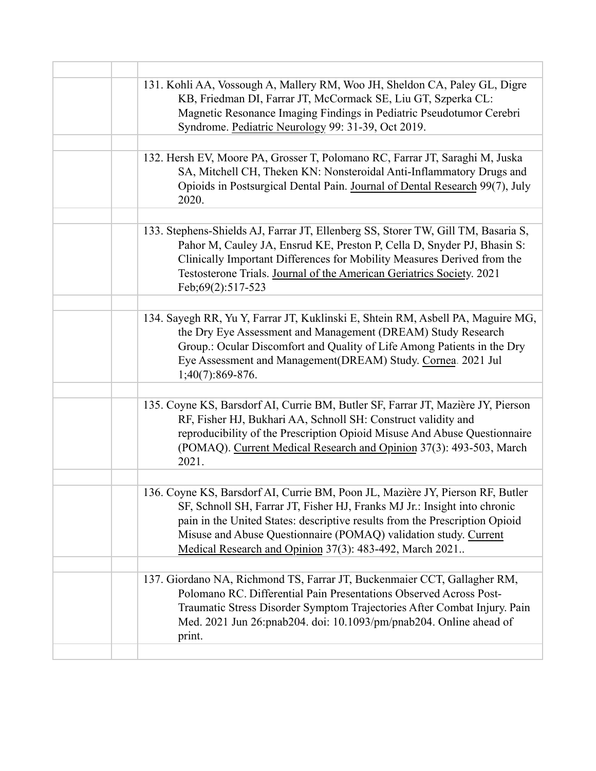131. Kohli AA, Vossough A, Mallery RM, Woo JH, Sheldon CA, Paley GL, Digre KB, Friedman DI, Farrar JT, McCormack SE, Liu GT, Szperka CL: Magnetic Resonance Imaging Findings in Pediatric Pseudotumor Cerebri Syndrome. Pediatric Neurology 99: 31-39, Oct 2019.

132. Hersh EV, Moore PA, Grosser T, Polomano RC, Farrar JT, Saraghi M, Juska SA, Mitchell CH, Theken KN: Nonsteroidal Anti-Inflammatory Drugs and Opioids in Postsurgical Dental Pain. Journal of Dental Research 99(7), July 2020.

133. Stephens-Shields AJ, Farrar JT, Ellenberg SS, Storer TW, Gill TM, Basaria S, Pahor M, Cauley JA, Ensrud KE, Preston P, Cella D, Snyder PJ, Bhasin S: Clinically Important Differences for Mobility Measures Derived from the Testosterone Trials. Journal of the American Geriatrics Society. 2021 Feb;69(2):517-523

134. Sayegh RR, Yu Y, Farrar JT, Kuklinski E, Shtein RM, Asbell PA, Maguire MG, the Dry Eye Assessment and Management (DREAM) Study Research Group.: Ocular Discomfort and Quality of Life Among Patients in the Dry Eye Assessment and Management(DREAM) Study. Cornea. 2021 Jul 1;40(7):869-876.

135. Coyne KS, Barsdorf AI, Currie BM, Butler SF, Farrar JT, Mazière JY, Pierson RF, Fisher HJ, Bukhari AA, Schnoll SH: Construct validity and reproducibility of the Prescription Opioid Misuse And Abuse Questionnaire (POMAQ). Current Medical Research and Opinion 37(3): 493-503, March 2021.

136. Coyne KS, Barsdorf AI, Currie BM, Poon JL, Mazière JY, Pierson RF, Butler SF, Schnoll SH, Farrar JT, Fisher HJ, Franks MJ Jr.: Insight into chronic pain in the United States: descriptive results from the Prescription Opioid Misuse and Abuse Questionnaire (POMAQ) validation study. Current Medical Research and Opinion 37(3): 483-492, March 2021..

137. Giordano NA, Richmond TS, Farrar JT, Buckenmaier CCT, Gallagher RM, Polomano RC. Differential Pain Presentations Observed Across Post-Traumatic Stress Disorder Symptom Trajectories After Combat Injury. Pain Med. 2021 Jun 26:pnab204. doi: 10.1093/pm/pnab204. Online ahead of print.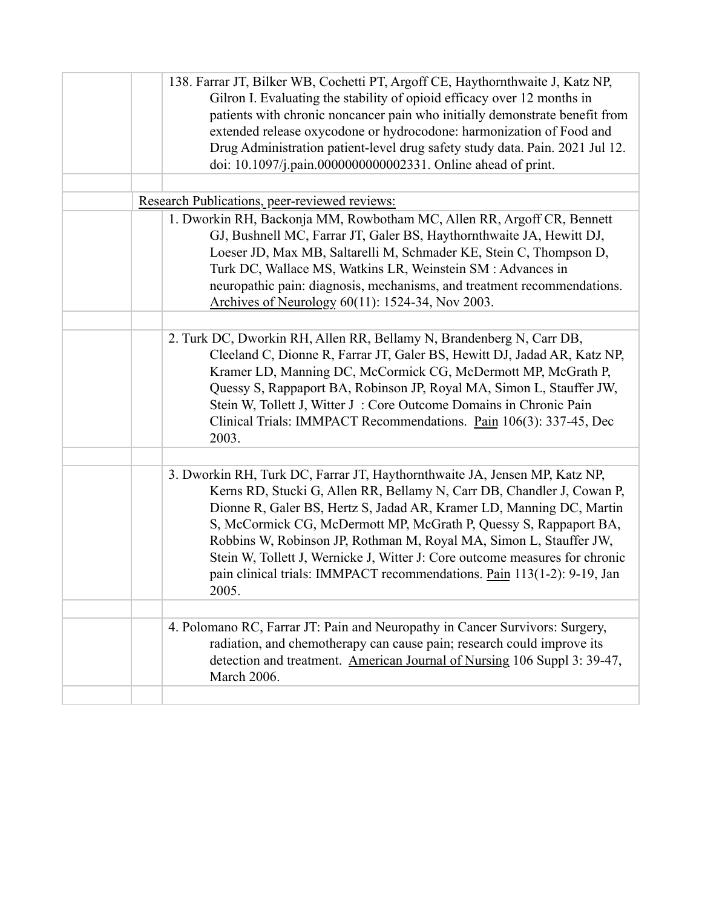138. Farrar JT, Bilker WB, Cochetti PT, Argoff CE, Haythornthwaite J, Katz NP, Gilron I. Evaluating the stability of opioid efficacy over 12 months in patients with chronic noncancer pain who initially demonstrate benefit from extended release oxycodone or hydrocodone: harmonization of Food and Drug Administration patient-level drug safety study data. Pain. 2021 Jul 12. doi: 10.1097/j.pain.0000000000002331. Online ahead of print.

<u>Research Publications, peer-reviewed reviews:</u>

1. Dworkin RH, Backonja MM, Rowbotham MC, Allen RR, Argoff CR, Bennett GJ, Bushnell MC, Farrar JT, Galer BS, Haythornthwaite JA, Hewitt DJ, Loeser JD, Max MB, Saltarelli M, Schmader KE, Stein C, Thompson D, Turk DC, Wallace MS, Watkins LR, Weinstein SM : Advances in neuropathic pain: diagnosis, mechanisms, and treatment recommendations. <u>Archives of Neurology</u> 60(11): 1524-34, Nov 2003.

2. Turk DC, Dworkin RH, Allen RR, Bellamy N, Brandenberg N, Carr DB, Cleeland C, Dionne R, Farrar JT, Galer BS, Hewitt DJ, Jadad AR, Katz NP, Kramer LD, Manning DC, McCormick CG, McDermott MP, McGrath P, Quessy S, Rappaport BA, Robinson JP, Royal MA, Simon L, Stauffer JW, Stein W, Tollett J, Witter J : Core Outcome Domains in Chronic Pain Clinical Trials: IMMPACT Recommendations. <u>Pain</u> 106(3): 337-45, Dec 2003.

3. Dworkin RH, Turk DC, Farrar JT, Haythornthwaite JA, Jensen MP, Katz NP, Kerns RD, Stucki G, Allen RR, Bellamy N, Carr DB, Chandler J, Cowan P, Dionne R, Galer BS, Hertz S, Jadad AR, Kramer LD, Manning DC, Martin S, McCormick CG, McDermott MP, McGrath P, Quessy S, Rappaport BA, Robbins W, Robinson JP, Rothman M, Royal MA, Simon L, Stauffer JW, Stein W, Tollett J, Wernicke J, Witter J: Core outcome measures for chronic pain clinical trials: IMMPACT recommendations. <u>Pain</u> 113(1-2): 9-19, Jan 2005.

4. Polomano RC, Farrar JT: Pain and Neuropathy in Cancer Survivors: Surgery, radiation, and chemotherapy can cause pain; research could improve its detection and treatment. <u>American Journal of Nursing</u> 106 Suppl 3: 39-47, March 2006.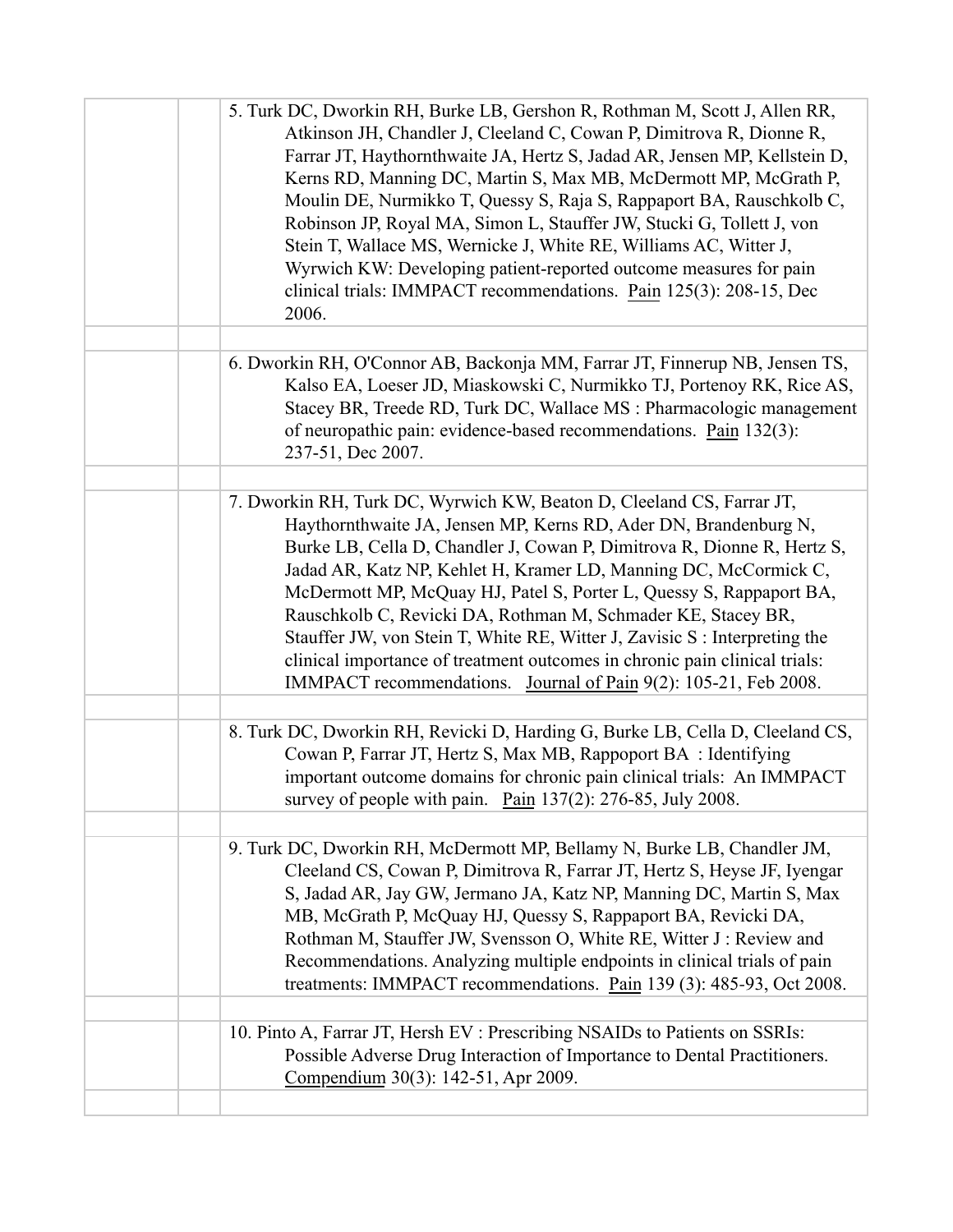5. Turk DC, Dworkin RH, Burke LB, Gershon R, Rothman M, Scott J, Allen RR, Atkinson JH, Chandler J, Cleeland C, Cowan P, Dimitrova R, Dionne R, Farrar JT, Haythornthwaite JA, Hertz S, Jadad AR, Jensen MP, Kellstein D, Kerns RD, Manning DC, Martin S, Max MB, McDermott MP, McGrath P, Moulin DE, Nurmikko T, Quessy S, Raja S, Rappaport BA, Rauschkolb C, Robinson JP, Royal MA, Simon L, Stauffer JW, Stucki G, Tollett J, von Stein T, Wallace MS, Wernicke J, White RE, Williams AC, Witter J, Wyrwich KW: Developing patient-reported outcome measures for pain clinical trials: IMMPACT recommendations. Pain 125(3): 208-15, Dec 2006.

6. Dworkin RH, O'Connor AB, Backonja MM, Farrar JT, Finnerup NB, Jensen TS, Kalso EA, Loeser JD, Miaskowski C, Nurmikko TJ, Portenoy RK, Rice AS, Stacey BR, Treede RD, Turk DC, Wallace MS : Pharmacologic management of neuropathic pain: evidence-based recommendations. Pain 132(3): 237-51, Dec 2007.

7. Dworkin RH, Turk DC, Wyrwich KW, Beaton D, Cleeland CS, Farrar JT, Haythornthwaite JA, Jensen MP, Kerns RD, Ader DN, Brandenburg N, Burke LB, Cella D, Chandler J, Cowan P, Dimitrova R, Dionne R, Hertz S, Jadad AR, Katz NP, Kehlet H, Kramer LD, Manning DC, McCormick C, McDermott MP, McQuay HJ, Patel S, Porter L, Quessy S, Rappaport BA, Rauschkolb C, Revicki DA, Rothman M, Schmader KE, Stacey BR, Stauffer JW, von Stein T, White RE, Witter J, Zavisic S : Interpreting the clinical importance of treatment outcomes in chronic pain clinical trials: IMMPACT recommendations. Journal of Pain 9(2): 105-21, Feb 2008.

8. Turk DC, Dworkin RH, Revicki D, Harding G, Burke LB, Cella D, Cleeland CS, Cowan P, Farrar JT, Hertz S, Max MB, Rappoport BA : Identifying important outcome domains for chronic pain clinical trials: An IMMPACT survey of people with pain. Pain 137(2): 276-85, July 2008.

9. Turk DC, Dworkin RH, McDermott MP, Bellamy N, Burke LB, Chandler JM, Cleeland CS, Cowan P, Dimitrova R, Farrar JT, Hertz S, Heyse JF, Iyengar S, Jadad AR, Jay GW, Jermano JA, Katz NP, Manning DC, Martin S, Max MB, McGrath P, McQuay HJ, Quessy S, Rappaport BA, Revicki DA, Rothman M, Stauffer JW, Svensson O, White RE, Witter J : Review and Recommendations. Analyzing multiple endpoints in clinical trials of pain treatments: IMMPACT recommendations. Pain 139 (3): 485-93, Oct 2008.

10. Pinto A, Farrar JT, Hersh EV : Prescribing NSAIDs to Patients on SSRIs: Possible Adverse Drug Interaction of Importance to Dental Practitioners. Compendium 30(3): 142-51, Apr 2009.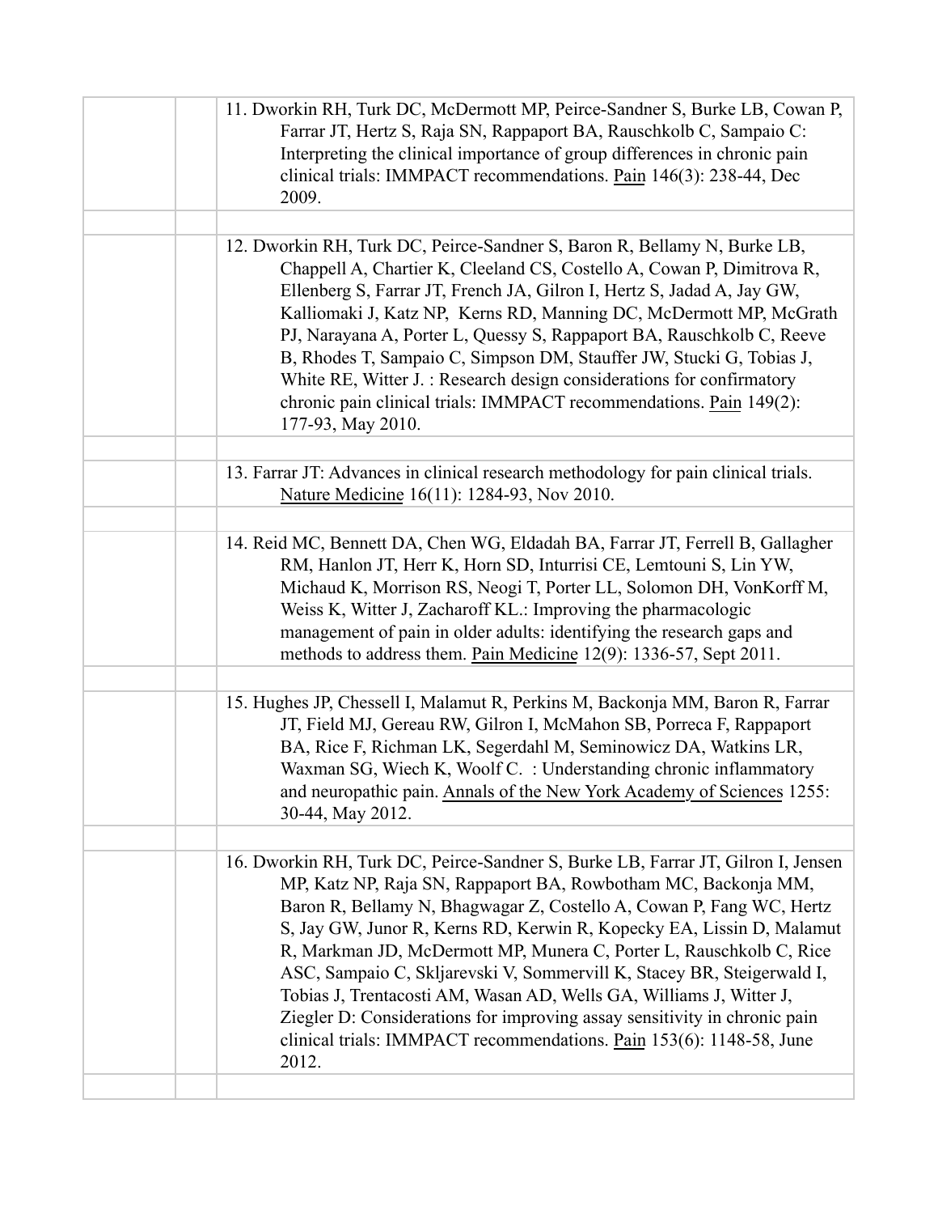11. Dworkin RH, Turk DC, McDermott MP, Peirce-Sandner S, Burke LB, Cowan P, Farrar JT, Hertz S, Raja SN, Rappaport BA, Rauschkolb C, Sampaio C: Interpreting the clinical importance of group differences in chronic pain clinical trials: IMMPACT recommendations. Pain 146(3): 238-44, Dec 2009.

12. Dworkin RH, Turk DC, Peirce-Sandner S, Baron R, Bellamy N, Burke LB, Chappell A, Chartier K, Cleeland CS, Costello A, Cowan P, Dimitrova R, Ellenberg S, Farrar JT, French JA, Gilron I, Hertz S, Jadad A, Jay GW, Kalliomaki J, Katz NP, Kerns RD, Manning DC, McDermott MP, McGrath PJ, Narayana A, Porter L, Quessy S, Rappaport BA, Rauschkolb C, Reeve B, Rhodes T, Sampaio C, Simpson DM, Stauffer JW, Stucki G, Tobias J, White RE, Witter J. : Research design considerations for confirmatory chronic pain clinical trials: IMMPACT recommendations. Pain 149(2): 177-93, May 2010.

13. Farrar JT: Advances in clinical research methodology for pain clinical trials. Nature Medicine 16(11): 1284-93, Nov 2010.

14. Reid MC, Bennett DA, Chen WG, Eldadah BA, Farrar JT, Ferrell B, Gallagher RM, Hanlon JT, Herr K, Horn SD, Inturrisi CE, Lemtouni S, Lin YW, Michaud K, Morrison RS, Neogi T, Porter LL, Solomon DH, VonKorff M, Weiss K, Witter J, Zacharoff KL.: Improving the pharmacologic management of pain in older adults: identifying the research gaps and methods to address them. Pain Medicine 12(9): 1336-57, Sept 2011.

15. Hughes JP, Chessell I, Malamut R, Perkins M, Backonja MM, Baron R, Farrar JT, Field MJ, Gereau RW, Gilron I, McMahon SB, Porreca F, Rappaport BA, Rice F, Richman LK, Segerdahl M, Seminowicz DA, Watkins LR, Waxman SG, Wiech K, Woolf C. : Understanding chronic inflammatory and neuropathic pain. Annals of the New York Academy of Sciences 1255: 30-44, May 2012.

16. Dworkin RH, Turk DC, Peirce-Sandner S, Burke LB, Farrar JT, Gilron I, Jensen MP, Katz NP, Raja SN, Rappaport BA, Rowbotham MC, Backonja MM, Baron R, Bellamy N, Bhagwagar Z, Costello A, Cowan P, Fang WC, Hertz S, Jay GW, Junor R, Kerns RD, Kerwin R, Kopecky EA, Lissin D, Malamut R, Markman JD, McDermott MP, Munera C, Porter L, Rauschkolb C, Rice ASC, Sampaio C, Skljarevski V, Sommervill K, Stacey BR, Steigerwald I, Tobias J, Trentacosti AM, Wasan AD, Wells GA, Williams J, Witter J, Ziegler D: Considerations for improving assay sensitivity in chronic pain clinical trials: IMMPACT recommendations. Pain 153(6): 1148-58, June 2012.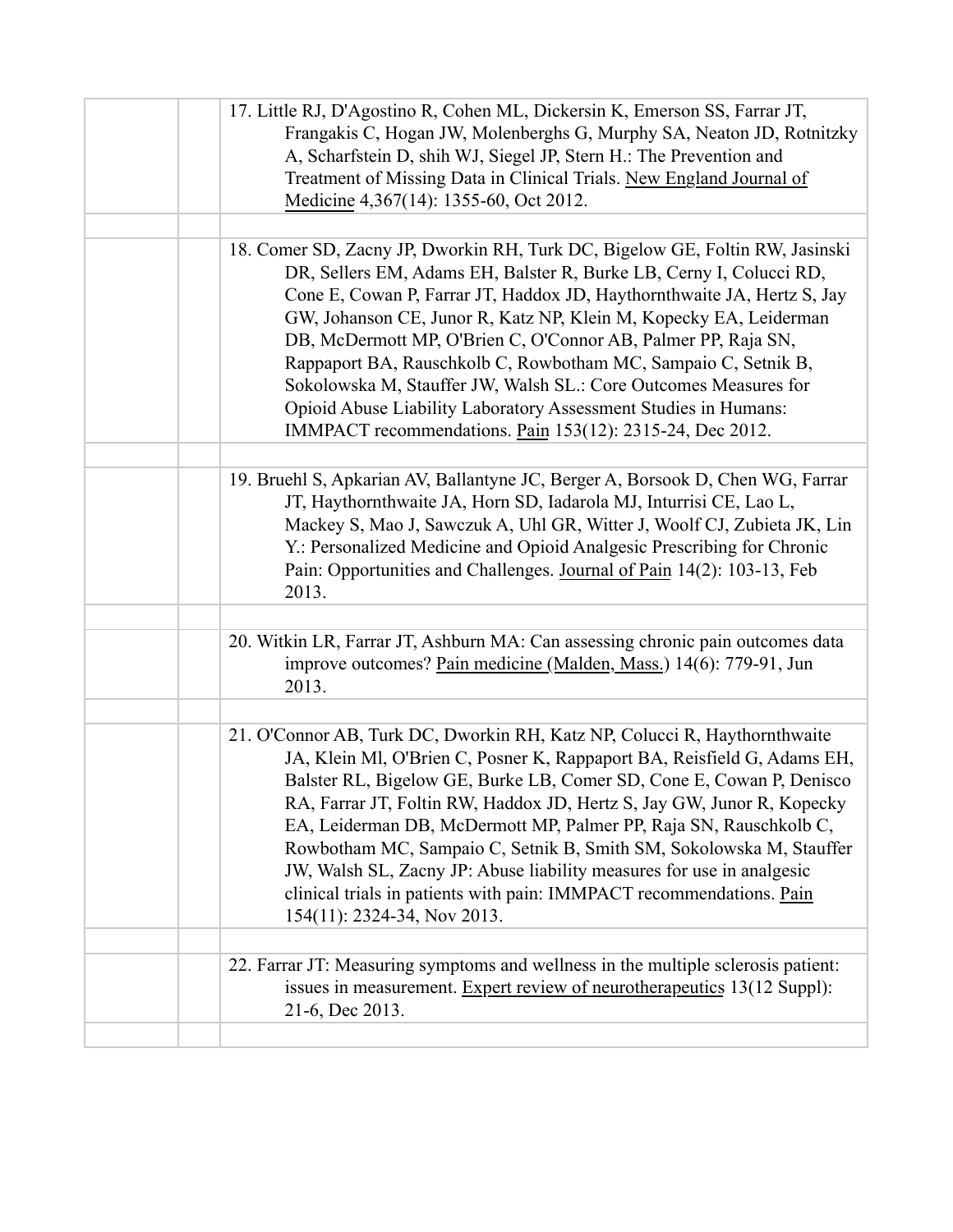17. Little RJ, D'Agostino R, Cohen ML, Dickersin K, Emerson SS, Farrar JT, Frangakis C, Hogan JW, Molenberghs G, Murphy SA, Neaton JD, Rotnitzky A, Scharfstein D, shih WJ, Siegel JP, Stern H.: The Prevention and Treatment of Missing Data in Clinical Trials. New England Journal of Medicine 4,367(14): 1355-60, Oct 2012.

18. Comer SD, Zacny JP, Dworkin RH, Turk DC, Bigelow GE, Foltin RW, Jasinski DR, Sellers EM, Adams EH, Balster R, Burke LB, Cerny I, Colucci RD, Cone E, Cowan P, Farrar JT, Haddox JD, Haythornthwaite JA, Hertz S, Jay GW, Johanson CE, Junor R, Katz NP, Klein M, Kopecky EA, Leiderman DB, McDermott MP, O'Brien C, O'Connor AB, Palmer PP, Raja SN, Rappaport BA, Rauschkolb C, Rowbotham MC, Sampaio C, Setnik B, Sokolowska M, Stauffer JW, Walsh SL.: Core Outcomes Measures for Opioid Abuse Liability Laboratory Assessment Studies in Humans: IMMPACT recommendations. Pain 153(12): 2315-24, Dec 2012.

19. Bruehl S, Apkarian AV, Ballantyne JC, Berger A, Borsook D, Chen WG, Farrar JT, Haythornthwaite JA, Horn SD, Iadarola MJ, Inturrisi CE, Lao L, Mackey S, Mao J, Sawczuk A, Uhl GR, Witter J, Woolf CJ, Zubieta JK, Lin Y.: Personalized Medicine and Opioid Analgesic Prescribing for Chronic Pain: Opportunities and Challenges. Journal of Pain 14(2): 103-13, Feb 2013.

20. Witkin LR, Farrar JT, Ashburn MA: Can assessing chronic pain outcomes data improve outcomes? Pain medicine (Malden, Mass.) 14(6): 779-91, Jun 2013.

21. O'Connor AB, Turk DC, Dworkin RH, Katz NP, Colucci R, Haythornthwaite JA, Klein Ml, O'Brien C, Posner K, Rappaport BA, Reisfield G, Adams EH, Balster RL, Bigelow GE, Burke LB, Comer SD, Cone E, Cowan P, Denisco RA, Farrar JT, Foltin RW, Haddox JD, Hertz S, Jay GW, Junor R, Kopecky EA, Leiderman DB, McDermott MP, Palmer PP, Raja SN, Rauschkolb C, Rowbotham MC, Sampaio C, Setnik B, Smith SM, Sokolowska M, Stauffer JW, Walsh SL, Zacny JP: Abuse liability measures for use in analgesic clinical trials in patients with pain: IMMPACT recommendations. Pain 154(11): 2324-34, Nov 2013.

22. Farrar JT: Measuring symptoms and wellness in the multiple sclerosis patient: issues in measurement. Expert review of neurotherapeutics 13(12 Suppl): 21-6, Dec 2013.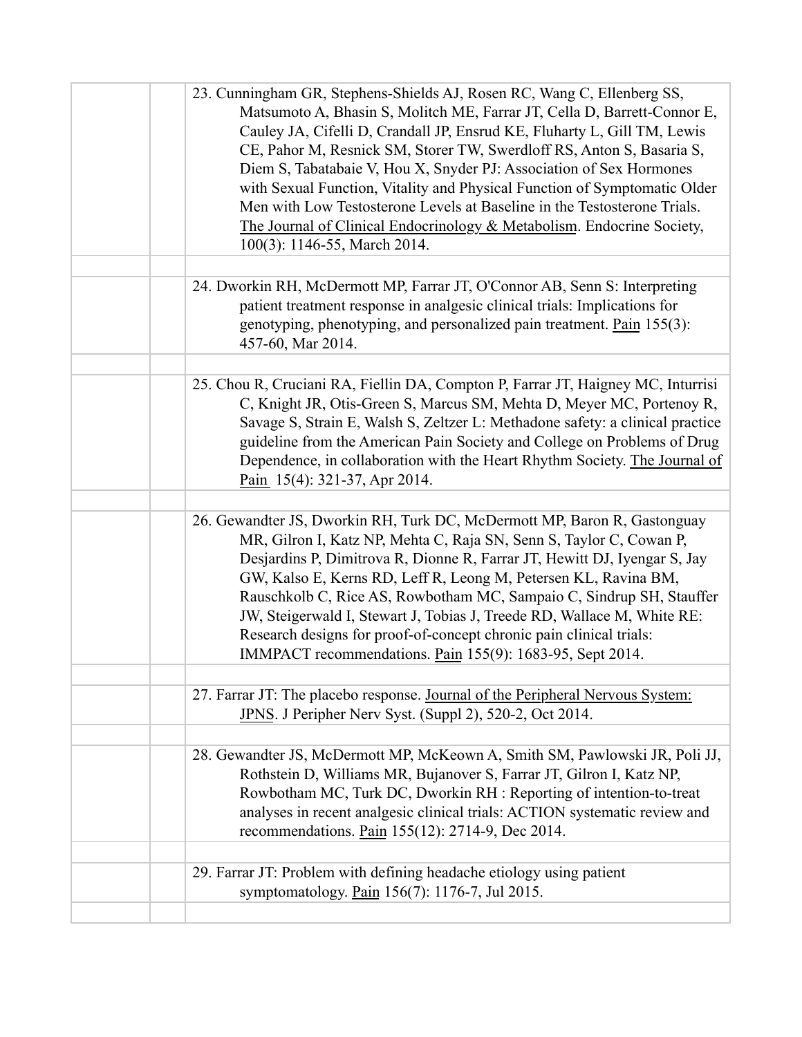23. Cunningham GR, Stephens-Shields AJ, Rosen RC, Wang C, Ellenberg SS, Matsumoto A, Bhasin S, Molitch ME, Farrar JT, Cella D, Barrett-Connor E, Cauley JA, Cifelli D, Crandall JP, Ensrud KE, Fluharty L, Gill TM, Lewis CE, Pahor M, Resnick SM, Storer TW, Swerdloff RS, Anton S, Basaria S, Diem S, Tabatabaie V, Hou X, Snyder PJ: Association of Sex Hormones with Sexual Function, Vitality and Physical Function of Symptomatic Older Men with Low Testosterone Levels at Baseline in the Testosterone Trials. The Journal of Clinical Endocrinology & Metabolism. Endocrine Society, 100(3): 1146-55, March 2014.

24. Dworkin RH, McDermott MP, Farrar JT, O'Connor AB, Senn S: Interpreting patient treatment response in analgesic clinical trials: Implications for genotyping, phenotyping, and personalized pain treatment. Pain 155(3): 457-60, Mar 2014.

25. Chou R, Cruciani RA, Fiellin DA, Compton P, Farrar JT, Haigney MC, Inturrisi C, Knight JR, Otis-Green S, Marcus SM, Mehta D, Meyer MC, Portenoy R, Savage S, Strain E, Walsh S, Zeltzer L: Methadone safety: a clinical practice guideline from the American Pain Society and College on Problems of Drug Dependence, in collaboration with the Heart Rhythm Society. The Journal of Pain 15(4): 321-37, Apr 2014.

26. Gewandter JS, Dworkin RH, Turk DC, McDermott MP, Baron R, Gastonguay MR, Gilron I, Katz NP, Mehta C, Raja SN, Senn S, Taylor C, Cowan P, Desjardins P, Dimitrova R, Dionne R, Farrar JT, Hewitt DJ, Iyengar S, Jay GW, Kalso E, Kerns RD, Leff R, Leong M, Petersen KL, Ravina BM, Rauschkolb C, Rice AS, Rowbotham MC, Sampaio C, Sindrup SH, Stauffer JW, Steigerwald I, Stewart J, Tobias J, Treede RD, Wallace M, White RE: Research designs for proof-of-concept chronic pain clinical trials: IMMPACT recommendations. Pain 155(9): 1683-95, Sept 2014.

27. Farrar JT: The placebo response. Journal of the Peripheral Nervous System: JPNS. J Peripher Nerv Syst. (Suppl 2), 520-2, Oct 2014.

28. Gewandter JS, McDermott MP, McKeown A, Smith SM, Pawlowski JR, Poli JJ, Rothstein D, Williams MR, Bujanover S, Farrar JT, Gilron I, Katz NP, Rowbotham MC, Turk DC, Dworkin RH : Reporting of intention-to-treat analyses in recent analgesic clinical trials: ACTION systematic review and recommendations. Pain 155(12): 2714-9, Dec 2014.

29. Farrar JT: Problem with defining headache etiology using patient symptomatology. Pain 156(7): 1176-7, Jul 2015.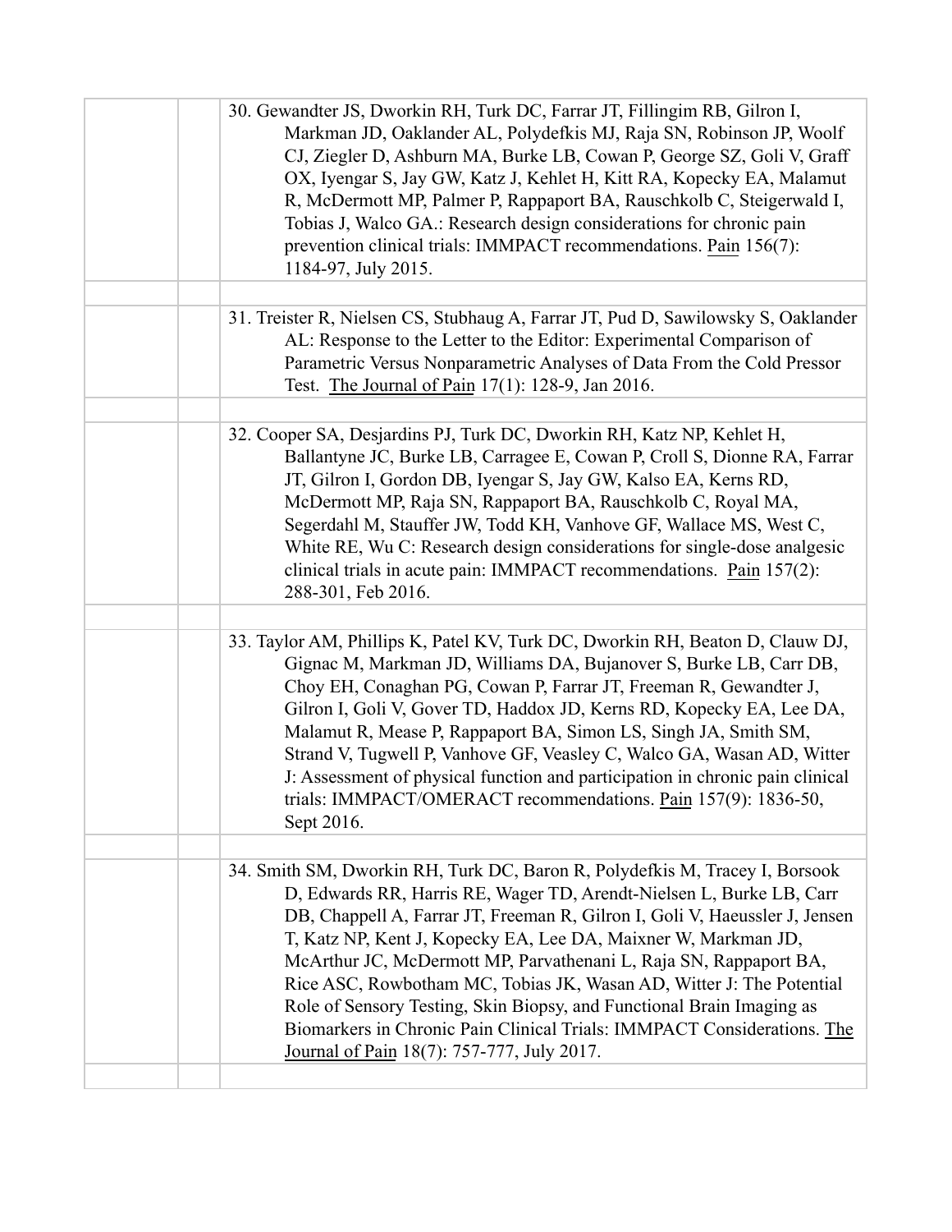| | | |
|---|---|---|
| | | 30. Gewandter JS, Dworkin RH, Turk DC, Farrar JT, Fillingim RB, Gilron I, Markman JD, Oaklander AL, Polydefkis MJ, Raja SN, Robinson JP, Woolf CJ, Ziegler D, Ashburn MA, Burke LB, Cowan P, George SZ, Goli V, Graff OX, Iyengar S, Jay GW, Katz J, Kehlet H, Kitt RA, Kopecky EA, Malamut R, McDermott MP, Palmer P, Rappaport BA, Rauschkolb C, Steigerwald I, Tobias J, Walco GA.: Research design considerations for chronic pain prevention clinical trials: IMMPACT recommendations. Pain 156(7): 1184-97, July 2015. |
| | | |
| | | 31. Treister R, Nielsen CS, Stubhaug A, Farrar JT, Pud D, Sawilowsky S, Oaklander AL: Response to the Letter to the Editor: Experimental Comparison of Parametric Versus Nonparametric Analyses of Data From the Cold Pressor Test. The Journal of Pain 17(1): 128-9, Jan 2016. |
| | | |
| | | 32. Cooper SA, Desjardins PJ, Turk DC, Dworkin RH, Katz NP, Kehlet H, Ballantyne JC, Burke LB, Carragee E, Cowan P, Croll S, Dionne RA, Farrar JT, Gilron I, Gordon DB, Iyengar S, Jay GW, Kalso EA, Kerns RD, McDermott MP, Raja SN, Rappaport BA, Rauschkolb C, Royal MA, Segerdahl M, Stauffer JW, Todd KH, Vanhove GF, Wallace MS, West C, White RE, Wu C: Research design considerations for single-dose analgesic clinical trials in acute pain: IMMPACT recommendations. Pain 157(2): 288-301, Feb 2016. |
| | | |
| | | 33. Taylor AM, Phillips K, Patel KV, Turk DC, Dworkin RH, Beaton D, Clauw DJ, Gignac M, Markman JD, Williams DA, Bujanover S, Burke LB, Carr DB, Choy EH, Conaghan PG, Cowan P, Farrar JT, Freeman R, Gewandter J, Gilron I, Goli V, Gover TD, Haddox JD, Kerns RD, Kopecky EA, Lee DA, Malamut R, Mease P, Rappaport BA, Simon LS, Singh JA, Smith SM, Strand V, Tugwell P, Vanhove GF, Veasley C, Walco GA, Wasan AD, Witter J: Assessment of physical function and participation in chronic pain clinical trials: IMMPACT/OMERACT recommendations. Pain 157(9): 1836-50, Sept 2016. |
| | | |
| | | 34. Smith SM, Dworkin RH, Turk DC, Baron R, Polydefkis M, Tracey I, Borsook D, Edwards RR, Harris RE, Wager TD, Arendt-Nielsen L, Burke LB, Carr DB, Chappell A, Farrar JT, Freeman R, Gilron I, Goli V, Haeussler J, Jensen T, Katz NP, Kent J, Kopecky EA, Lee DA, Maixner W, Markman JD, McArthur JC, McDermott MP, Parvathenani L, Raja SN, Rappaport BA, Rice ASC, Rowbotham MC, Tobias JK, Wasan AD, Witter J: The Potential Role of Sensory Testing, Skin Biopsy, and Functional Brain Imaging as Biomarkers in Chronic Pain Clinical Trials: IMMPACT Considerations. The Journal of Pain 18(7): 757-777, July 2017. |
| | | |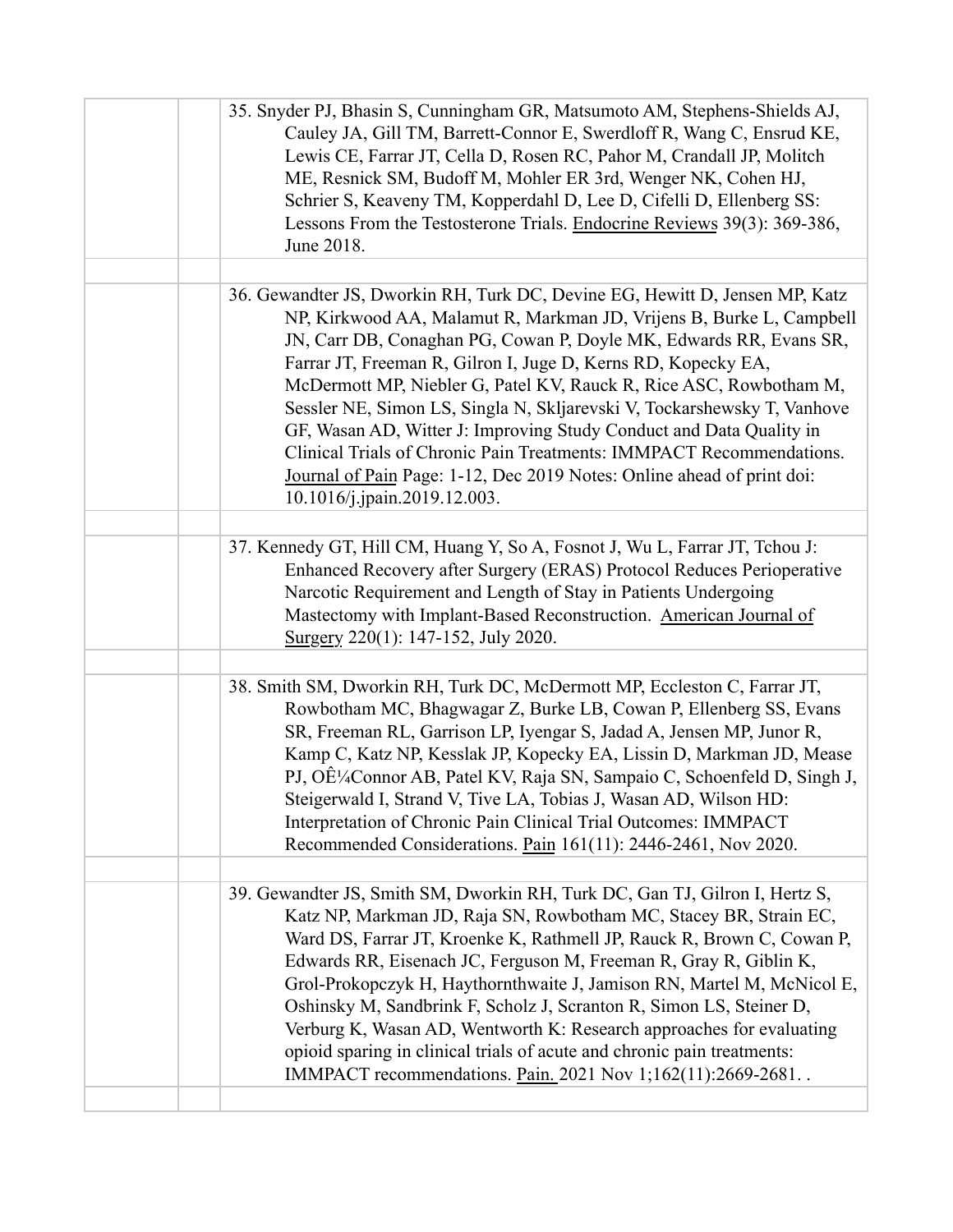35. Snyder PJ, Bhasin S, Cunningham GR, Matsumoto AM, Stephens-Shields AJ, Cauley JA, Gill TM, Barrett-Connor E, Swerdloff R, Wang C, Ensrud KE, Lewis CE, Farrar JT, Cella D, Rosen RC, Pahor M, Crandall JP, Molitch ME, Resnick SM, Budoff M, Mohler ER 3rd, Wenger NK, Cohen HJ, Schrier S, Keaveny TM, Kopperdahl D, Lee D, Cifelli D, Ellenberg SS: Lessons From the Testosterone Trials. Endocrine Reviews 39(3): 369-386, June 2018.

36. Gewandter JS, Dworkin RH, Turk DC, Devine EG, Hewitt D, Jensen MP, Katz NP, Kirkwood AA, Malamut R, Markman JD, Vrijens B, Burke L, Campbell JN, Carr DB, Conaghan PG, Cowan P, Doyle MK, Edwards RR, Evans SR, Farrar JT, Freeman R, Gilron I, Juge D, Kerns RD, Kopecky EA, McDermott MP, Niebler G, Patel KV, Rauck R, Rice ASC, Rowbotham M, Sessler NE, Simon LS, Singla N, Skljarevski V, Tockarshewsky T, Vanhove GF, Wasan AD, Witter J: Improving Study Conduct and Data Quality in Clinical Trials of Chronic Pain Treatments: IMMPACT Recommendations. Journal of Pain Page: 1-12, Dec 2019 Notes: Online ahead of print doi: 10.1016/j.jpain.2019.12.003.

37. Kennedy GT, Hill CM, Huang Y, So A, Fosnot J, Wu L, Farrar JT, Tchou J: Enhanced Recovery after Surgery (ERAS) Protocol Reduces Perioperative Narcotic Requirement and Length of Stay in Patients Undergoing Mastectomy with Implant-Based Reconstruction. American Journal of Surgery 220(1): 147-152, July 2020.

38. Smith SM, Dworkin RH, Turk DC, McDermott MP, Eccleston C, Farrar JT, Rowbotham MC, Bhagwagar Z, Burke LB, Cowan P, Ellenberg SS, Evans SR, Freeman RL, Garrison LP, Iyengar S, Jadad A, Jensen MP, Junor R, Kamp C, Katz NP, Kesslak JP, Kopecky EA, Lissin D, Markman JD, Mease PJ, OÊ¼Connor AB, Patel KV, Raja SN, Sampaio C, Schoenfeld D, Singh J, Steigerwald I, Strand V, Tive LA, Tobias J, Wasan AD, Wilson HD: Interpretation of Chronic Pain Clinical Trial Outcomes: IMMPACT Recommended Considerations. Pain 161(11): 2446-2461, Nov 2020.

39. Gewandter JS, Smith SM, Dworkin RH, Turk DC, Gan TJ, Gilron I, Hertz S, Katz NP, Markman JD, Raja SN, Rowbotham MC, Stacey BR, Strain EC, Ward DS, Farrar JT, Kroenke K, Rathmell JP, Rauck R, Brown C, Cowan P, Edwards RR, Eisenach JC, Ferguson M, Freeman R, Gray R, Giblin K, Grol-Prokopczyk H, Haythornthwaite J, Jamison RN, Martel M, McNicol E, Oshinsky M, Sandbrink F, Scholz J, Scranton R, Simon LS, Steiner D, Verburg K, Wasan AD, Wentworth K: Research approaches for evaluating opioid sparing in clinical trials of acute and chronic pain treatments: IMMPACT recommendations. Pain. 2021 Nov 1;162(11):2669-2681. .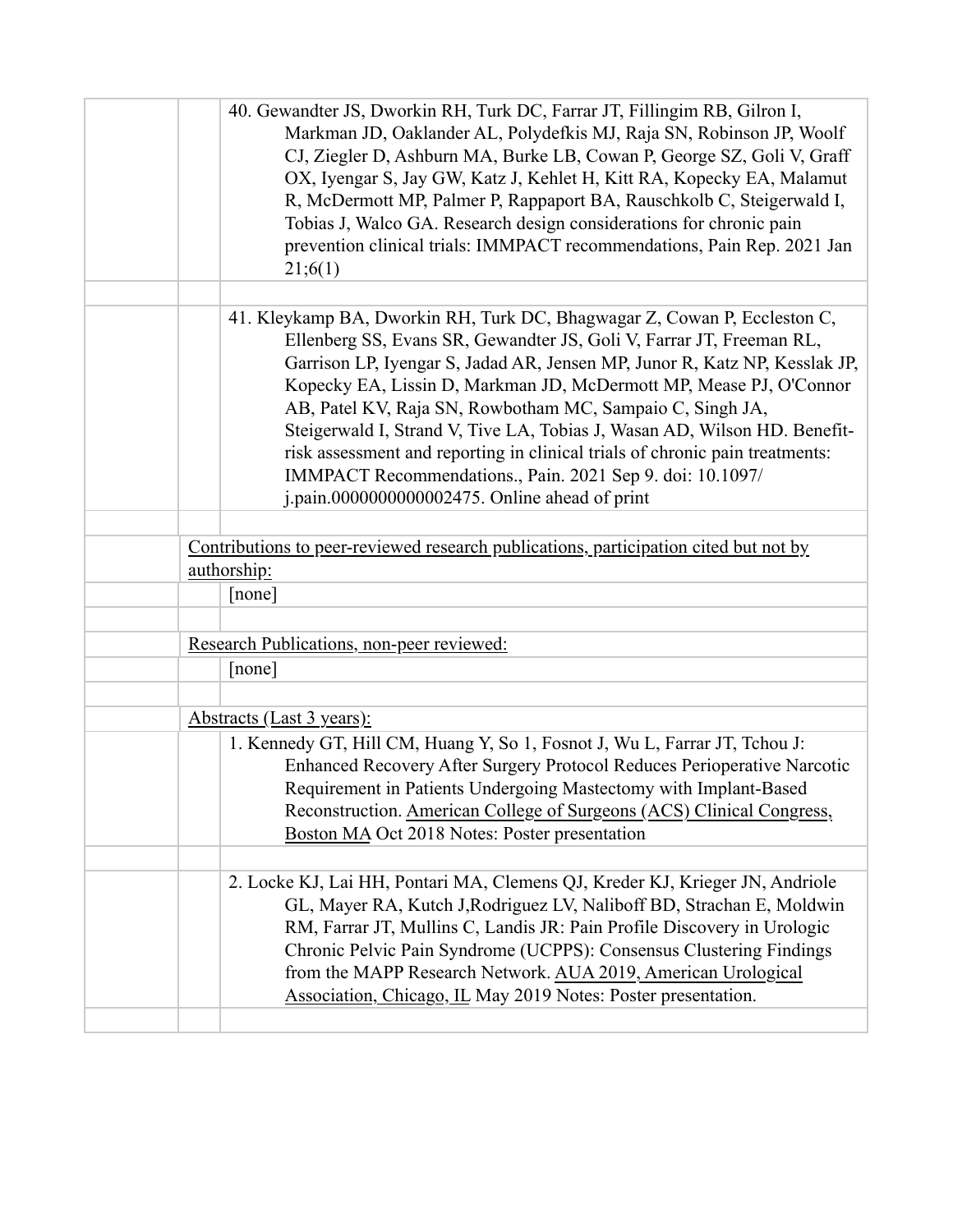40. Gewandter JS, Dworkin RH, Turk DC, Farrar JT, Fillingim RB, Gilron I, Markman JD, Oaklander AL, Polydefkis MJ, Raja SN, Robinson JP, Woolf CJ, Ziegler D, Ashburn MA, Burke LB, Cowan P, George SZ, Goli V, Graff OX, Iyengar S, Jay GW, Katz J, Kehlet H, Kitt RA, Kopecky EA, Malamut R, McDermott MP, Palmer P, Rappaport BA, Rauschkolb C, Steigerwald I, Tobias J, Walco GA. Research design considerations for chronic pain prevention clinical trials: IMMPACT recommendations, Pain Rep. 2021 Jan 21;6(1)

41. Kleykamp BA, Dworkin RH, Turk DC, Bhagwagar Z, Cowan P, Eccleston C, Ellenberg SS, Evans SR, Gewandter JS, Goli V, Farrar JT, Freeman RL, Garrison LP, Iyengar S, Jadad AR, Jensen MP, Junor R, Katz NP, Kesslak JP, Kopecky EA, Lissin D, Markman JD, McDermott MP, Mease PJ, O'Connor AB, Patel KV, Raja SN, Rowbotham MC, Sampaio C, Singh JA, Steigerwald I, Strand V, Tive LA, Tobias J, Wasan AD, Wilson HD. Benefit-risk assessment and reporting in clinical trials of chronic pain treatments: IMMPACT Recommendations., Pain. 2021 Sep 9. doi: 10.1097/j.pain.0000000000002475. Online ahead of print

<u>Contributions to peer-reviewed research publications, participation cited but not by authorship:</u>

[none]

<u>Research Publications, non-peer reviewed:</u>

[none]

<u>Abstracts (Last 3 years):</u>

1. Kennedy GT, Hill CM, Huang Y, So 1, Fosnot J, Wu L, Farrar JT, Tchou J: Enhanced Recovery After Surgery Protocol Reduces Perioperative Narcotic Requirement in Patients Undergoing Mastectomy with Implant-Based Reconstruction. <u>American College of Surgeons (ACS) Clinical Congress, Boston MA</u> Oct 2018 Notes: Poster presentation

2. Locke KJ, Lai HH, Pontari MA, Clemens QJ, Kreder KJ, Krieger JN, Andriole GL, Mayer RA, Kutch J,Rodriguez LV, Naliboff BD, Strachan E, Moldwin RM, Farrar JT, Mullins C, Landis JR: Pain Profile Discovery in Urologic Chronic Pelvic Pain Syndrome (UCPPS): Consensus Clustering Findings from the MAPP Research Network. <u>AUA 2019, American Urological Association, Chicago, IL</u> May 2019 Notes: Poster presentation.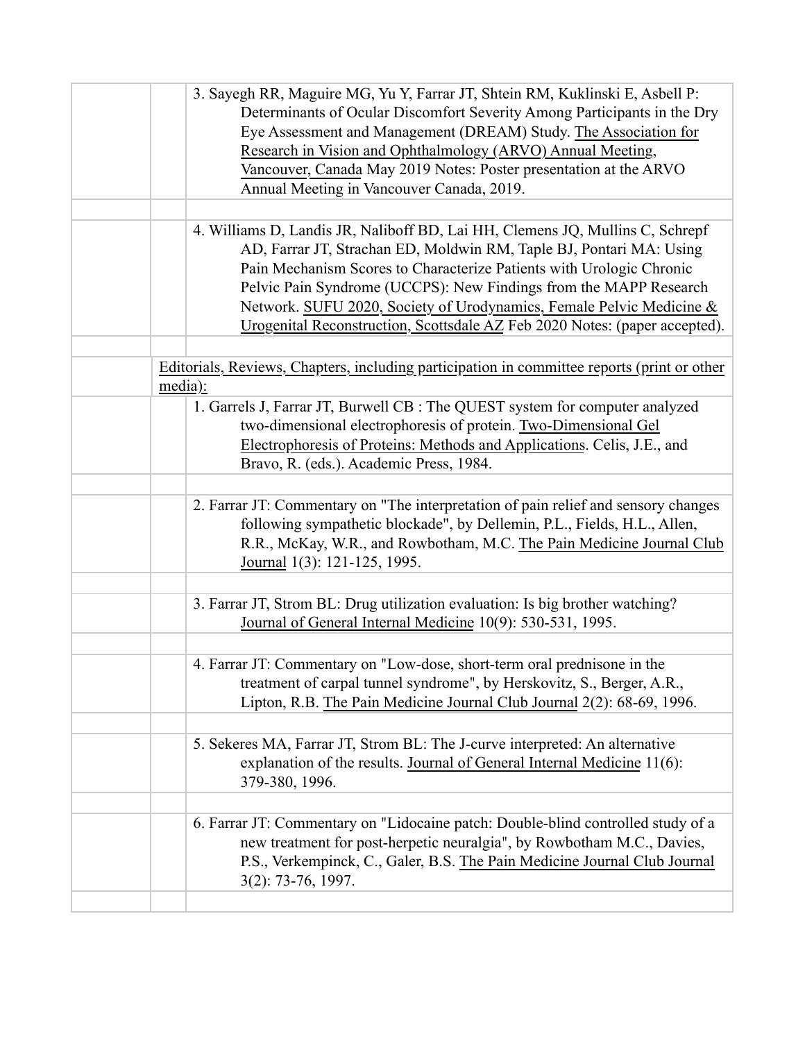3. Sayegh RR, Maguire MG, Yu Y, Farrar JT, Shtein RM, Kuklinski E, Asbell P: Determinants of Ocular Discomfort Severity Among Participants in the Dry Eye Assessment and Management (DREAM) Study. The Association for Research in Vision and Ophthalmology (ARVO) Annual Meeting, Vancouver, Canada May 2019 Notes: Poster presentation at the ARVO Annual Meeting in Vancouver Canada, 2019.

4. Williams D, Landis JR, Naliboff BD, Lai HH, Clemens JQ, Mullins C, Schrepf AD, Farrar JT, Strachan ED, Moldwin RM, Taple BJ, Pontari MA: Using Pain Mechanism Scores to Characterize Patients with Urologic Chronic Pelvic Pain Syndrome (UCCPS): New Findings from the MAPP Research Network. SUFU 2020, Society of Urodynamics, Female Pelvic Medicine & Urogenital Reconstruction, Scottsdale AZ Feb 2020 Notes: (paper accepted).

Editorials, Reviews, Chapters, including participation in committee reports (print or other media):

1. Garrels J, Farrar JT, Burwell CB : The QUEST system for computer analyzed two-dimensional electrophoresis of protein. Two-Dimensional Gel Electrophoresis of Proteins: Methods and Applications. Celis, J.E., and Bravo, R. (eds.). Academic Press, 1984.

2. Farrar JT: Commentary on "The interpretation of pain relief and sensory changes following sympathetic blockade", by Dellemin, P.L., Fields, H.L., Allen, R.R., McKay, W.R., and Rowbotham, M.C. The Pain Medicine Journal Club Journal 1(3): 121-125, 1995.

3. Farrar JT, Strom BL: Drug utilization evaluation: Is big brother watching? Journal of General Internal Medicine 10(9): 530-531, 1995.

4. Farrar JT: Commentary on "Low-dose, short-term oral prednisone in the treatment of carpal tunnel syndrome", by Herskovitz, S., Berger, A.R., Lipton, R.B. The Pain Medicine Journal Club Journal 2(2): 68-69, 1996.

5. Sekeres MA, Farrar JT, Strom BL: The J-curve interpreted: An alternative explanation of the results. Journal of General Internal Medicine 11(6): 379-380, 1996.

6. Farrar JT: Commentary on "Lidocaine patch: Double-blind controlled study of a new treatment for post-herpetic neuralgia", by Rowbotham M.C., Davies, P.S., Verkempinck, C., Galer, B.S. The Pain Medicine Journal Club Journal 3(2): 73-76, 1997.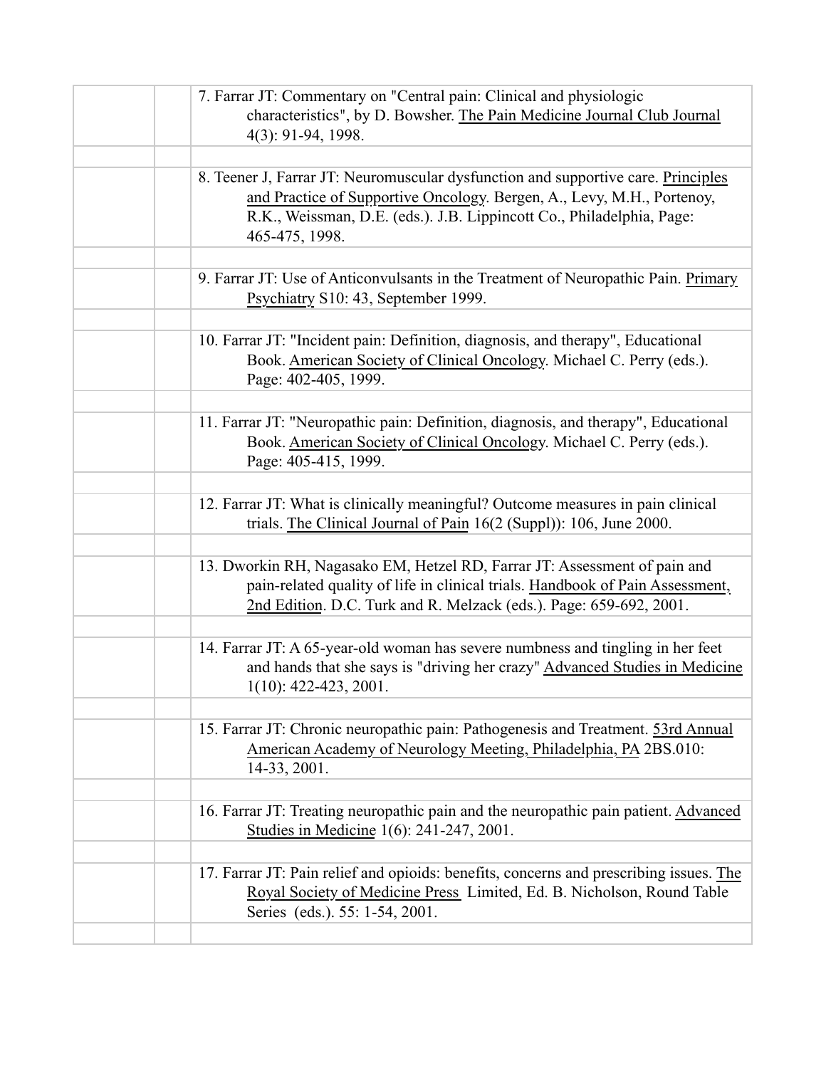7. Farrar JT: Commentary on "Central pain: Clinical and physiologic characteristics", by D. Bowsher. The Pain Medicine Journal Club Journal 4(3): 91-94, 1998.

8. Teener J, Farrar JT: Neuromuscular dysfunction and supportive care. Principles and Practice of Supportive Oncology. Bergen, A., Levy, M.H., Portenoy, R.K., Weissman, D.E. (eds.). J.B. Lippincott Co., Philadelphia, Page: 465-475, 1998.

9. Farrar JT: Use of Anticonvulsants in the Treatment of Neuropathic Pain. Primary Psychiatry S10: 43, September 1999.

10. Farrar JT: "Incident pain: Definition, diagnosis, and therapy", Educational Book. American Society of Clinical Oncology. Michael C. Perry (eds.). Page: 402-405, 1999.

11. Farrar JT: "Neuropathic pain: Definition, diagnosis, and therapy", Educational Book. American Society of Clinical Oncology. Michael C. Perry (eds.). Page: 405-415, 1999.

12. Farrar JT: What is clinically meaningful? Outcome measures in pain clinical trials. The Clinical Journal of Pain 16(2 (Suppl)): 106, June 2000.

13. Dworkin RH, Nagasako EM, Hetzel RD, Farrar JT: Assessment of pain and pain-related quality of life in clinical trials. Handbook of Pain Assessment, 2nd Edition. D.C. Turk and R. Melzack (eds.). Page: 659-692, 2001.

14. Farrar JT: A 65-year-old woman has severe numbness and tingling in her feet and hands that she says is "driving her crazy" Advanced Studies in Medicine 1(10): 422-423, 2001.

15. Farrar JT: Chronic neuropathic pain: Pathogenesis and Treatment. 53rd Annual American Academy of Neurology Meeting, Philadelphia, PA 2BS.010: 14-33, 2001.

16. Farrar JT: Treating neuropathic pain and the neuropathic pain patient. Advanced Studies in Medicine 1(6): 241-247, 2001.

17. Farrar JT: Pain relief and opioids: benefits, concerns and prescribing issues. The Royal Society of Medicine Press Limited, Ed. B. Nicholson, Round Table Series (eds.). 55: 1-54, 2001.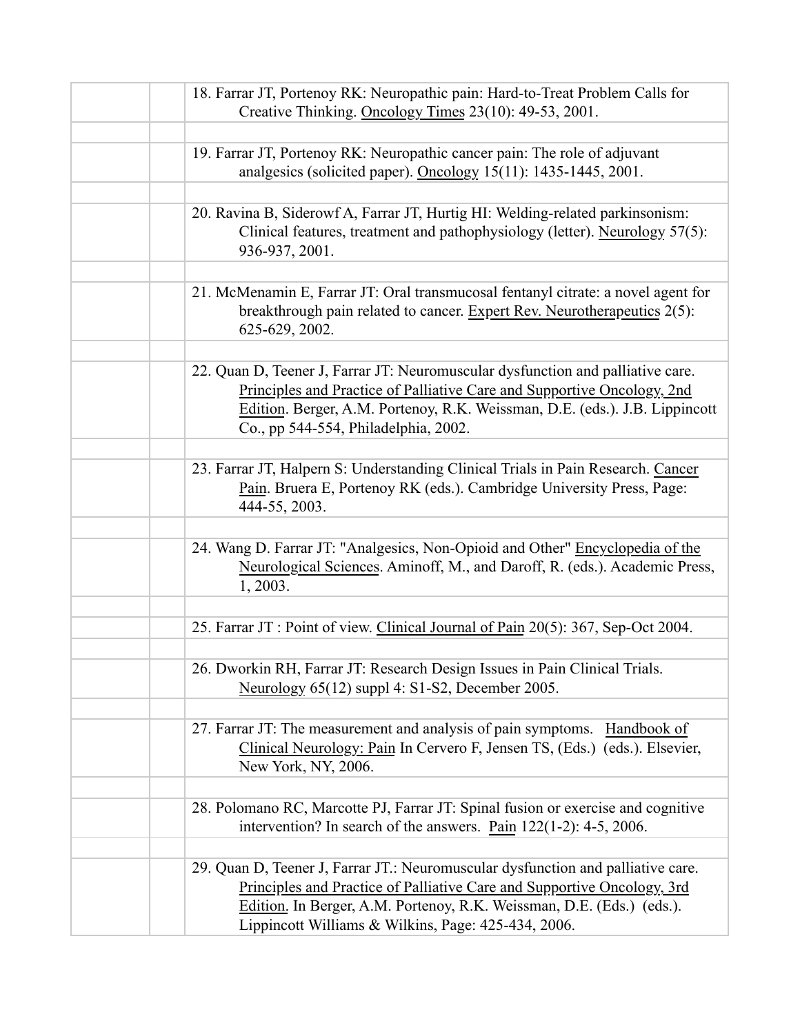18. Farrar JT, Portenoy RK: Neuropathic pain: Hard-to-Treat Problem Calls for Creative Thinking. Oncology Times 23(10): 49-53, 2001.

19. Farrar JT, Portenoy RK: Neuropathic cancer pain: The role of adjuvant analgesics (solicited paper). Oncology 15(11): 1435-1445, 2001.

20. Ravina B, Siderowf A, Farrar JT, Hurtig HI: Welding-related parkinsonism: Clinical features, treatment and pathophysiology (letter). Neurology 57(5): 936-937, 2001.

21. McMenamin E, Farrar JT: Oral transmucosal fentanyl citrate: a novel agent for breakthrough pain related to cancer. Expert Rev. Neurotherapeutics 2(5): 625-629, 2002.

22. Quan D, Teener J, Farrar JT: Neuromuscular dysfunction and palliative care. Principles and Practice of Palliative Care and Supportive Oncology, 2nd Edition. Berger, A.M. Portenoy, R.K. Weissman, D.E. (eds.). J.B. Lippincott Co., pp 544-554, Philadelphia, 2002.

23. Farrar JT, Halpern S: Understanding Clinical Trials in Pain Research. Cancer Pain. Bruera E, Portenoy RK (eds.). Cambridge University Press, Page: 444-55, 2003.

24. Wang D. Farrar JT: "Analgesics, Non-Opioid and Other" Encyclopedia of the Neurological Sciences. Aminoff, M., and Daroff, R. (eds.). Academic Press, 1, 2003.

25. Farrar JT : Point of view. Clinical Journal of Pain 20(5): 367, Sep-Oct 2004.

26. Dworkin RH, Farrar JT: Research Design Issues in Pain Clinical Trials. Neurology 65(12) suppl 4: S1-S2, December 2005.

27. Farrar JT: The measurement and analysis of pain symptoms. Handbook of Clinical Neurology: Pain In Cervero F, Jensen TS, (Eds.) (eds.). Elsevier, New York, NY, 2006.

28. Polomano RC, Marcotte PJ, Farrar JT: Spinal fusion or exercise and cognitive intervention? In search of the answers. Pain 122(1-2): 4-5, 2006.

29. Quan D, Teener J, Farrar JT.: Neuromuscular dysfunction and palliative care. Principles and Practice of Palliative Care and Supportive Oncology, 3rd Edition. In Berger, A.M. Portenoy, R.K. Weissman, D.E. (Eds.) (eds.). Lippincott Williams & Wilkins, Page: 425-434, 2006.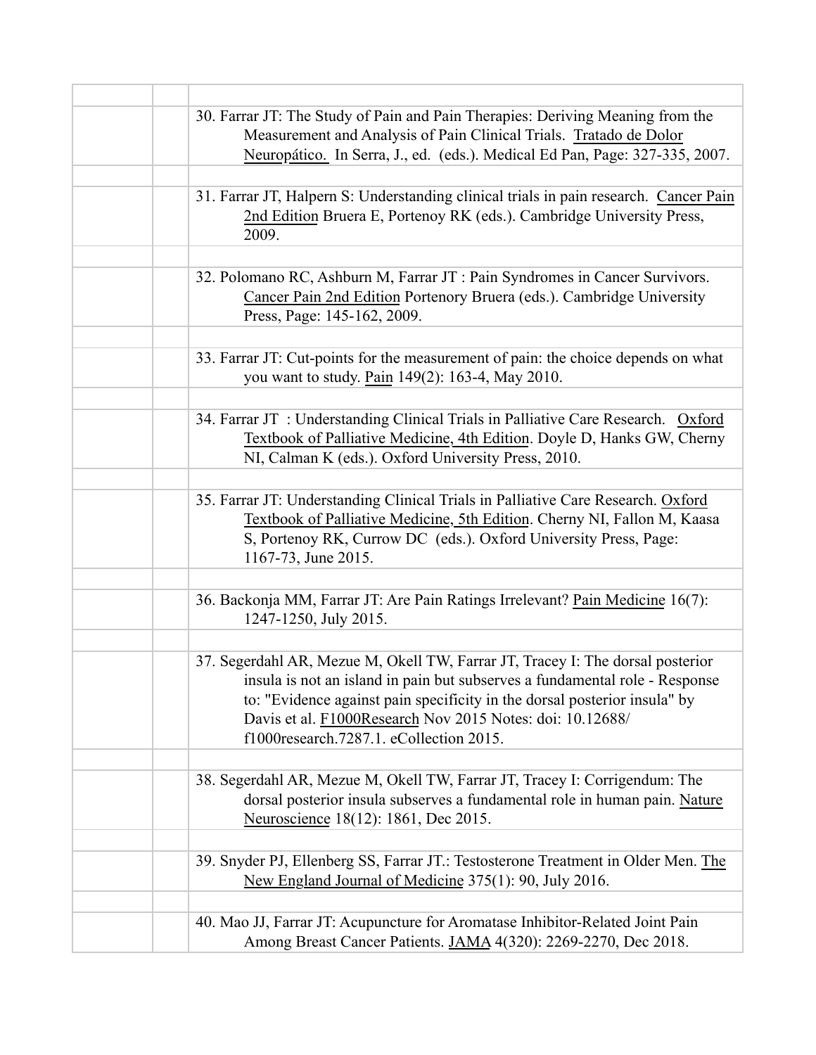| | | |
|---|---|---|
| | | 30. Farrar JT: The Study of Pain and Pain Therapies: Deriving Meaning from the Measurement and Analysis of Pain Clinical Trials. Tratado de Dolor Neuropático. In Serra, J., ed. (eds.). Medical Ed Pan, Page: 327-335, 2007. |
| | | |
| | | 31. Farrar JT, Halpern S: Understanding clinical trials in pain research. Cancer Pain 2nd Edition Bruera E, Portenoy RK (eds.). Cambridge University Press, 2009. |
| | | |
| | | 32. Polomano RC, Ashburn M, Farrar JT : Pain Syndromes in Cancer Survivors. Cancer Pain 2nd Edition Portenory Bruera (eds.). Cambridge University Press, Page: 145-162, 2009. |
| | | |
| | | 33. Farrar JT: Cut-points for the measurement of pain: the choice depends on what you want to study. Pain 149(2): 163-4, May 2010. |
| | | |
| | | 34. Farrar JT : Understanding Clinical Trials in Palliative Care Research. Oxford Textbook of Palliative Medicine, 4th Edition. Doyle D, Hanks GW, Cherny NI, Calman K (eds.). Oxford University Press, 2010. |
| | | |
| | | 35. Farrar JT: Understanding Clinical Trials in Palliative Care Research. Oxford Textbook of Palliative Medicine, 5th Edition. Cherny NI, Fallon M, Kaasa S, Portenoy RK, Currow DC (eds.). Oxford University Press, Page: 1167-73, June 2015. |
| | | |
| | | 36. Backonja MM, Farrar JT: Are Pain Ratings Irrelevant? Pain Medicine 16(7): 1247-1250, July 2015. |
| | | |
| | | 37. Segerdahl AR, Mezue M, Okell TW, Farrar JT, Tracey I: The dorsal posterior insula is not an island in pain but subserves a fundamental role - Response to: "Evidence against pain specificity in the dorsal posterior insula" by Davis et al. F1000Research Nov 2015 Notes: doi: 10.12688/f1000research.7287.1. eCollection 2015. |
| | | |
| | | 38. Segerdahl AR, Mezue M, Okell TW, Farrar JT, Tracey I: Corrigendum: The dorsal posterior insula subserves a fundamental role in human pain. Nature Neuroscience 18(12): 1861, Dec 2015. |
| | | |
| | | 39. Snyder PJ, Ellenberg SS, Farrar JT.: Testosterone Treatment in Older Men. The New England Journal of Medicine 375(1): 90, July 2016. |
| | | |
| | | 40. Mao JJ, Farrar JT: Acupuncture for Aromatase Inhibitor-Related Joint Pain Among Breast Cancer Patients. JAMA 4(320): 2269-2270, Dec 2018. |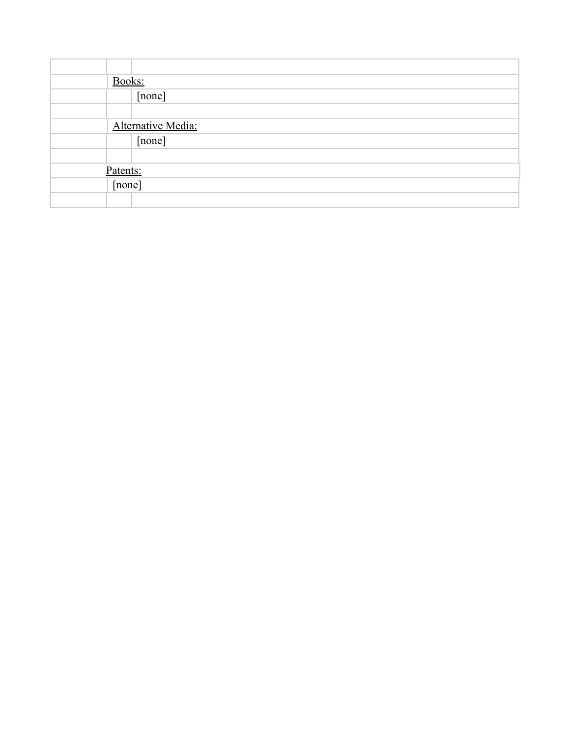| | | |
|---|---|---|
| | | |
| | Books: | |
| | | [none] |
| | | |
| | Alternative Media: | |
| | | [none] |
| | | |
| Patents: | | |
| | [none] | |
| | | |